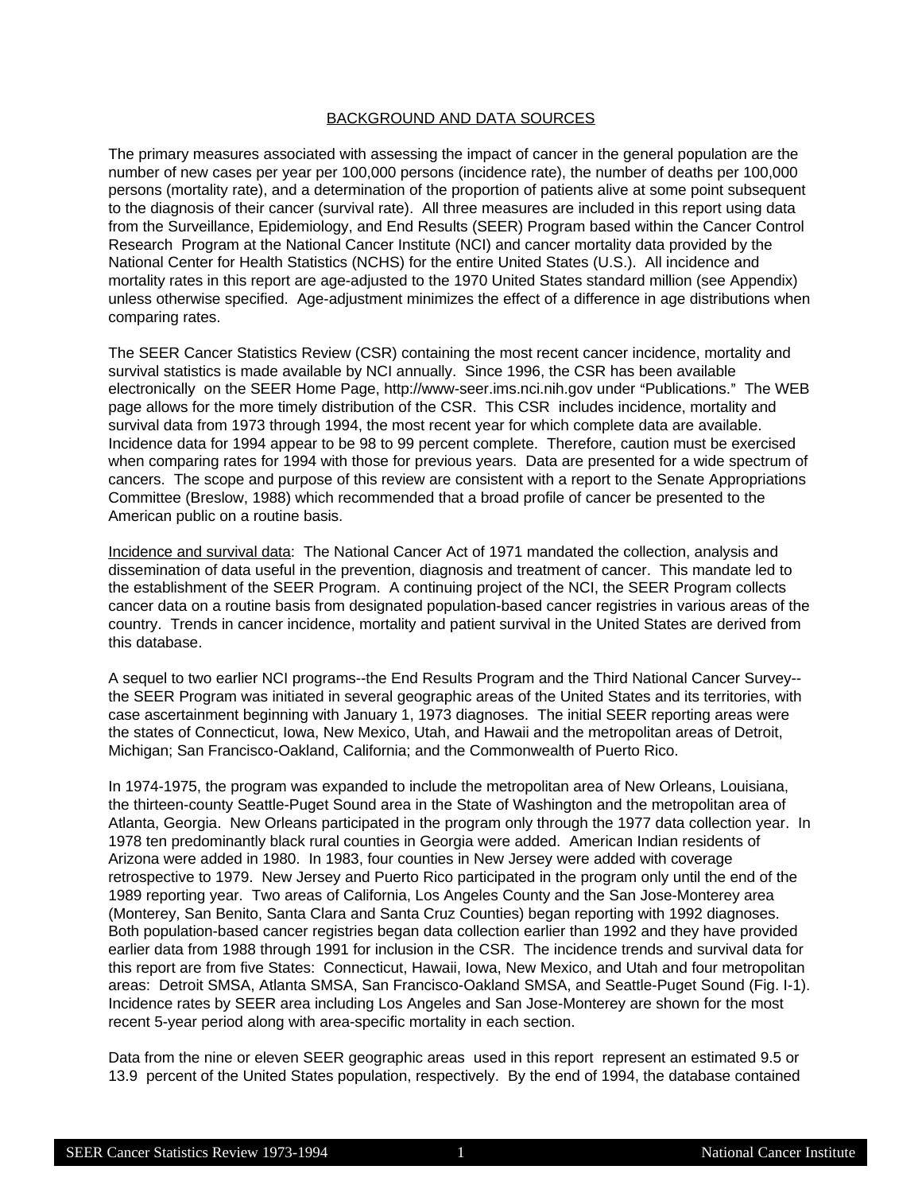## BACKGROUND AND DATA SOURCES

The primary measures associated with assessing the impact of cancer in the general population are the number of new cases per year per 100,000 persons (incidence rate), the number of deaths per 100,000 persons (mortality rate), and a determination of the proportion of patients alive at some point subsequent to the diagnosis of their cancer (survival rate). All three measures are included in this report using data from the Surveillance, Epidemiology, and End Results (SEER) Program based within the Cancer Control Research Program at the National Cancer Institute (NCI) and cancer mortality data provided by the National Center for Health Statistics (NCHS) for the entire United States (U.S.). All incidence and mortality rates in this report are age-adjusted to the 1970 United States standard million (see Appendix) unless otherwise specified. Age-adjustment minimizes the effect of a difference in age distributions when comparing rates.

The SEER Cancer Statistics Review (CSR) containing the most recent cancer incidence, mortality and survival statistics is made available by NCI annually. Since 1996, the CSR has been available electronically on the SEER Home Page, http://www-seer.ims.nci.nih.gov under "Publications." The WEB page allows for the more timely distribution of the CSR. This CSR includes incidence, mortality and survival data from 1973 through 1994, the most recent year for which complete data are available. Incidence data for 1994 appear to be 98 to 99 percent complete. Therefore, caution must be exercised when comparing rates for 1994 with those for previous years. Data are presented for a wide spectrum of cancers. The scope and purpose of this review are consistent with a report to the Senate Appropriations Committee (Breslow, 1988) which recommended that a broad profile of cancer be presented to the American public on a routine basis.

Incidence and survival data: The National Cancer Act of 1971 mandated the collection, analysis and dissemination of data useful in the prevention, diagnosis and treatment of cancer. This mandate led to the establishment of the SEER Program. A continuing project of the NCI, the SEER Program collects cancer data on a routine basis from designated population-based cancer registries in various areas of the country. Trends in cancer incidence, mortality and patient survival in the United States are derived from this database.

A sequel to two earlier NCI programs--the End Results Program and the Third National Cancer Survey--the SEER Program was initiated in several geographic areas of the United States and its territories, with case ascertainment beginning with January 1, 1973 diagnoses. The initial SEER reporting areas were the states of Connecticut, Iowa, New Mexico, Utah, and Hawaii and the metropolitan areas of Detroit, Michigan; San Francisco-Oakland, California; and the Commonwealth of Puerto Rico.

In 1974-1975, the program was expanded to include the metropolitan area of New Orleans, Louisiana, the thirteen-county Seattle-Puget Sound area in the State of Washington and the metropolitan area of Atlanta, Georgia. New Orleans participated in the program only through the 1977 data collection year. In 1978 ten predominantly black rural counties in Georgia were added. American Indian residents of Arizona were added in 1980. In 1983, four counties in New Jersey were added with coverage retrospective to 1979. New Jersey and Puerto Rico participated in the program only until the end of the 1989 reporting year. Two areas of California, Los Angeles County and the San Jose-Monterey area (Monterey, San Benito, Santa Clara and Santa Cruz Counties) began reporting with 1992 diagnoses. Both population-based cancer registries began data collection earlier than 1992 and they have provided earlier data from 1988 through 1991 for inclusion in the CSR. The incidence trends and survival data for this report are from five States: Connecticut, Hawaii, Iowa, New Mexico, and Utah and four metropolitan areas: Detroit SMSA, Atlanta SMSA, San Francisco-Oakland SMSA, and Seattle-Puget Sound (Fig. I-1). Incidence rates by SEER area including Los Angeles and San Jose-Monterey are shown for the most recent 5-year period along with area-specific mortality in each section.

Data from the nine or eleven SEER geographic areas used in this report represent an estimated 9.5 or 13.9 percent of the United States population, respectively. By the end of 1994, the database contained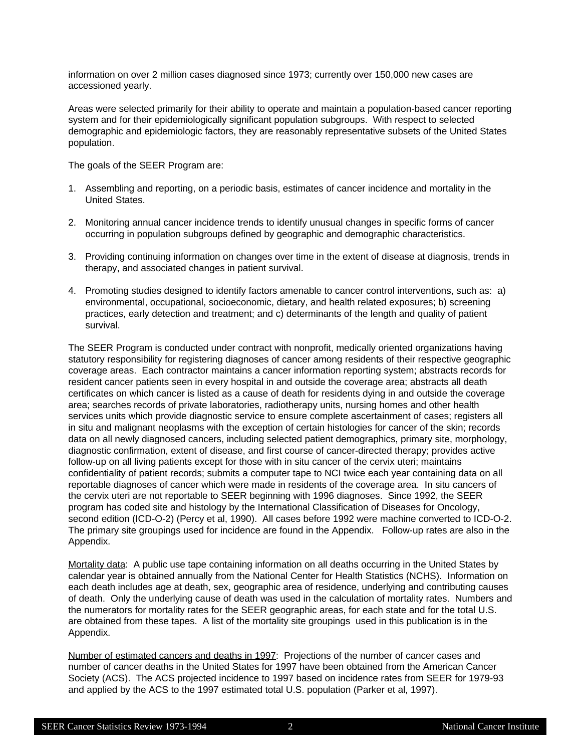information on over 2 million cases diagnosed since 1973; currently over 150,000 new cases are accessioned yearly.

Areas were selected primarily for their ability to operate and maintain a population-based cancer reporting system and for their epidemiologically significant population subgroups. With respect to selected demographic and epidemiologic factors, they are reasonably representative subsets of the United States population.

The goals of the SEER Program are:

1. Assembling and reporting, on a periodic basis, estimates of cancer incidence and mortality in the United States.

2. Monitoring annual cancer incidence trends to identify unusual changes in specific forms of cancer occurring in population subgroups defined by geographic and demographic characteristics.

3. Providing continuing information on changes over time in the extent of disease at diagnosis, trends in therapy, and associated changes in patient survival.

4. Promoting studies designed to identify factors amenable to cancer control interventions, such as: a) environmental, occupational, socioeconomic, dietary, and health related exposures; b) screening practices, early detection and treatment; and c) determinants of the length and quality of patient survival.

The SEER Program is conducted under contract with nonprofit, medically oriented organizations having statutory responsibility for registering diagnoses of cancer among residents of their respective geographic coverage areas. Each contractor maintains a cancer information reporting system; abstracts records for resident cancer patients seen in every hospital in and outside the coverage area; abstracts all death certificates on which cancer is listed as a cause of death for residents dying in and outside the coverage area; searches records of private laboratories, radiotherapy units, nursing homes and other health services units which provide diagnostic service to ensure complete ascertainment of cases; registers all in situ and malignant neoplasms with the exception of certain histologies for cancer of the skin; records data on all newly diagnosed cancers, including selected patient demographics, primary site, morphology, diagnostic confirmation, extent of disease, and first course of cancer-directed therapy; provides active follow-up on all living patients except for those with in situ cancer of the cervix uteri; maintains confidentiality of patient records; submits a computer tape to NCI twice each year containing data on all reportable diagnoses of cancer which were made in residents of the coverage area. In situ cancers of the cervix uteri are not reportable to SEER beginning with 1996 diagnoses. Since 1992, the SEER program has coded site and histology by the International Classification of Diseases for Oncology, second edition (ICD-O-2) (Percy et al, 1990). All cases before 1992 were machine converted to ICD-O-2. The primary site groupings used for incidence are found in the Appendix. Follow-up rates are also in the Appendix.

Mortality data: A public use tape containing information on all deaths occurring in the United States by calendar year is obtained annually from the National Center for Health Statistics (NCHS). Information on each death includes age at death, sex, geographic area of residence, underlying and contributing causes of death. Only the underlying cause of death was used in the calculation of mortality rates. Numbers and the numerators for mortality rates for the SEER geographic areas, for each state and for the total U.S. are obtained from these tapes. A list of the mortality site groupings used in this publication is in the Appendix.

Number of estimated cancers and deaths in 1997: Projections of the number of cancer cases and number of cancer deaths in the United States for 1997 have been obtained from the American Cancer Society (ACS). The ACS projected incidence to 1997 based on incidence rates from SEER for 1979-93 and applied by the ACS to the 1997 estimated total U.S. population (Parker et al, 1997).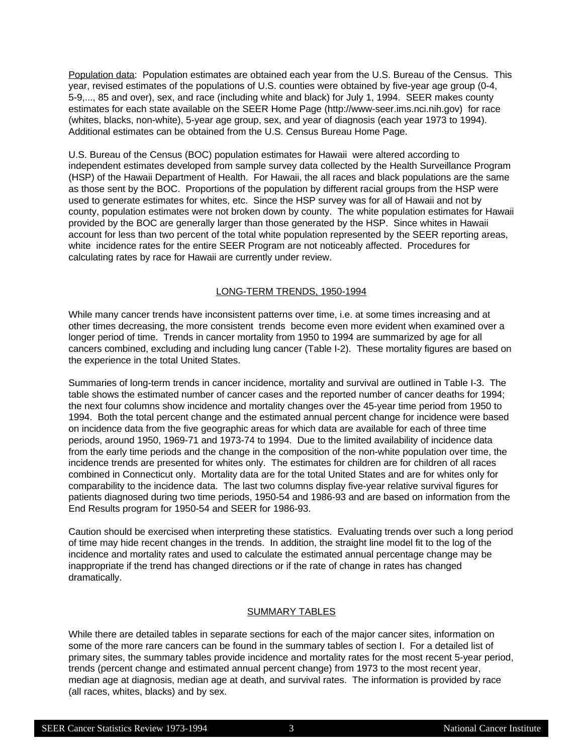Population data: Population estimates are obtained each year from the U.S. Bureau of the Census. This year, revised estimates of the populations of U.S. counties were obtained by five-year age group (0-4, 5-9,..., 85 and over), sex, and race (including white and black) for July 1, 1994. SEER makes county estimates for each state available on the SEER Home Page (http://www-seer.ims.nci.nih.gov) for race (whites, blacks, non-white), 5-year age group, sex, and year of diagnosis (each year 1973 to 1994). Additional estimates can be obtained from the U.S. Census Bureau Home Page.

U.S. Bureau of the Census (BOC) population estimates for Hawaii were altered according to independent estimates developed from sample survey data collected by the Health Surveillance Program (HSP) of the Hawaii Department of Health. For Hawaii, the all races and black populations are the same as those sent by the BOC. Proportions of the population by different racial groups from the HSP were used to generate estimates for whites, etc. Since the HSP survey was for all of Hawaii and not by county, population estimates were not broken down by county. The white population estimates for Hawaii provided by the BOC are generally larger than those generated by the HSP. Since whites in Hawaii account for less than two percent of the total white population represented by the SEER reporting areas, white incidence rates for the entire SEER Program are not noticeably affected. Procedures for calculating rates by race for Hawaii are currently under review.

## LONG-TERM TRENDS, 1950-1994

While many cancer trends have inconsistent patterns over time, i.e. at some times increasing and at other times decreasing, the more consistent trends become even more evident when examined over a longer period of time. Trends in cancer mortality from 1950 to 1994 are summarized by age for all cancers combined, excluding and including lung cancer (Table I-2). These mortality figures are based on the experience in the total United States.

Summaries of long-term trends in cancer incidence, mortality and survival are outlined in Table I-3. The table shows the estimated number of cancer cases and the reported number of cancer deaths for 1994; the next four columns show incidence and mortality changes over the 45-year time period from 1950 to 1994. Both the total percent change and the estimated annual percent change for incidence were based on incidence data from the five geographic areas for which data are available for each of three time periods, around 1950, 1969-71 and 1973-74 to 1994. Due to the limited availability of incidence data from the early time periods and the change in the composition of the non-white population over time, the incidence trends are presented for whites only. The estimates for children are for children of all races combined in Connecticut only. Mortality data are for the total United States and are for whites only for comparability to the incidence data. The last two columns display five-year relative survival figures for patients diagnosed during two time periods, 1950-54 and 1986-93 and are based on information from the End Results program for 1950-54 and SEER for 1986-93.

Caution should be exercised when interpreting these statistics. Evaluating trends over such a long period of time may hide recent changes in the trends. In addition, the straight line model fit to the log of the incidence and mortality rates and used to calculate the estimated annual percentage change may be inappropriate if the trend has changed directions or if the rate of change in rates has changed dramatically.

## SUMMARY TABLES

While there are detailed tables in separate sections for each of the major cancer sites, information on some of the more rare cancers can be found in the summary tables of section I. For a detailed list of primary sites, the summary tables provide incidence and mortality rates for the most recent 5-year period, trends (percent change and estimated annual percent change) from 1973 to the most recent year, median age at diagnosis, median age at death, and survival rates. The information is provided by race (all races, whites, blacks) and by sex.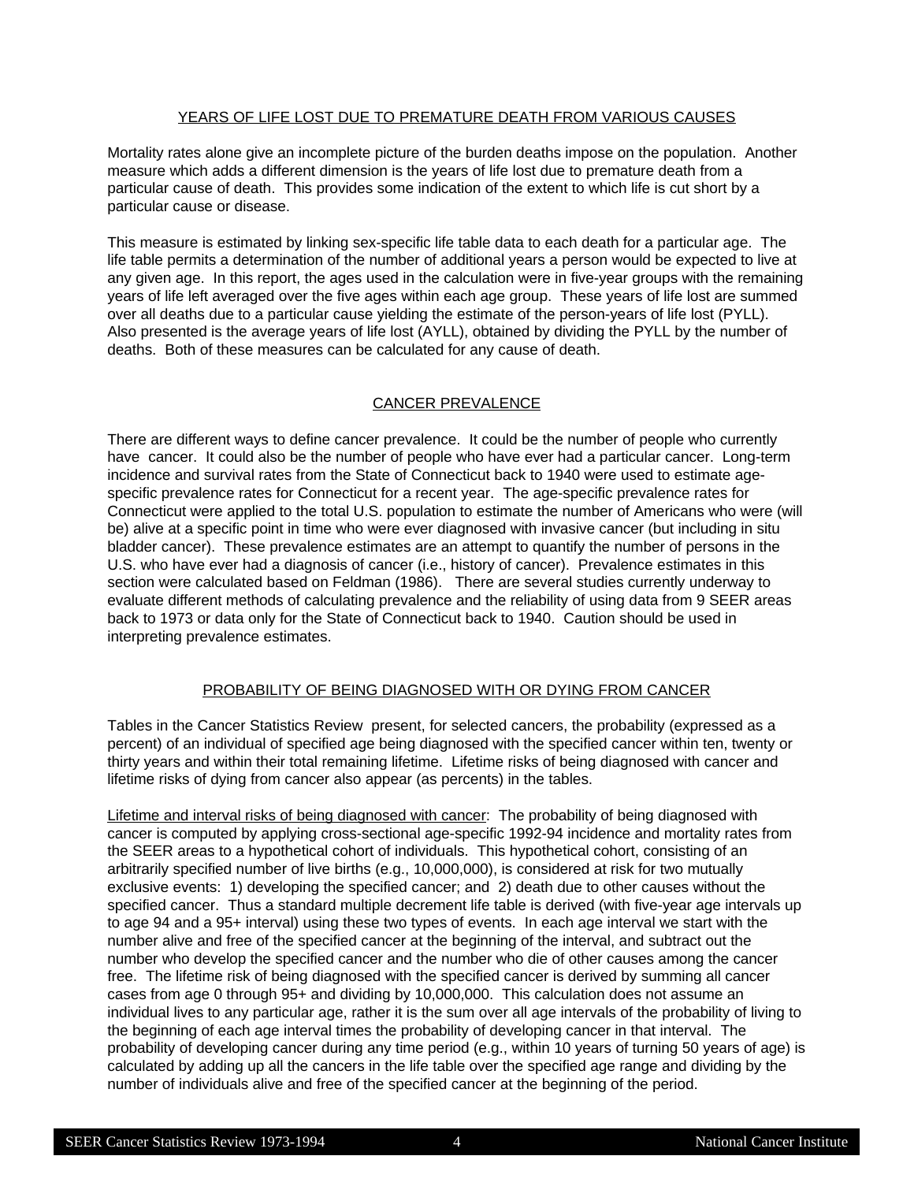## YEARS OF LIFE LOST DUE TO PREMATURE DEATH FROM VARIOUS CAUSES

Mortality rates alone give an incomplete picture of the burden deaths impose on the population. Another measure which adds a different dimension is the years of life lost due to premature death from a particular cause of death. This provides some indication of the extent to which life is cut short by a particular cause or disease.

This measure is estimated by linking sex-specific life table data to each death for a particular age. The life table permits a determination of the number of additional years a person would be expected to live at any given age. In this report, the ages used in the calculation were in five-year groups with the remaining years of life left averaged over the five ages within each age group. These years of life lost are summed over all deaths due to a particular cause yielding the estimate of the person-years of life lost (PYLL). Also presented is the average years of life lost (AYLL), obtained by dividing the PYLL by the number of deaths. Both of these measures can be calculated for any cause of death.

## CANCER PREVALENCE

There are different ways to define cancer prevalence. It could be the number of people who currently have cancer. It could also be the number of people who have ever had a particular cancer. Long-term incidence and survival rates from the State of Connecticut back to 1940 were used to estimate age-specific prevalence rates for Connecticut for a recent year. The age-specific prevalence rates for Connecticut were applied to the total U.S. population to estimate the number of Americans who were (will be) alive at a specific point in time who were ever diagnosed with invasive cancer (but including in situ bladder cancer). These prevalence estimates are an attempt to quantify the number of persons in the U.S. who have ever had a diagnosis of cancer (i.e., history of cancer). Prevalence estimates in this section were calculated based on Feldman (1986). There are several studies currently underway to evaluate different methods of calculating prevalence and the reliability of using data from 9 SEER areas back to 1973 or data only for the State of Connecticut back to 1940. Caution should be used in interpreting prevalence estimates.

## PROBABILITY OF BEING DIAGNOSED WITH OR DYING FROM CANCER

Tables in the Cancer Statistics Review present, for selected cancers, the probability (expressed as a percent) of an individual of specified age being diagnosed with the specified cancer within ten, twenty or thirty years and within their total remaining lifetime. Lifetime risks of being diagnosed with cancer and lifetime risks of dying from cancer also appear (as percents) in the tables.

Lifetime and interval risks of being diagnosed with cancer: The probability of being diagnosed with cancer is computed by applying cross-sectional age-specific 1992-94 incidence and mortality rates from the SEER areas to a hypothetical cohort of individuals. This hypothetical cohort, consisting of an arbitrarily specified number of live births (e.g., 10,000,000), is considered at risk for two mutually exclusive events: 1) developing the specified cancer; and 2) death due to other causes without the specified cancer. Thus a standard multiple decrement life table is derived (with five-year age intervals up to age 94 and a 95+ interval) using these two types of events. In each age interval we start with the number alive and free of the specified cancer at the beginning of the interval, and subtract out the number who develop the specified cancer and the number who die of other causes among the cancer free. The lifetime risk of being diagnosed with the specified cancer is derived by summing all cancer cases from age 0 through 95+ and dividing by 10,000,000. This calculation does not assume an individual lives to any particular age, rather it is the sum over all age intervals of the probability of living to the beginning of each age interval times the probability of developing cancer in that interval. The probability of developing cancer during any time period (e.g., within 10 years of turning 50 years of age) is calculated by adding up all the cancers in the life table over the specified age range and dividing by the number of individuals alive and free of the specified cancer at the beginning of the period.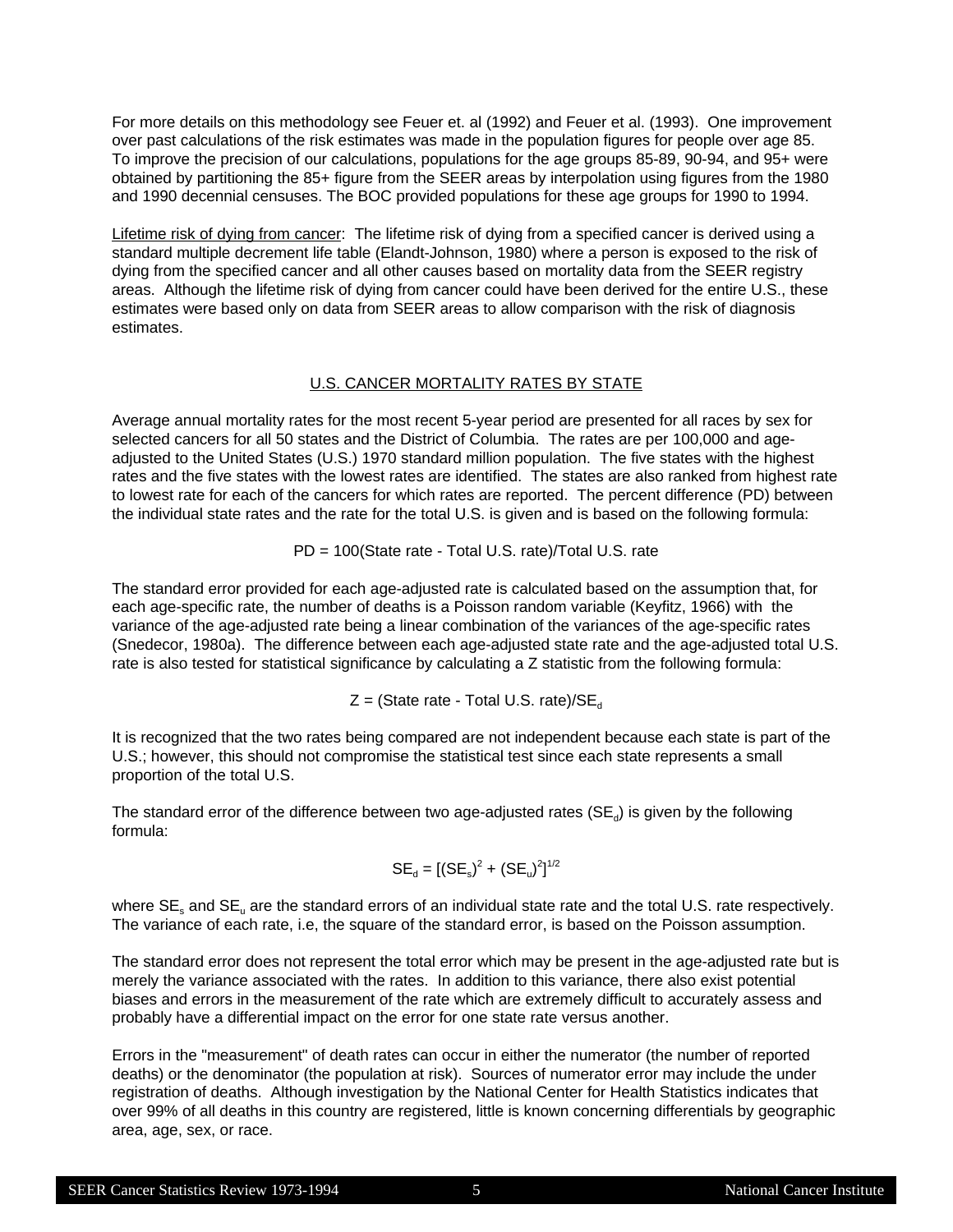For more details on this methodology see Feuer et. al (1992) and Feuer et al. (1993). One improvement over past calculations of the risk estimates was made in the population figures for people over age 85. To improve the precision of our calculations, populations for the age groups 85-89, 90-94, and 95+ were obtained by partitioning the 85+ figure from the SEER areas by interpolation using figures from the 1980 and 1990 decennial censuses. The BOC provided populations for these age groups for 1990 to 1994.

Lifetime risk of dying from cancer: The lifetime risk of dying from a specified cancer is derived using a standard multiple decrement life table (Elandt-Johnson, 1980) where a person is exposed to the risk of dying from the specified cancer and all other causes based on mortality data from the SEER registry areas. Although the lifetime risk of dying from cancer could have been derived for the entire U.S., these estimates were based only on data from SEER areas to allow comparison with the risk of diagnosis estimates.

## U.S. CANCER MORTALITY RATES BY STATE

Average annual mortality rates for the most recent 5-year period are presented for all races by sex for selected cancers for all 50 states and the District of Columbia. The rates are per 100,000 and age-adjusted to the United States (U.S.) 1970 standard million population. The five states with the highest rates and the five states with the lowest rates are identified. The states are also ranked from highest rate to lowest rate for each of the cancers for which rates are reported. The percent difference (PD) between the individual state rates and the rate for the total U.S. is given and is based on the following formula:

$$PD = 100(\text{State rate} - \text{Total U.S. rate})/\text{Total U.S. rate}$$

The standard error provided for each age-adjusted rate is calculated based on the assumption that, for each age-specific rate, the number of deaths is a Poisson random variable (Keyfitz, 1966) with the variance of the age-adjusted rate being a linear combination of the variances of the age-specific rates (Snedecor, 1980a). The difference between each age-adjusted state rate and the age-adjusted total U.S. rate is also tested for statistical significance by calculating a Z statistic from the following formula:

$$Z = (\text{State rate} - \text{Total U.S. rate})/SE_d$$

It is recognized that the two rates being compared are not independent because each state is part of the U.S.; however, this should not compromise the statistical test since each state represents a small proportion of the total U.S.

The standard error of the difference between two age-adjusted rates ($SE_d$) is given by the following formula:

$$SE_d = [(SE_s)^2 + (SE_u)^2]^{1/2}$$

where $SE_s$ and $SE_u$ are the standard errors of an individual state rate and the total U.S. rate respectively. The variance of each rate, i.e, the square of the standard error, is based on the Poisson assumption.

The standard error does not represent the total error which may be present in the age-adjusted rate but is merely the variance associated with the rates. In addition to this variance, there also exist potential biases and errors in the measurement of the rate which are extremely difficult to accurately assess and probably have a differential impact on the error for one state rate versus another.

Errors in the "measurement" of death rates can occur in either the numerator (the number of reported deaths) or the denominator (the population at risk). Sources of numerator error may include the under registration of deaths. Although investigation by the National Center for Health Statistics indicates that over 99% of all deaths in this country are registered, little is known concerning differentials by geographic area, age, sex, or race.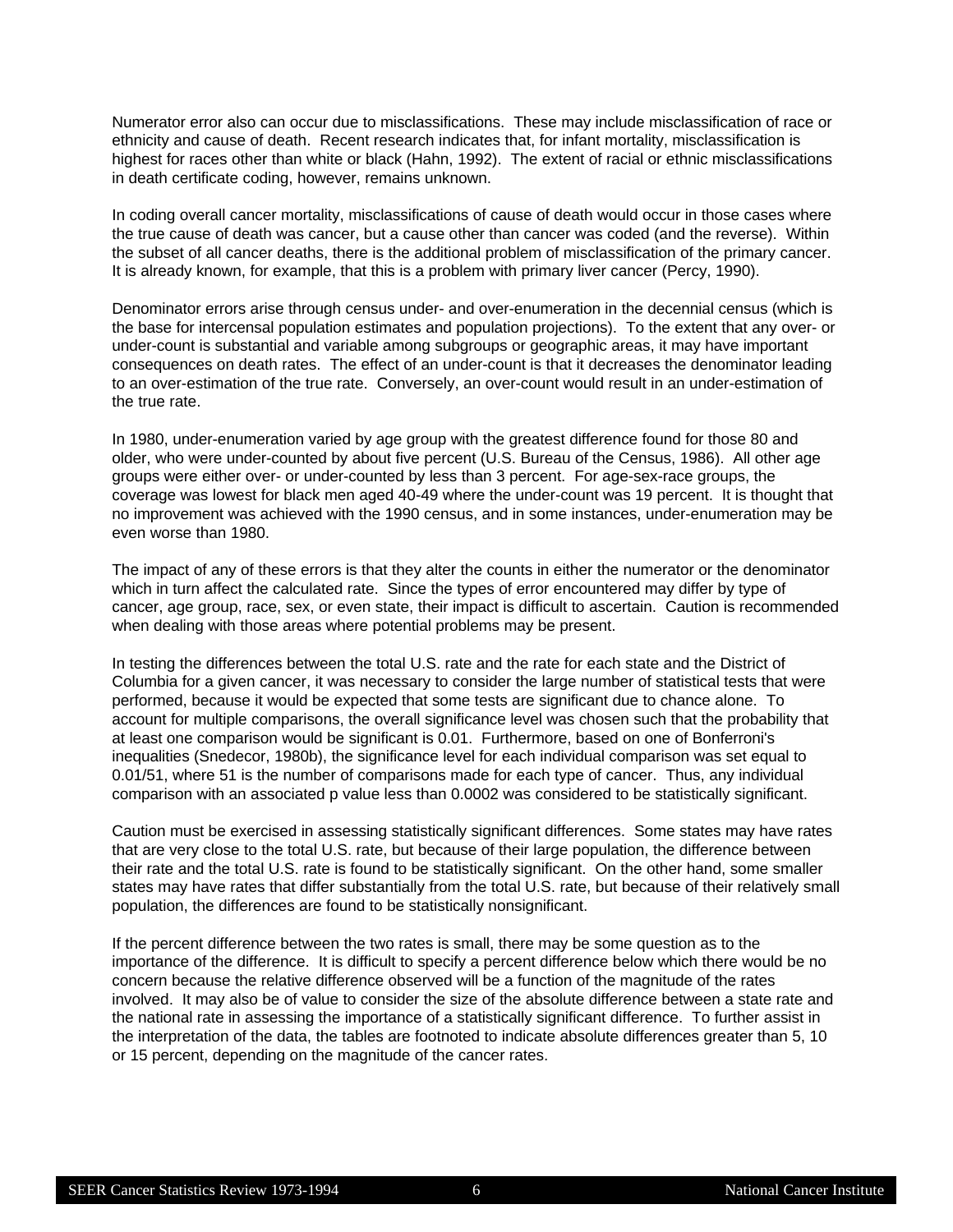Numerator error also can occur due to misclassifications. These may include misclassification of race or ethnicity and cause of death. Recent research indicates that, for infant mortality, misclassification is highest for races other than white or black (Hahn, 1992). The extent of racial or ethnic misclassifications in death certificate coding, however, remains unknown.

In coding overall cancer mortality, misclassifications of cause of death would occur in those cases where the true cause of death was cancer, but a cause other than cancer was coded (and the reverse). Within the subset of all cancer deaths, there is the additional problem of misclassification of the primary cancer. It is already known, for example, that this is a problem with primary liver cancer (Percy, 1990).

Denominator errors arise through census under- and over-enumeration in the decennial census (which is the base for intercensal population estimates and population projections). To the extent that any over- or under-count is substantial and variable among subgroups or geographic areas, it may have important consequences on death rates. The effect of an under-count is that it decreases the denominator leading to an over-estimation of the true rate. Conversely, an over-count would result in an under-estimation of the true rate.

In 1980, under-enumeration varied by age group with the greatest difference found for those 80 and older, who were under-counted by about five percent (U.S. Bureau of the Census, 1986). All other age groups were either over- or under-counted by less than 3 percent. For age-sex-race groups, the coverage was lowest for black men aged 40-49 where the under-count was 19 percent. It is thought that no improvement was achieved with the 1990 census, and in some instances, under-enumeration may be even worse than 1980.

The impact of any of these errors is that they alter the counts in either the numerator or the denominator which in turn affect the calculated rate. Since the types of error encountered may differ by type of cancer, age group, race, sex, or even state, their impact is difficult to ascertain. Caution is recommended when dealing with those areas where potential problems may be present.

In testing the differences between the total U.S. rate and the rate for each state and the District of Columbia for a given cancer, it was necessary to consider the large number of statistical tests that were performed, because it would be expected that some tests are significant due to chance alone. To account for multiple comparisons, the overall significance level was chosen such that the probability that at least one comparison would be significant is 0.01. Furthermore, based on one of Bonferroni's inequalities (Snedecor, 1980b), the significance level for each individual comparison was set equal to 0.01/51, where 51 is the number of comparisons made for each type of cancer. Thus, any individual comparison with an associated p value less than 0.0002 was considered to be statistically significant.

Caution must be exercised in assessing statistically significant differences. Some states may have rates that are very close to the total U.S. rate, but because of their large population, the difference between their rate and the total U.S. rate is found to be statistically significant. On the other hand, some smaller states may have rates that differ substantially from the total U.S. rate, but because of their relatively small population, the differences are found to be statistically nonsignificant.

If the percent difference between the two rates is small, there may be some question as to the importance of the difference. It is difficult to specify a percent difference below which there would be no concern because the relative difference observed will be a function of the magnitude of the rates involved. It may also be of value to consider the size of the absolute difference between a state rate and the national rate in assessing the importance of a statistically significant difference. To further assist in the interpretation of the data, the tables are footnoted to indicate absolute differences greater than 5, 10 or 15 percent, depending on the magnitude of the cancer rates.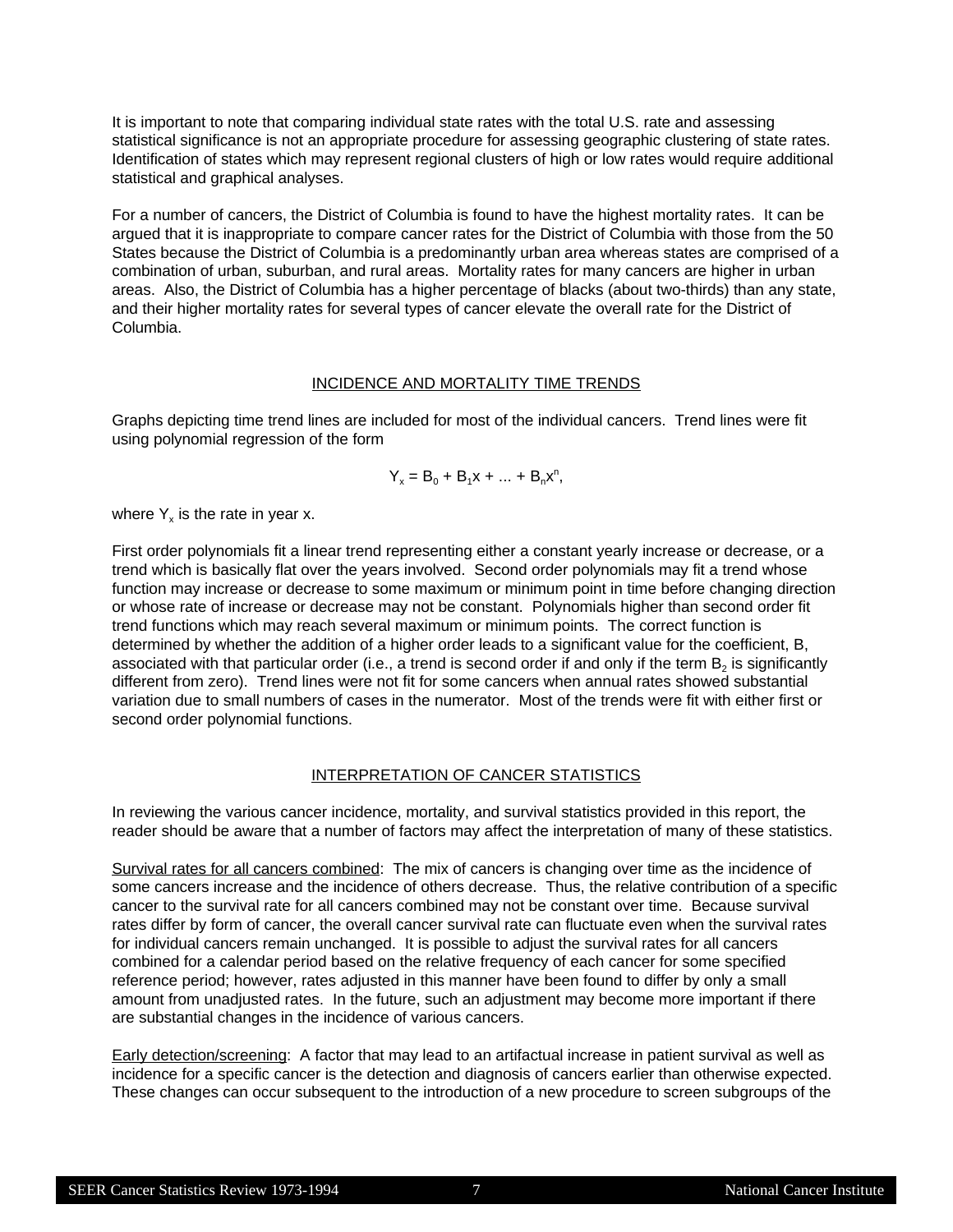It is important to note that comparing individual state rates with the total U.S. rate and assessing statistical significance is not an appropriate procedure for assessing geographic clustering of state rates. Identification of states which may represent regional clusters of high or low rates would require additional statistical and graphical analyses.

For a number of cancers, the District of Columbia is found to have the highest mortality rates. It can be argued that it is inappropriate to compare cancer rates for the District of Columbia with those from the 50 States because the District of Columbia is a predominantly urban area whereas states are comprised of a combination of urban, suburban, and rural areas. Mortality rates for many cancers are higher in urban areas. Also, the District of Columbia has a higher percentage of blacks (about two-thirds) than any state, and their higher mortality rates for several types of cancer elevate the overall rate for the District of Columbia.

## INCIDENCE AND MORTALITY TIME TRENDS

Graphs depicting time trend lines are included for most of the individual cancers. Trend lines were fit using polynomial regression of the form

$$Y_x = B_0 + B_1x + ... + B_nx^n,$$

where $Y_x$ is the rate in year x.

First order polynomials fit a linear trend representing either a constant yearly increase or decrease, or a trend which is basically flat over the years involved. Second order polynomials may fit a trend whose function may increase or decrease to some maximum or minimum point in time before changing direction or whose rate of increase or decrease may not be constant. Polynomials higher than second order fit trend functions which may reach several maximum or minimum points. The correct function is determined by whether the addition of a higher order leads to a significant value for the coefficient, B, associated with that particular order (i.e., a trend is second order if and only if the term $B_2$ is significantly different from zero). Trend lines were not fit for some cancers when annual rates showed substantial variation due to small numbers of cases in the numerator. Most of the trends were fit with either first or second order polynomial functions.

## INTERPRETATION OF CANCER STATISTICS

In reviewing the various cancer incidence, mortality, and survival statistics provided in this report, the reader should be aware that a number of factors may affect the interpretation of many of these statistics.

Survival rates for all cancers combined: The mix of cancers is changing over time as the incidence of some cancers increase and the incidence of others decrease. Thus, the relative contribution of a specific cancer to the survival rate for all cancers combined may not be constant over time. Because survival rates differ by form of cancer, the overall cancer survival rate can fluctuate even when the survival rates for individual cancers remain unchanged. It is possible to adjust the survival rates for all cancers combined for a calendar period based on the relative frequency of each cancer for some specified reference period; however, rates adjusted in this manner have been found to differ by only a small amount from unadjusted rates. In the future, such an adjustment may become more important if there are substantial changes in the incidence of various cancers.

Early detection/screening: A factor that may lead to an artifactual increase in patient survival as well as incidence for a specific cancer is the detection and diagnosis of cancers earlier than otherwise expected. These changes can occur subsequent to the introduction of a new procedure to screen subgroups of the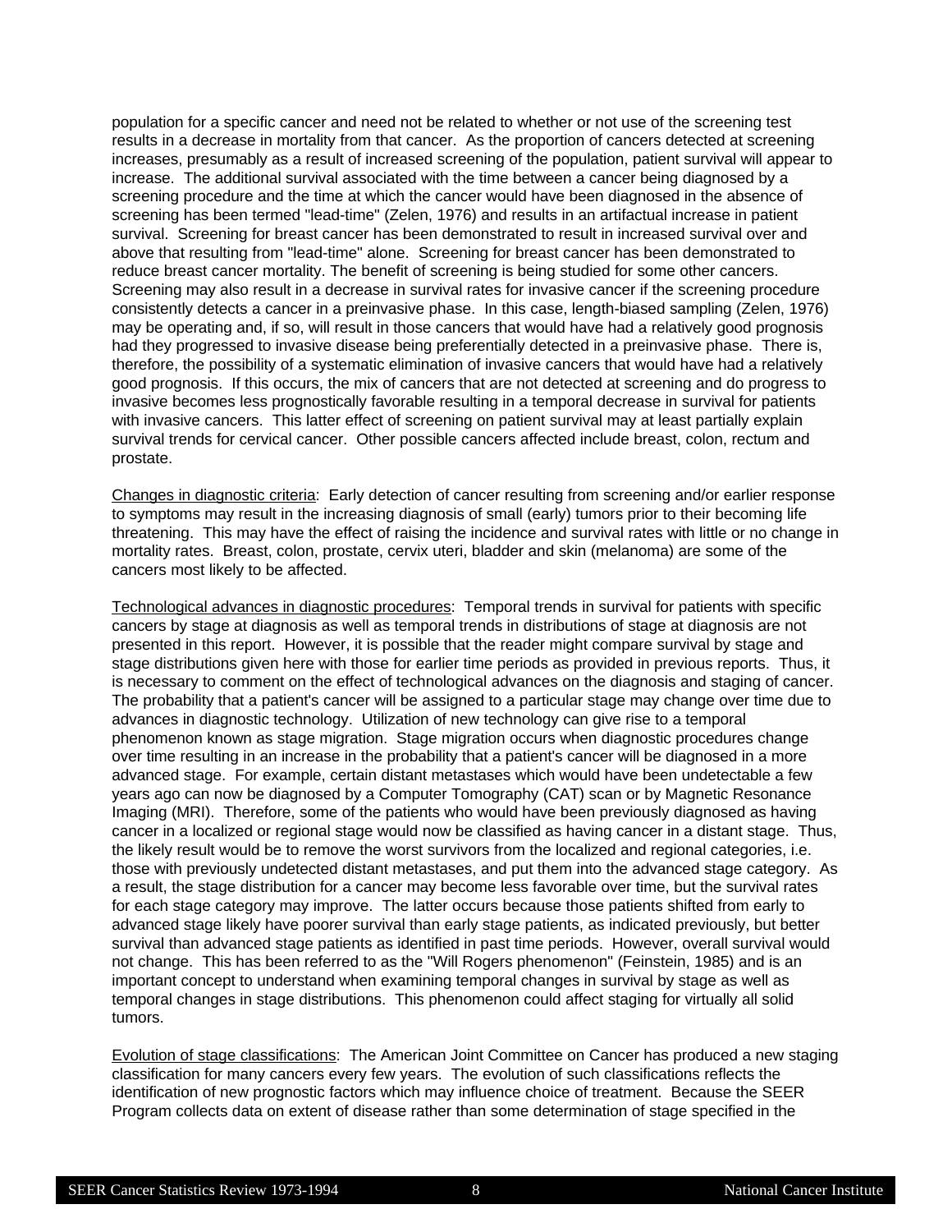population for a specific cancer and need not be related to whether or not use of the screening test results in a decrease in mortality from that cancer. As the proportion of cancers detected at screening increases, presumably as a result of increased screening of the population, patient survival will appear to increase. The additional survival associated with the time between a cancer being diagnosed by a screening procedure and the time at which the cancer would have been diagnosed in the absence of screening has been termed "lead-time" (Zelen, 1976) and results in an artifactual increase in patient survival. Screening for breast cancer has been demonstrated to result in increased survival over and above that resulting from "lead-time" alone. Screening for breast cancer has been demonstrated to reduce breast cancer mortality. The benefit of screening is being studied for some other cancers. Screening may also result in a decrease in survival rates for invasive cancer if the screening procedure consistently detects a cancer in a preinvasive phase. In this case, length-biased sampling (Zelen, 1976) may be operating and, if so, will result in those cancers that would have had a relatively good prognosis had they progressed to invasive disease being preferentially detected in a preinvasive phase. There is, therefore, the possibility of a systematic elimination of invasive cancers that would have had a relatively good prognosis. If this occurs, the mix of cancers that are not detected at screening and do progress to invasive becomes less prognostically favorable resulting in a temporal decrease in survival for patients with invasive cancers. This latter effect of screening on patient survival may at least partially explain survival trends for cervical cancer. Other possible cancers affected include breast, colon, rectum and prostate.

<u>Changes in diagnostic criteria</u>: Early detection of cancer resulting from screening and/or earlier response to symptoms may result in the increasing diagnosis of small (early) tumors prior to their becoming life threatening. This may have the effect of raising the incidence and survival rates with little or no change in mortality rates. Breast, colon, prostate, cervix uteri, bladder and skin (melanoma) are some of the cancers most likely to be affected.

<u>Technological advances in diagnostic procedures</u>: Temporal trends in survival for patients with specific cancers by stage at diagnosis as well as temporal trends in distributions of stage at diagnosis are not presented in this report. However, it is possible that the reader might compare survival by stage and stage distributions given here with those for earlier time periods as provided in previous reports. Thus, it is necessary to comment on the effect of technological advances on the diagnosis and staging of cancer. The probability that a patient's cancer will be assigned to a particular stage may change over time due to advances in diagnostic technology. Utilization of new technology can give rise to a temporal phenomenon known as stage migration. Stage migration occurs when diagnostic procedures change over time resulting in an increase in the probability that a patient's cancer will be diagnosed in a more advanced stage. For example, certain distant metastases which would have been undetectable a few years ago can now be diagnosed by a Computer Tomography (CAT) scan or by Magnetic Resonance Imaging (MRI). Therefore, some of the patients who would have been previously diagnosed as having cancer in a localized or regional stage would now be classified as having cancer in a distant stage. Thus, the likely result would be to remove the worst survivors from the localized and regional categories, i.e. those with previously undetected distant metastases, and put them into the advanced stage category. As a result, the stage distribution for a cancer may become less favorable over time, but the survival rates for each stage category may improve. The latter occurs because those patients shifted from early to advanced stage likely have poorer survival than early stage patients, as indicated previously, but better survival than advanced stage patients as identified in past time periods. However, overall survival would not change. This has been referred to as the "Will Rogers phenomenon" (Feinstein, 1985) and is an important concept to understand when examining temporal changes in survival by stage as well as temporal changes in stage distributions. This phenomenon could affect staging for virtually all solid tumors.

<u>Evolution of stage classifications</u>: The American Joint Committee on Cancer has produced a new staging classification for many cancers every few years. The evolution of such classifications reflects the identification of new prognostic factors which may influence choice of treatment. Because the SEER Program collects data on extent of disease rather than some determination of stage specified in the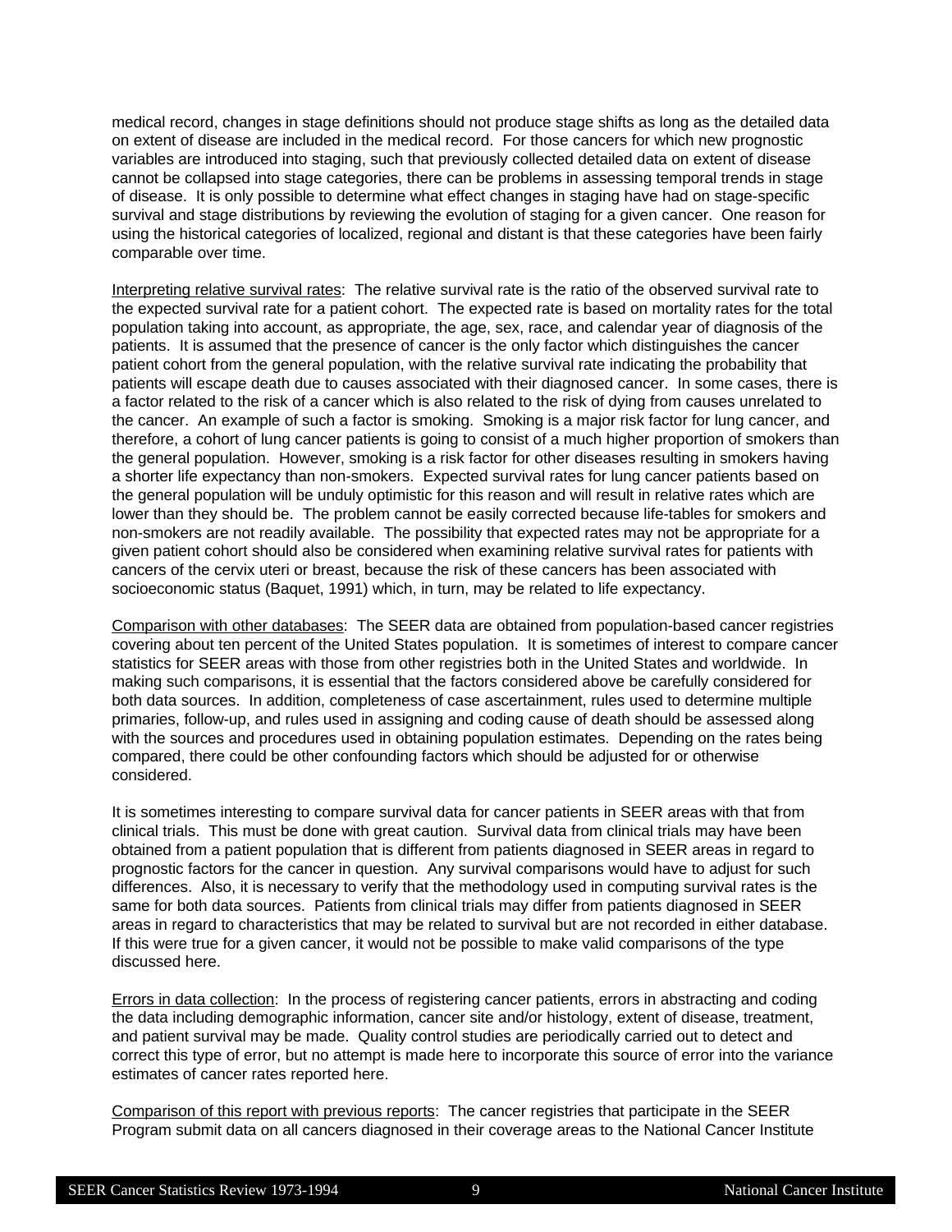medical record, changes in stage definitions should not produce stage shifts as long as the detailed data on extent of disease are included in the medical record. For those cancers for which new prognostic variables are introduced into staging, such that previously collected detailed data on extent of disease cannot be collapsed into stage categories, there can be problems in assessing temporal trends in stage of disease. It is only possible to determine what effect changes in staging have had on stage-specific survival and stage distributions by reviewing the evolution of staging for a given cancer. One reason for using the historical categories of localized, regional and distant is that these categories have been fairly comparable over time.

Interpreting relative survival rates: The relative survival rate is the ratio of the observed survival rate to the expected survival rate for a patient cohort. The expected rate is based on mortality rates for the total population taking into account, as appropriate, the age, sex, race, and calendar year of diagnosis of the patients. It is assumed that the presence of cancer is the only factor which distinguishes the cancer patient cohort from the general population, with the relative survival rate indicating the probability that patients will escape death due to causes associated with their diagnosed cancer. In some cases, there is a factor related to the risk of a cancer which is also related to the risk of dying from causes unrelated to the cancer. An example of such a factor is smoking. Smoking is a major risk factor for lung cancer, and therefore, a cohort of lung cancer patients is going to consist of a much higher proportion of smokers than the general population. However, smoking is a risk factor for other diseases resulting in smokers having a shorter life expectancy than non-smokers. Expected survival rates for lung cancer patients based on the general population will be unduly optimistic for this reason and will result in relative rates which are lower than they should be. The problem cannot be easily corrected because life-tables for smokers and non-smokers are not readily available. The possibility that expected rates may not be appropriate for a given patient cohort should also be considered when examining relative survival rates for patients with cancers of the cervix uteri or breast, because the risk of these cancers has been associated with socioeconomic status (Baquet, 1991) which, in turn, may be related to life expectancy.

Comparison with other databases: The SEER data are obtained from population-based cancer registries covering about ten percent of the United States population. It is sometimes of interest to compare cancer statistics for SEER areas with those from other registries both in the United States and worldwide. In making such comparisons, it is essential that the factors considered above be carefully considered for both data sources. In addition, completeness of case ascertainment, rules used to determine multiple primaries, follow-up, and rules used in assigning and coding cause of death should be assessed along with the sources and procedures used in obtaining population estimates. Depending on the rates being compared, there could be other confounding factors which should be adjusted for or otherwise considered.

It is sometimes interesting to compare survival data for cancer patients in SEER areas with that from clinical trials. This must be done with great caution. Survival data from clinical trials may have been obtained from a patient population that is different from patients diagnosed in SEER areas in regard to prognostic factors for the cancer in question. Any survival comparisons would have to adjust for such differences. Also, it is necessary to verify that the methodology used in computing survival rates is the same for both data sources. Patients from clinical trials may differ from patients diagnosed in SEER areas in regard to characteristics that may be related to survival but are not recorded in either database. If this were true for a given cancer, it would not be possible to make valid comparisons of the type discussed here.

Errors in data collection: In the process of registering cancer patients, errors in abstracting and coding the data including demographic information, cancer site and/or histology, extent of disease, treatment, and patient survival may be made. Quality control studies are periodically carried out to detect and correct this type of error, but no attempt is made here to incorporate this source of error into the variance estimates of cancer rates reported here.

Comparison of this report with previous reports: The cancer registries that participate in the SEER Program submit data on all cancers diagnosed in their coverage areas to the National Cancer Institute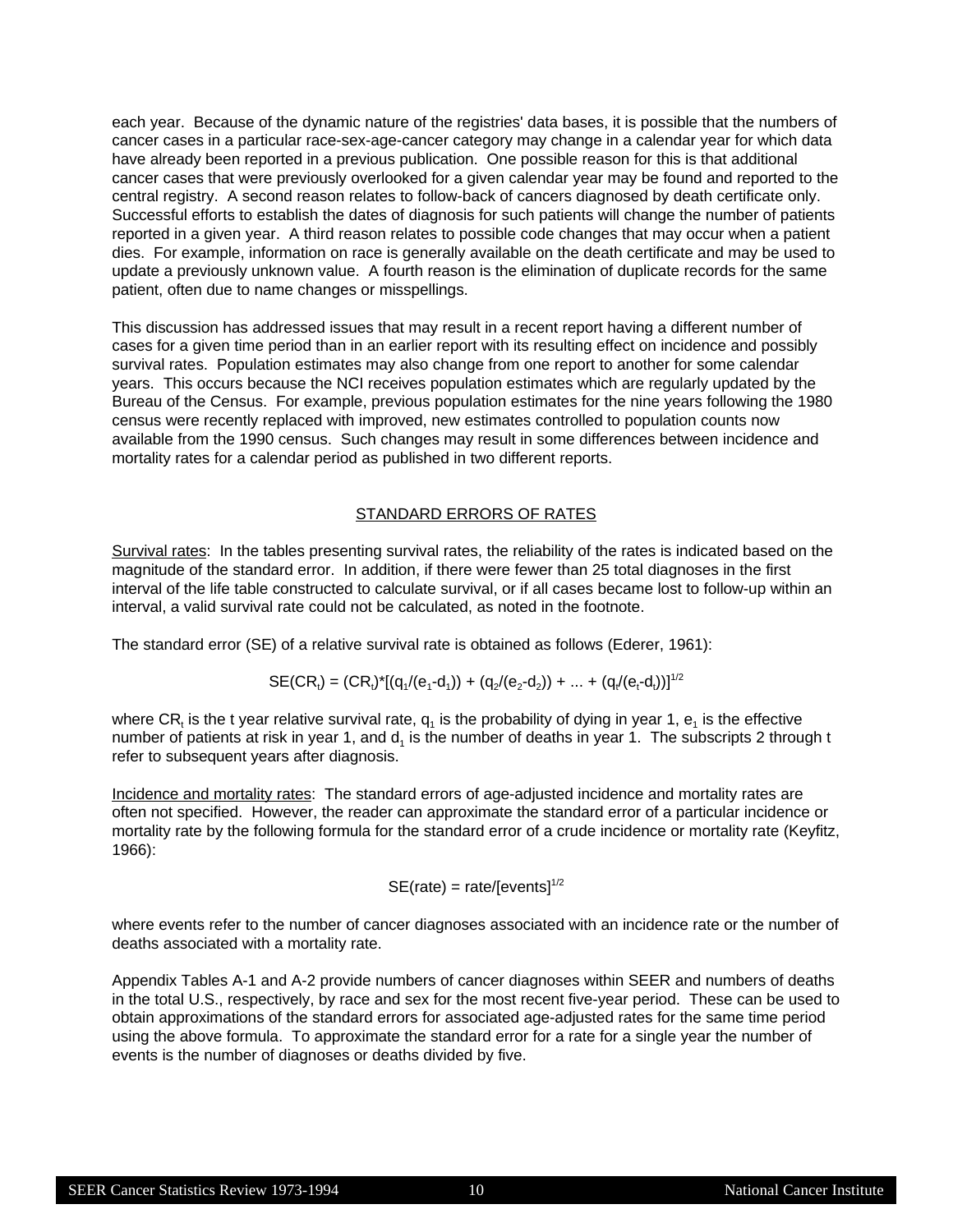each year. Because of the dynamic nature of the registries' data bases, it is possible that the numbers of cancer cases in a particular race-sex-age-cancer category may change in a calendar year for which data have already been reported in a previous publication. One possible reason for this is that additional cancer cases that were previously overlooked for a given calendar year may be found and reported to the central registry. A second reason relates to follow-back of cancers diagnosed by death certificate only. Successful efforts to establish the dates of diagnosis for such patients will change the number of patients reported in a given year. A third reason relates to possible code changes that may occur when a patient dies. For example, information on race is generally available on the death certificate and may be used to update a previously unknown value. A fourth reason is the elimination of duplicate records for the same patient, often due to name changes or misspellings.

This discussion has addressed issues that may result in a recent report having a different number of cases for a given time period than in an earlier report with its resulting effect on incidence and possibly survival rates. Population estimates may also change from one report to another for some calendar years. This occurs because the NCI receives population estimates which are regularly updated by the Bureau of the Census. For example, previous population estimates for the nine years following the 1980 census were recently replaced with improved, new estimates controlled to population counts now available from the 1990 census. Such changes may result in some differences between incidence and mortality rates for a calendar period as published in two different reports.

## STANDARD ERRORS OF RATES

Survival rates: In the tables presenting survival rates, the reliability of the rates is indicated based on the magnitude of the standard error. In addition, if there were fewer than 25 total diagnoses in the first interval of the life table constructed to calculate survival, or if all cases became lost to follow-up within an interval, a valid survival rate could not be calculated, as noted in the footnote.

The standard error (SE) of a relative survival rate is obtained as follows (Ederer, 1961):

$$SE(CR_t) = (CR_t)*[(q_1/(e_1-d_1)) + (q_2/(e_2-d_2)) + ... + (q_t/(e_t-d_t))]^{1/2}$$

where $CR_t$ is the t year relative survival rate, $q_1$ is the probability of dying in year 1, $e_1$ is the effective number of patients at risk in year 1, and $d_1$ is the number of deaths in year 1. The subscripts 2 through t refer to subsequent years after diagnosis.

Incidence and mortality rates: The standard errors of age-adjusted incidence and mortality rates are often not specified. However, the reader can approximate the standard error of a particular incidence or mortality rate by the following formula for the standard error of a crude incidence or mortality rate (Keyfitz, 1966):

$$SE(rate) = rate/[events]^{1/2}$$

where events refer to the number of cancer diagnoses associated with an incidence rate or the number of deaths associated with a mortality rate.

Appendix Tables A-1 and A-2 provide numbers of cancer diagnoses within SEER and numbers of deaths in the total U.S., respectively, by race and sex for the most recent five-year period. These can be used to obtain approximations of the standard errors for associated age-adjusted rates for the same time period using the above formula. To approximate the standard error for a rate for a single year the number of events is the number of diagnoses or deaths divided by five.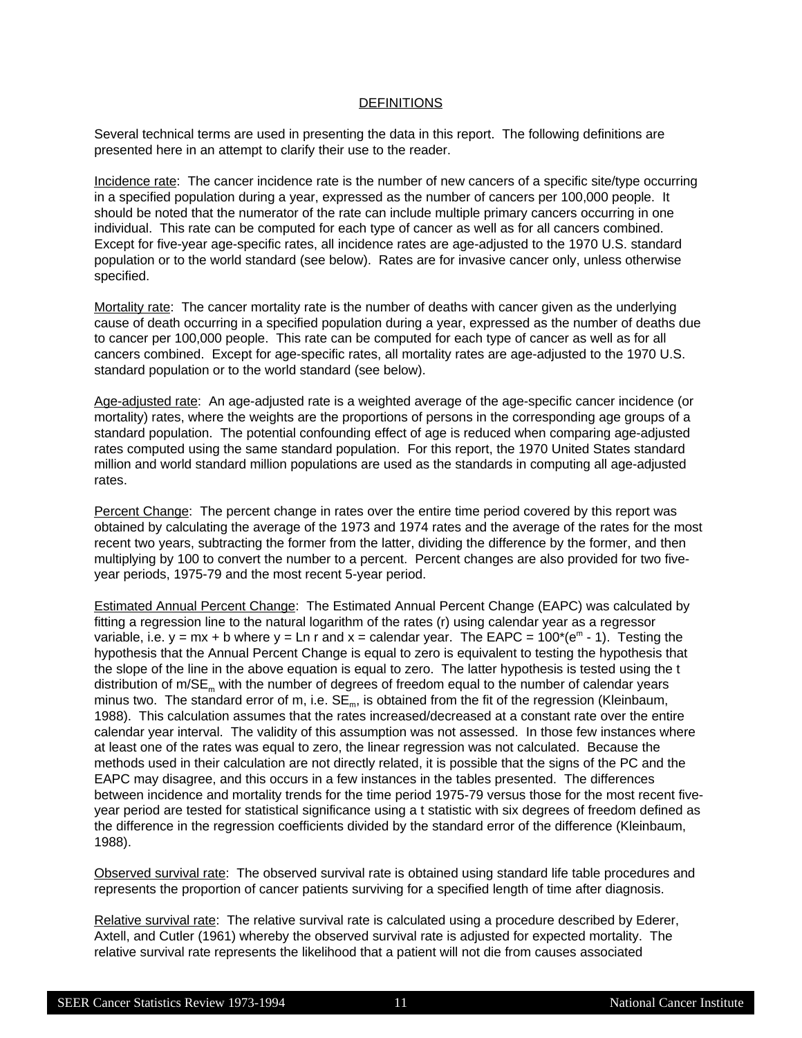## DEFINITIONS

Several technical terms are used in presenting the data in this report. The following definitions are presented here in an attempt to clarify their use to the reader.

Incidence rate: The cancer incidence rate is the number of new cancers of a specific site/type occurring in a specified population during a year, expressed as the number of cancers per 100,000 people. It should be noted that the numerator of the rate can include multiple primary cancers occurring in one individual. This rate can be computed for each type of cancer as well as for all cancers combined. Except for five-year age-specific rates, all incidence rates are age-adjusted to the 1970 U.S. standard population or to the world standard (see below). Rates are for invasive cancer only, unless otherwise specified.

Mortality rate: The cancer mortality rate is the number of deaths with cancer given as the underlying cause of death occurring in a specified population during a year, expressed as the number of deaths due to cancer per 100,000 people. This rate can be computed for each type of cancer as well as for all cancers combined. Except for age-specific rates, all mortality rates are age-adjusted to the 1970 U.S. standard population or to the world standard (see below).

Age-adjusted rate: An age-adjusted rate is a weighted average of the age-specific cancer incidence (or mortality) rates, where the weights are the proportions of persons in the corresponding age groups of a standard population. The potential confounding effect of age is reduced when comparing age-adjusted rates computed using the same standard population. For this report, the 1970 United States standard million and world standard million populations are used as the standards in computing all age-adjusted rates.

Percent Change: The percent change in rates over the entire time period covered by this report was obtained by calculating the average of the 1973 and 1974 rates and the average of the rates for the most recent two years, subtracting the former from the latter, dividing the difference by the former, and then multiplying by 100 to convert the number to a percent. Percent changes are also provided for two five-year periods, 1975-79 and the most recent 5-year period.

Estimated Annual Percent Change: The Estimated Annual Percent Change (EAPC) was calculated by fitting a regression line to the natural logarithm of the rates (r) using calendar year as a regressor variable, i.e. $y = mx + b$ where $y = \text{Ln } r$ and $x$ = calendar year. The $\text{EAPC} = 100*(e^m - 1)$. Testing the hypothesis that the Annual Percent Change is equal to zero is equivalent to testing the hypothesis that the slope of the line in the above equation is equal to zero. The latter hypothesis is tested using the t distribution of $m/SE_m$ with the number of degrees of freedom equal to the number of calendar years minus two. The standard error of m, i.e. $SE_m$, is obtained from the fit of the regression (Kleinbaum, 1988). This calculation assumes that the rates increased/decreased at a constant rate over the entire calendar year interval. The validity of this assumption was not assessed. In those few instances where at least one of the rates was equal to zero, the linear regression was not calculated. Because the methods used in their calculation are not directly related, it is possible that the signs of the PC and the EAPC may disagree, and this occurs in a few instances in the tables presented. The differences between incidence and mortality trends for the time period 1975-79 versus those for the most recent five-year period are tested for statistical significance using a t statistic with six degrees of freedom defined as the difference in the regression coefficients divided by the standard error of the difference (Kleinbaum, 1988).

Observed survival rate: The observed survival rate is obtained using standard life table procedures and represents the proportion of cancer patients surviving for a specified length of time after diagnosis.

Relative survival rate: The relative survival rate is calculated using a procedure described by Ederer, Axtell, and Cutler (1961) whereby the observed survival rate is adjusted for expected mortality. The relative survival rate represents the likelihood that a patient will not die from causes associated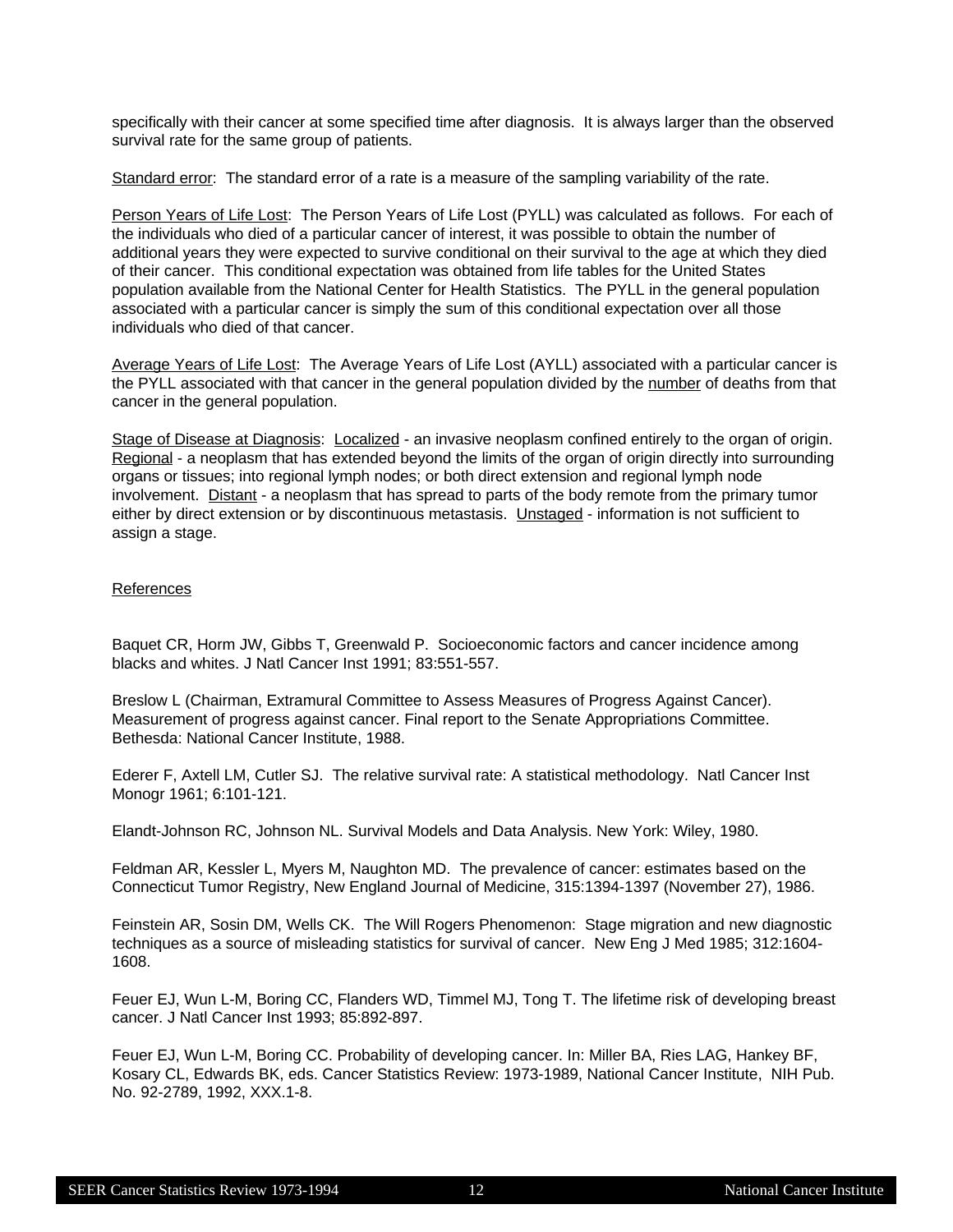specifically with their cancer at some specified time after diagnosis. It is always larger than the observed survival rate for the same group of patients.

<u>Standard error</u>: The standard error of a rate is a measure of the sampling variability of the rate.

<u>Person Years of Life Lost</u>: The Person Years of Life Lost (PYLL) was calculated as follows. For each of the individuals who died of a particular cancer of interest, it was possible to obtain the number of additional years they were expected to survive conditional on their survival to the age at which they died of their cancer. This conditional expectation was obtained from life tables for the United States population available from the National Center for Health Statistics. The PYLL in the general population associated with a particular cancer is simply the sum of this conditional expectation over all those individuals who died of that cancer.

<u>Average Years of Life Lost</u>: The Average Years of Life Lost (AYLL) associated with a particular cancer is the PYLL associated with that cancer in the general population divided by the <u>number</u> of deaths from that cancer in the general population.

<u>Stage of Disease at Diagnosis</u>: <u>Localized</u> - an invasive neoplasm confined entirely to the organ of origin. <u>Regional</u> - a neoplasm that has extended beyond the limits of the organ of origin directly into surrounding organs or tissues; into regional lymph nodes; or both direct extension and regional lymph node involvement. <u>Distant</u> - a neoplasm that has spread to parts of the body remote from the primary tumor either by direct extension or by discontinuous metastasis. <u>Unstaged</u> - information is not sufficient to assign a stage.

## <u>References</u>

Baquet CR, Horm JW, Gibbs T, Greenwald P. Socioeconomic factors and cancer incidence among blacks and whites. J Natl Cancer Inst 1991; 83:551-557.

Breslow L (Chairman, Extramural Committee to Assess Measures of Progress Against Cancer). Measurement of progress against cancer. Final report to the Senate Appropriations Committee. Bethesda: National Cancer Institute, 1988.

Ederer F, Axtell LM, Cutler SJ. The relative survival rate: A statistical methodology. Natl Cancer Inst Monogr 1961; 6:101-121.

Elandt-Johnson RC, Johnson NL. Survival Models and Data Analysis. New York: Wiley, 1980.

Feldman AR, Kessler L, Myers M, Naughton MD. The prevalence of cancer: estimates based on the Connecticut Tumor Registry, New England Journal of Medicine, 315:1394-1397 (November 27), 1986.

Feinstein AR, Sosin DM, Wells CK. The Will Rogers Phenomenon: Stage migration and new diagnostic techniques as a source of misleading statistics for survival of cancer. New Eng J Med 1985; 312:1604-1608.

Feuer EJ, Wun L-M, Boring CC, Flanders WD, Timmel MJ, Tong T. The lifetime risk of developing breast cancer. J Natl Cancer Inst 1993; 85:892-897.

Feuer EJ, Wun L-M, Boring CC. Probability of developing cancer. In: Miller BA, Ries LAG, Hankey BF, Kosary CL, Edwards BK, eds. Cancer Statistics Review: 1973-1989, National Cancer Institute, NIH Pub. No. 92-2789, 1992, XXX.1-8.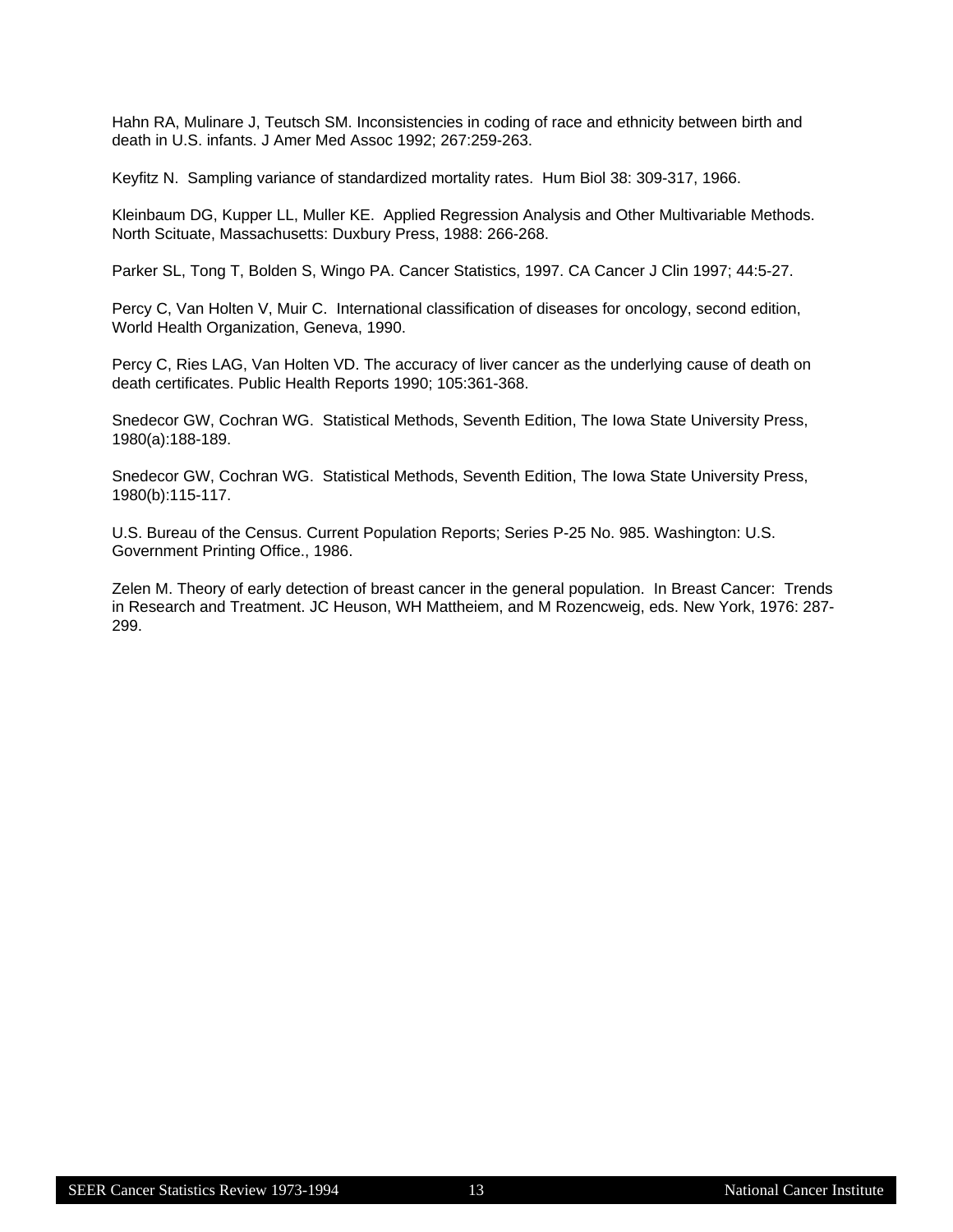Hahn RA, Mulinare J, Teutsch SM. Inconsistencies in coding of race and ethnicity between birth and death in U.S. infants. J Amer Med Assoc 1992; 267:259-263.

Keyfitz N. Sampling variance of standardized mortality rates. Hum Biol 38: 309-317, 1966.

Kleinbaum DG, Kupper LL, Muller KE. Applied Regression Analysis and Other Multivariable Methods. North Scituate, Massachusetts: Duxbury Press, 1988: 266-268.

Parker SL, Tong T, Bolden S, Wingo PA. Cancer Statistics, 1997. CA Cancer J Clin 1997; 44:5-27.

Percy C, Van Holten V, Muir C. International classification of diseases for oncology, second edition, World Health Organization, Geneva, 1990.

Percy C, Ries LAG, Van Holten VD. The accuracy of liver cancer as the underlying cause of death on death certificates. Public Health Reports 1990; 105:361-368.

Snedecor GW, Cochran WG. Statistical Methods, Seventh Edition, The Iowa State University Press, 1980(a):188-189.

Snedecor GW, Cochran WG. Statistical Methods, Seventh Edition, The Iowa State University Press, 1980(b):115-117.

U.S. Bureau of the Census. Current Population Reports; Series P-25 No. 985. Washington: U.S. Government Printing Office., 1986.

Zelen M. Theory of early detection of breast cancer in the general population. In Breast Cancer: Trends in Research and Treatment. JC Heuson, WH Mattheiem, and M Rozencweig, eds. New York, 1976: 287-299.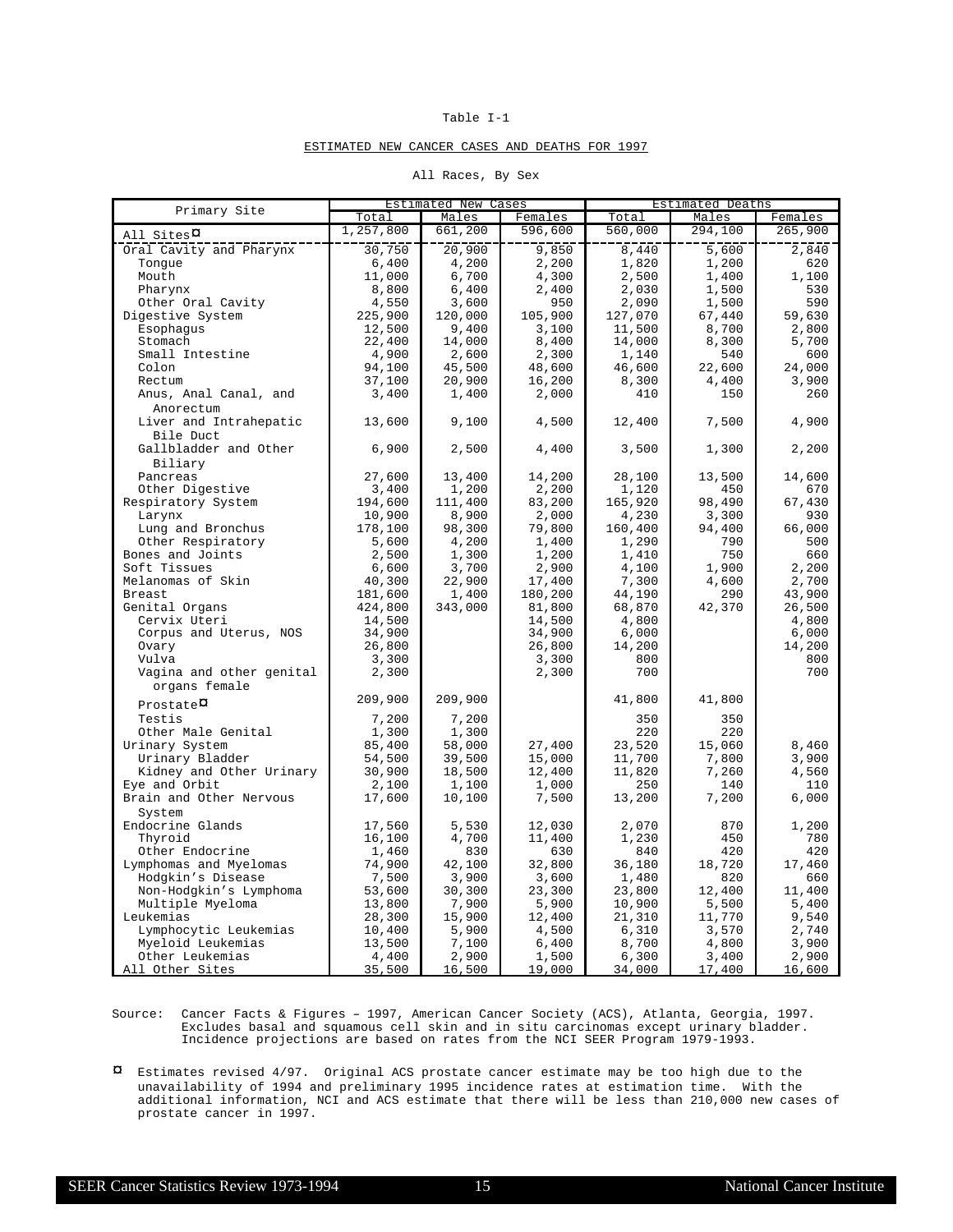Table I-1

ESTIMATED NEW CANCER CASES AND DEATHS FOR 1997

All Races, By Sex

| Primary Site | Estimated New Cases | | | Estimated Deaths | | |
|---|---|---|---|---|---|---|
| | Total | Males | Females | Total | Males | Females |
| All Sites¤ | 1,257,800 | 661,200 | 596,600 | 560,000 | 294,100 | 265,900 |
| Oral Cavity and Pharynx | 30,750 | 20,900 | 9,850 | 8,440 | 5,600 | 2,840 |
| Tongue | 6,400 | 4,200 | 2,200 | 1,820 | 1,200 | 620 |
| Mouth | 11,000 | 6,700 | 4,300 | 2,500 | 1,400 | 1,100 |
| Pharynx | 8,800 | 6,400 | 2,400 | 2,030 | 1,500 | 530 |
| Other Oral Cavity | 4,550 | 3,600 | 950 | 2,090 | 1,500 | 590 |
| Digestive System | 225,900 | 120,000 | 105,900 | 127,070 | 67,440 | 59,630 |
| Esophagus | 12,500 | 9,400 | 3,100 | 11,500 | 8,700 | 2,800 |
| Stomach | 22,400 | 14,000 | 8,400 | 14,000 | 8,300 | 5,700 |
| Small Intestine | 4,900 | 2,600 | 2,300 | 1,140 | 540 | 600 |
| Colon | 94,100 | 45,500 | 48,600 | 46,600 | 22,600 | 24,000 |
| Rectum | 37,100 | 20,900 | 16,200 | 8,300 | 4,400 | 3,900 |
| Anus, Anal Canal, and Anorectum | 3,400 | 1,400 | 2,000 | 410 | 150 | 260 |
| Liver and Intrahepatic Bile Duct | 13,600 | 9,100 | 4,500 | 12,400 | 7,500 | 4,900 |
| Gallbladder and Other Biliary | 6,900 | 2,500 | 4,400 | 3,500 | 1,300 | 2,200 |
| Pancreas | 27,600 | 13,400 | 14,200 | 28,100 | 13,500 | 14,600 |
| Other Digestive | 3,400 | 1,200 | 2,200 | 1,120 | 450 | 670 |
| Respiratory System | 194,600 | 111,400 | 83,200 | 165,920 | 98,490 | 67,430 |
| Larynx | 10,900 | 8,900 | 2,000 | 4,230 | 3,300 | 930 |
| Lung and Bronchus | 178,100 | 98,300 | 79,800 | 160,400 | 94,400 | 66,000 |
| Other Respiratory | 5,600 | 4,200 | 1,400 | 1,290 | 790 | 500 |
| Bones and Joints | 2,500 | 1,300 | 1,200 | 1,410 | 750 | 660 |
| Soft Tissues | 6,600 | 3,700 | 2,900 | 4,100 | 1,900 | 2,200 |
| Melanomas of Skin | 40,300 | 22,900 | 17,400 | 7,300 | 4,600 | 2,700 |
| Breast | 181,600 | 1,400 | 180,200 | 44,190 | 290 | 43,900 |
| Genital Organs | 424,800 | 343,000 | 81,800 | 68,870 | 42,370 | 26,500 |
| Cervix Uteri | 14,500 | | 14,500 | 4,800 | | 4,800 |
| Corpus and Uterus, NOS | 34,900 | | 34,900 | 6,000 | | 6,000 |
| Ovary | 26,800 | | 26,800 | 14,200 | | 14,200 |
| Vulva | 3,300 | | 3,300 | 800 | | 800 |
| Vagina and other genital organs female | 2,300 | | 2,300 | 700 | | 700 |
| Prostate¤ | 209,900 | 209,900 | | 41,800 | 41,800 | |
| Testis | 7,200 | 7,200 | | 350 | 350 | |
| Other Male Genital | 1,300 | 1,300 | | 220 | 220 | |
| Urinary System | 85,400 | 58,000 | 27,400 | 23,520 | 15,060 | 8,460 |
| Urinary Bladder | 54,500 | 39,500 | 15,000 | 11,700 | 7,800 | 3,900 |
| Kidney and Other Urinary | 30,900 | 18,500 | 12,400 | 11,820 | 7,260 | 4,560 |
| Eye and Orbit | 2,100 | 1,100 | 1,000 | 250 | 140 | 110 |
| Brain and Other Nervous System | 17,600 | 10,100 | 7,500 | 13,200 | 7,200 | 6,000 |
| Endocrine Glands | 17,560 | 5,530 | 12,030 | 2,070 | 870 | 1,200 |
| Thyroid | 16,100 | 4,700 | 11,400 | 1,230 | 450 | 780 |
| Other Endocrine | 1,460 | 830 | 630 | 840 | 420 | 420 |
| Lymphomas and Myelomas | 74,900 | 42,100 | 32,800 | 36,180 | 18,720 | 17,460 |
| Hodgkin's Disease | 7,500 | 3,900 | 3,600 | 1,480 | 820 | 660 |
| Non-Hodgkin's Lymphoma | 53,600 | 30,300 | 23,300 | 23,800 | 12,400 | 11,400 |
| Multiple Myeloma | 13,800 | 7,900 | 5,900 | 10,900 | 5,500 | 5,400 |
| Leukemias | 28,300 | 15,900 | 12,400 | 21,310 | 11,770 | 9,540 |
| Lymphocytic Leukemias | 10,400 | 5,900 | 4,500 | 6,310 | 3,570 | 2,740 |
| Myeloid Leukemias | 13,500 | 7,100 | 6,400 | 8,700 | 4,800 | 3,900 |
| Other Leukemias | 4,400 | 2,900 | 1,500 | 6,300 | 3,400 | 2,900 |
| All Other Sites | 35,500 | 16,500 | 19,000 | 34,000 | 17,400 | 16,600 |

Source: Cancer Facts & Figures – 1997, American Cancer Society (ACS), Atlanta, Georgia, 1997. Excludes basal and squamous cell skin and in situ carcinomas except urinary bladder. Incidence projections are based on rates from the NCI SEER Program 1979-1993.

¤ Estimates revised 4/97. Original ACS prostate cancer estimate may be too high due to the unavailability of 1994 and preliminary 1995 incidence rates at estimation time. With the additional information, NCI and ACS estimate that there will be less than 210,000 new cases of prostate cancer in 1997.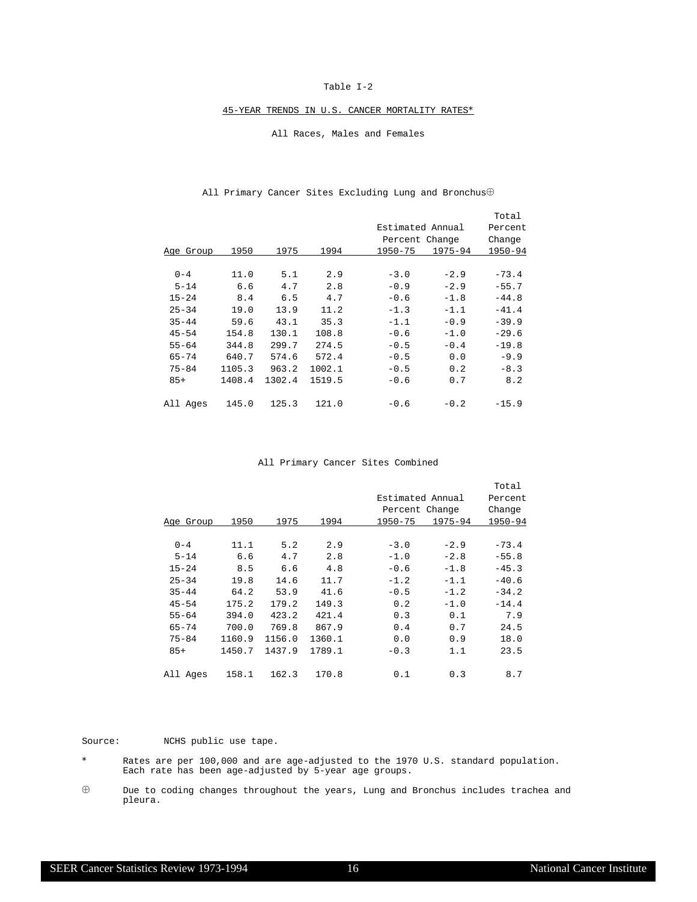Table I-2

45-YEAR TRENDS IN U.S. CANCER MORTALITY RATES*

All Races, Males and Females

All Primary Cancer Sites Excluding Lung and Bronchus⊕

| Age Group | 1950 | 1975 | 1994 | Estimated Annual Percent Change 1950-75 | Estimated Annual Percent Change 1975-94 | Total Percent Change 1950-94 |
|---|---|---|---|---|---|---|
| 0-4 | 11.0 | 5.1 | 2.9 | -3.0 | -2.9 | -73.4 |
| 5-14 | 6.6 | 4.7 | 2.8 | -0.9 | -2.9 | -55.7 |
| 15-24 | 8.4 | 6.5 | 4.7 | -0.6 | -1.8 | -44.8 |
| 25-34 | 19.0 | 13.9 | 11.2 | -1.3 | -1.1 | -41.4 |
| 35-44 | 59.6 | 43.1 | 35.3 | -1.1 | -0.9 | -39.9 |
| 45-54 | 154.8 | 130.1 | 108.8 | -0.6 | -1.0 | -29.6 |
| 55-64 | 344.8 | 299.7 | 274.5 | -0.5 | -0.4 | -19.8 |
| 65-74 | 640.7 | 574.6 | 572.4 | -0.5 | 0.0 | -9.9 |
| 75-84 | 1105.3 | 963.2 | 1002.1 | -0.5 | 0.2 | -8.3 |
| 85+ | 1408.4 | 1302.4 | 1519.5 | -0.6 | 0.7 | 8.2 |
| All Ages | 145.0 | 125.3 | 121.0 | -0.6 | -0.2 | -15.9 |

All Primary Cancer Sites Combined

| Age Group | 1950 | 1975 | 1994 | Estimated Annual Percent Change 1950-75 | Estimated Annual Percent Change 1975-94 | Total Percent Change 1950-94 |
|---|---|---|---|---|---|---|
| 0-4 | 11.1 | 5.2 | 2.9 | -3.0 | -2.9 | -73.4 |
| 5-14 | 6.6 | 4.7 | 2.8 | -1.0 | -2.8 | -55.8 |
| 15-24 | 8.5 | 6.6 | 4.8 | -0.6 | -1.8 | -45.3 |
| 25-34 | 19.8 | 14.6 | 11.7 | -1.2 | -1.1 | -40.6 |
| 35-44 | 64.2 | 53.9 | 41.6 | -0.5 | -1.2 | -34.2 |
| 45-54 | 175.2 | 179.2 | 149.3 | 0.2 | -1.0 | -14.4 |
| 55-64 | 394.0 | 423.2 | 421.4 | 0.3 | 0.1 | 7.9 |
| 65-74 | 700.0 | 769.8 | 867.9 | 0.4 | 0.7 | 24.5 |
| 75-84 | 1160.9 | 1156.0 | 1360.1 | 0.0 | 0.9 | 18.0 |
| 85+ | 1450.7 | 1437.9 | 1789.1 | -0.3 | 1.1 | 23.5 |
| All Ages | 158.1 | 162.3 | 170.8 | 0.1 | 0.3 | 8.7 |

Source: NCHS public use tape.

\* Rates are per 100,000 and are age-adjusted to the 1970 U.S. standard population. Each rate has been age-adjusted by 5-year age groups.

⊕ Due to coding changes throughout the years, Lung and Bronchus includes trachea and pleura.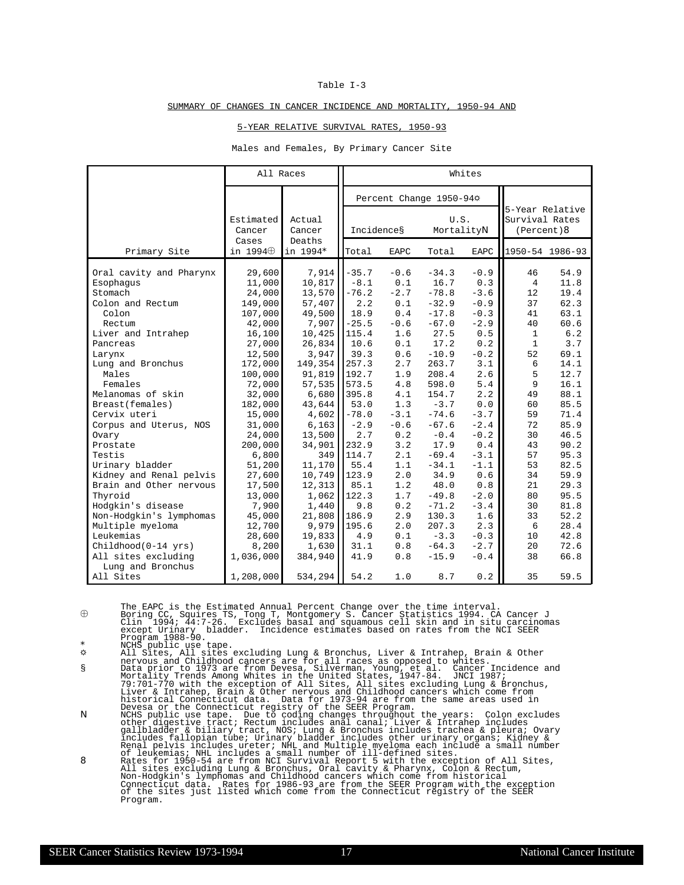Table I-3

SUMMARY OF CHANGES IN CANCER INCIDENCE AND MORTALITY, 1950-94 AND

5-YEAR RELATIVE SURVIVAL RATES, 1950-93

Males and Females, By Primary Cancer Site

| | All Races | | Whites | | | | | |
|---|---|---|---|---|---|---|---|---|
| | | | Percent Change 1950-94☼ | | | | 5-Year Relative Survival Rates (Percent)8 | |
| | Estimated Cancer Cases | Actual Cancer Deaths | Incidence§ | | U.S. MortalityN | | | |
| Primary Site | in 1994⊕ | in 1994* | Total | EAPC | Total | EAPC | 1950-54 | 1986-93 |
| Oral cavity and Pharynx | 29,600 | 7,914 | -35.7 | -0.6 | -34.3 | -0.9 | 46 | 54.9 |
| Esophagus | 11,000 | 10,817 | -8.1 | 0.1 | 16.7 | 0.3 | 4 | 11.8 |
| Stomach | 24,000 | 13,570 | -76.2 | -2.7 | -78.8 | -3.6 | 12 | 19.4 |
| Colon and Rectum | 149,000 | 57,407 | 2.2 | 0.1 | -32.9 | -0.9 | 37 | 62.3 |
| Colon | 107,000 | 49,500 | 18.9 | 0.4 | -17.8 | -0.3 | 41 | 63.1 |
| Rectum | 42,000 | 7,907 | -25.5 | -0.6 | -67.0 | -2.9 | 40 | 60.6 |
| Liver and Intrahep | 16,100 | 10,425 | 115.4 | 1.6 | 27.5 | 0.5 | 1 | 6.2 |
| Pancreas | 27,000 | 26,834 | 10.6 | 0.1 | 17.2 | 0.2 | 1 | 3.7 |
| Larynx | 12,500 | 3,947 | 39.3 | 0.6 | -10.9 | -0.2 | 52 | 69.1 |
| Lung and Bronchus | 172,000 | 149,354 | 257.3 | 2.7 | 263.7 | 3.1 | 6 | 14.1 |
| Males | 100,000 | 91,819 | 192.7 | 1.9 | 208.4 | 2.6 | 5 | 12.7 |
| Females | 72,000 | 57,535 | 573.5 | 4.8 | 598.0 | 5.4 | 9 | 16.1 |
| Melanomas of skin | 32,000 | 6,680 | 395.8 | 4.1 | 154.7 | 2.2 | 49 | 88.1 |
| Breast(females) | 182,000 | 43,644 | 53.0 | 1.3 | -3.7 | 0.0 | 60 | 85.5 |
| Cervix uteri | 15,000 | 4,602 | -78.0 | -3.1 | -74.6 | -3.7 | 59 | 71.4 |
| Corpus and Uterus, NOS | 31,000 | 6,163 | -2.9 | -0.6 | -67.6 | -2.4 | 72 | 85.9 |
| Ovary | 24,000 | 13,500 | 2.7 | 0.2 | -0.4 | -0.2 | 30 | 46.5 |
| Prostate | 200,000 | 34,901 | 232.9 | 3.2 | 17.9 | 0.4 | 43 | 90.2 |
| Testis | 6,800 | 349 | 114.7 | 2.1 | -69.4 | -3.1 | 57 | 95.3 |
| Urinary bladder | 51,200 | 11,170 | 55.4 | 1.1 | -34.1 | -1.1 | 53 | 82.5 |
| Kidney and Renal pelvis | 27,600 | 10,749 | 123.9 | 2.0 | 34.9 | 0.6 | 34 | 59.9 |
| Brain and Other nervous | 17,500 | 12,313 | 85.1 | 1.2 | 48.0 | 0.8 | 21 | 29.3 |
| Thyroid | 13,000 | 1,062 | 122.3 | 1.7 | -49.8 | -2.0 | 80 | 95.5 |
| Hodgkin's disease | 7,900 | 1,440 | 9.8 | 0.2 | -71.2 | -3.4 | 30 | 81.8 |
| Non-Hodgkin's lymphomas | 45,000 | 21,808 | 186.9 | 2.9 | 130.3 | 1.6 | 33 | 52.2 |
| Multiple myeloma | 12,700 | 9,979 | 195.6 | 2.0 | 207.3 | 2.3 | 6 | 28.4 |
| Leukemias | 28,600 | 19,833 | 4.9 | 0.1 | -3.3 | -0.3 | 10 | 42.8 |
| Childhood(0-14 yrs) | 8,200 | 1,630 | 31.1 | 0.8 | -64.3 | -2.7 | 20 | 72.6 |
| All sites excluding Lung and Bronchus | 1,036,000 | 384,940 | 41.9 | 0.8 | -15.9 | -0.4 | 38 | 66.8 |
| All Sites | 1,208,000 | 534,294 | 54.2 | 1.0 | 8.7 | 0.2 | 35 | 59.5 |

The EAPC is the Estimated Annual Percent Change over the time interval.

⊕ Boring CC, Squires TS, Tong T, Montgomery S. Cancer Statistics 1994. CA Cancer J Clin 1994; 44:7-26. Excludes basal and squamous cell skin and in situ carcinomas except Urinary bladder. Incidence estimates based on rates from the NCI SEER Program 1988-90.

\* NCHS public use tape.

☼ All Sites, All sites excluding Lung & Bronchus, Liver & Intrahep, Brain & Other nervous and Childhood cancers are for all races as opposed to whites.

§ Data prior to 1973 are from Devesa, Silverman, Young, et al. Cancer Incidence and Mortality Trends Among Whites in the United States, 1947-84. JNCI 1987; 79:701-770 with the exception of All Sites, All sites excluding Lung & Bronchus, Liver & Intrahep, Brain & Other nervous and Childhood cancers which come from historical Connecticut data. Data for 1973-94 are from the same areas used in Devesa or the Connecticut registry of the SEER Program.

N NCHS public use tape. Due to coding changes throughout the years: Colon excludes other digestive tract; Rectum includes anal canal; Liver & Intrahep includes gallbladder & biliary tract, NOS; Lung & Bronchus includes trachea & pleura; Ovary includes fallopian tube; Urinary bladder includes other urinary organs; Kidney & Renal pelvis includes ureter; NHL and Multiple myeloma each include a small number of leukemias; NHL includes a small number of ill-defined sites.

8 Rates for 1950-54 are from NCI Survival Report 5 with the exception of All Sites, All sites excluding Lung & Bronchus, Oral cavity & Pharynx, Colon & Rectum, Non-Hodgkin's lymphomas and Childhood cancers which come from historical Connecticut data. Rates for 1986-93 are from the SEER Program with the exception of the sites just listed which come from the Connecticut registry of the SEER Program.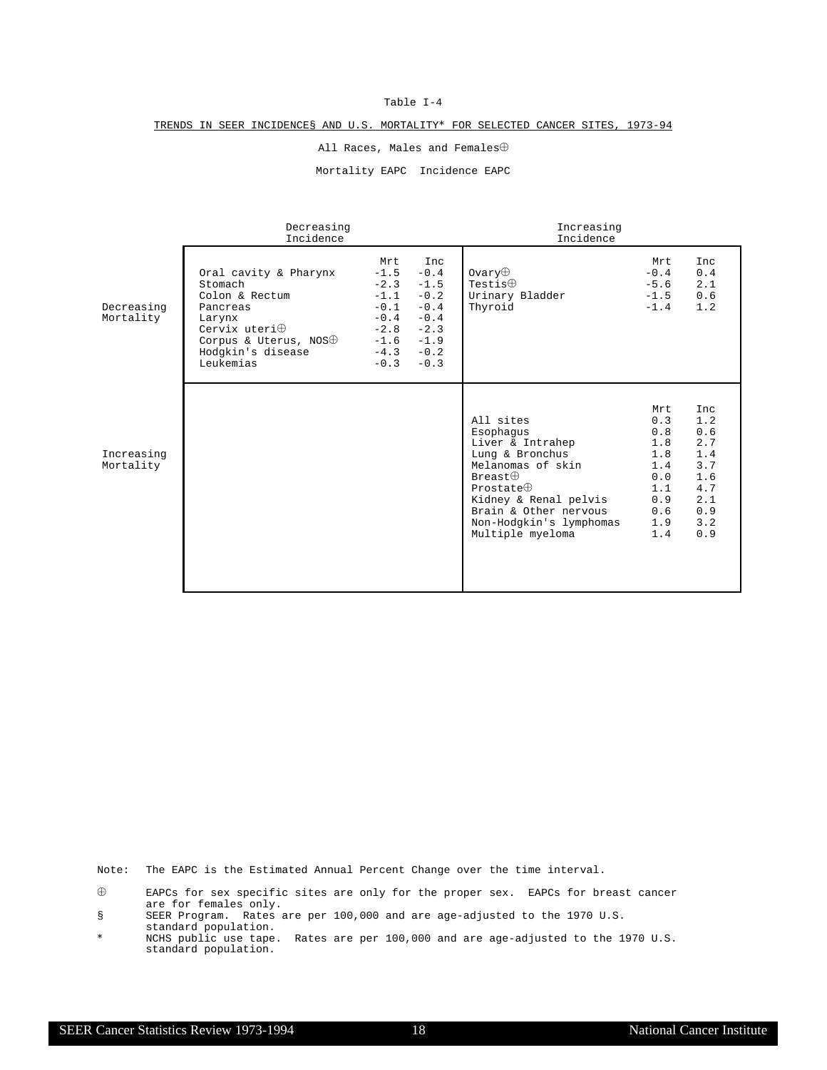Table I-4

TRENDS IN SEER INCIDENCE§ AND U.S. MORTALITY* FOR SELECTED CANCER SITES, 1973-94

All Races, Males and Females⊕

Mortality EAPC  Incidence EAPC

**Decreasing Mortality, Decreasing Incidence**

| Site | Mrt | Inc |
|---|---|---|
| Oral cavity & Pharynx | -1.5 | -0.4 |
| Stomach | -2.3 | -1.5 |
| Colon & Rectum | -1.1 | -0.2 |
| Pancreas | -0.1 | -0.4 |
| Larynx | -0.4 | -0.4 |
| Cervix uteri⊕ | -2.8 | -2.3 |
| Corpus & Uterus, NOS⊕ | -1.6 | -1.9 |
| Hodgkin's disease | -4.3 | -0.2 |
| Leukemias | -0.3 | -0.3 |

**Decreasing Mortality, Increasing Incidence**

| Site | Mrt | Inc |
|---|---|---|
| Ovary⊕ | -0.4 | 0.4 |
| Testis⊕ | -5.6 | 2.1 |
| Urinary Bladder | -1.5 | 0.6 |
| Thyroid | -1.4 | 1.2 |

**Increasing Mortality, Decreasing Incidence**

(none)

**Increasing Mortality, Increasing Incidence**

| Site | Mrt | Inc |
|---|---|---|
| All sites | 0.3 | 1.2 |
| Esophagus | 0.8 | 0.6 |
| Liver & Intrahep | 1.8 | 2.7 |
| Lung & Bronchus | 1.8 | 1.4 |
| Melanomas of skin | 1.4 | 3.7 |
| Breast⊕ | 0.0 | 1.6 |
| Prostate⊕ | 1.1 | 4.7 |
| Kidney & Renal pelvis | 0.9 | 2.1 |
| Brain & Other nervous | 0.6 | 0.9 |
| Non-Hodgkin's lymphomas | 1.9 | 3.2 |
| Multiple myeloma | 1.4 | 0.9 |

Note: The EAPC is the Estimated Annual Percent Change over the time interval.

⊕ EAPCs for sex specific sites are only for the proper sex. EAPCs for breast cancer are for females only.

§ SEER Program. Rates are per 100,000 and are age-adjusted to the 1970 U.S. standard population.

* NCHS public use tape. Rates are per 100,000 and are age-adjusted to the 1970 U.S. standard population.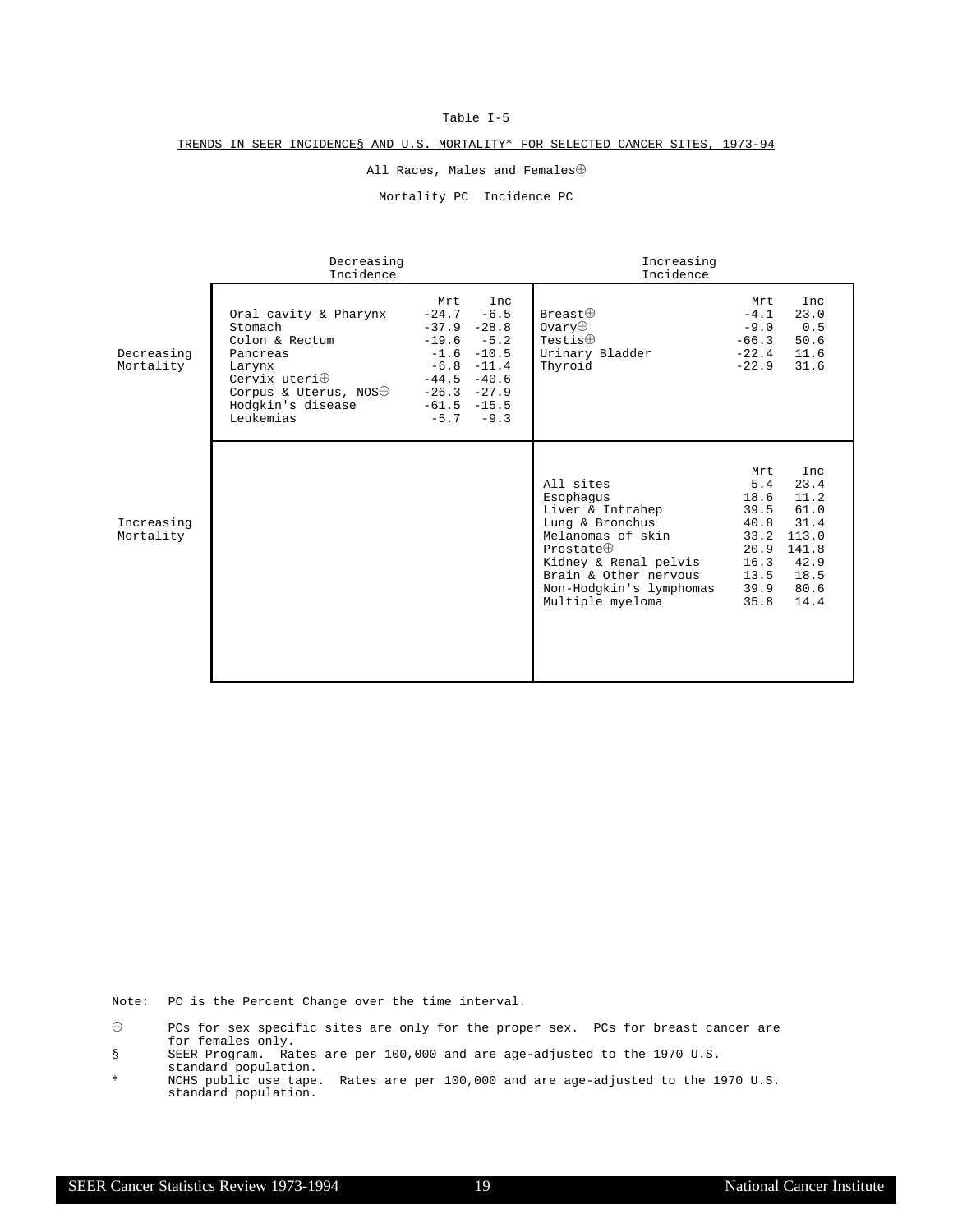Table I-5

TRENDS IN SEER INCIDENCE§ AND U.S. MORTALITY* FOR SELECTED CANCER SITES, 1973-94

All Races, Males and Females⊕

Mortality PC Incidence PC

| | Decreasing Incidence | Mrt | Inc | Increasing Incidence | Mrt | Inc |
|---|---|---|---|---|---|---|
| Decreasing Mortality | Oral cavity & Pharynx | -24.7 | -6.5 | Breast⊕ | -4.1 | 23.0 |
| | Stomach | -37.9 | -28.8 | Ovary⊕ | -9.0 | 0.5 |
| | Colon & Rectum | -19.6 | -5.2 | Testis⊕ | -66.3 | 50.6 |
| | Pancreas | -1.6 | -10.5 | Urinary Bladder | -22.4 | 11.6 |
| | Larynx | -6.8 | -11.4 | Thyroid | -22.9 | 31.6 |
| | Cervix uteri⊕ | -44.5 | -40.6 | | | |
| | Corpus & Uterus, NOS⊕ | -26.3 | -27.9 | | | |
| | Hodgkin's disease | -61.5 | -15.5 | | | |
| | Leukemias | -5.7 | -9.3 | | | |
| Increasing Mortality | | | | All sites | 5.4 | 23.4 |
| | | | | Esophagus | 18.6 | 11.2 |
| | | | | Liver & Intrahep | 39.5 | 61.0 |
| | | | | Lung & Bronchus | 40.8 | 31.4 |
| | | | | Melanomas of skin | 33.2 | 113.0 |
| | | | | Prostate⊕ | 20.9 | 141.8 |
| | | | | Kidney & Renal pelvis | 16.3 | 42.9 |
| | | | | Brain & Other nervous | 13.5 | 18.5 |
| | | | | Non-Hodgkin's lymphomas | 39.9 | 80.6 |
| | | | | Multiple myeloma | 35.8 | 14.4 |

Note: PC is the Percent Change over the time interval.

⊕ PCs for sex specific sites are only for the proper sex. PCs for breast cancer are for females only.

§ SEER Program. Rates are per 100,000 and are age-adjusted to the 1970 U.S. standard population.

* NCHS public use tape. Rates are per 100,000 and are age-adjusted to the 1970 U.S. standard population.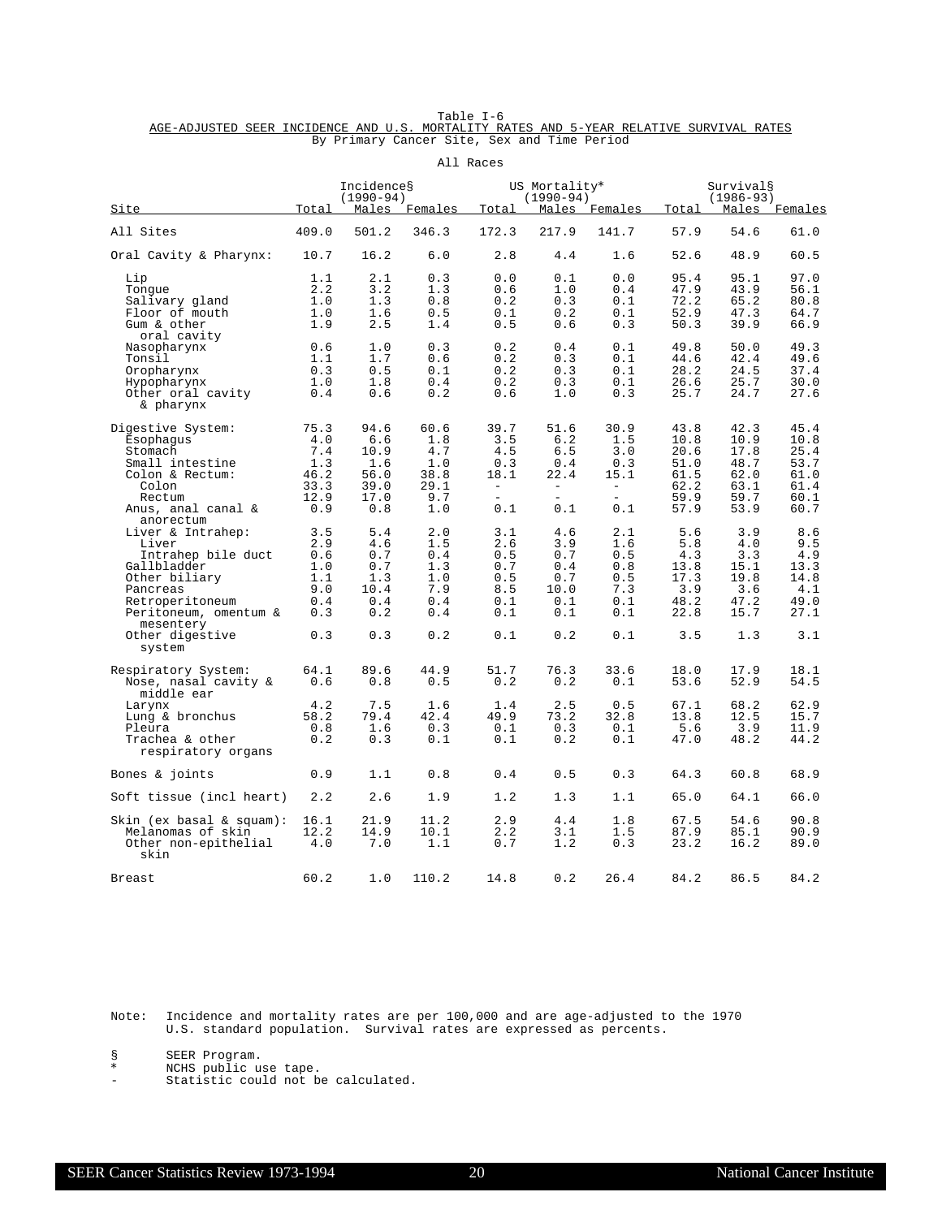Table I-6

AGE-ADJUSTED SEER INCIDENCE AND U.S. MORTALITY RATES AND 5-YEAR RELATIVE SURVIVAL RATES

By Primary Cancer Site, Sex and Time Period

All Races

| Site | Incidence§ (1990-94) Total | Males | Females | US Mortality* (1990-94) Total | Males | Females | Survival§ (1986-93) Total | Males | Females |
|---|---|---|---|---|---|---|---|---|---|
| All Sites | 409.0 | 501.2 | 346.3 | 172.3 | 217.9 | 141.7 | 57.9 | 54.6 | 61.0 |
| Oral Cavity & Pharynx: | 10.7 | 16.2 | 6.0 | 2.8 | 4.4 | 1.6 | 52.6 | 48.9 | 60.5 |
| Lip | 1.1 | 2.1 | 0.3 | 0.0 | 0.1 | 0.0 | 95.4 | 95.1 | 97.0 |
| Tongue | 2.2 | 3.2 | 1.3 | 0.6 | 1.0 | 0.4 | 47.9 | 43.9 | 56.1 |
| Salivary gland | 1.0 | 1.3 | 0.8 | 0.2 | 0.3 | 0.1 | 72.2 | 65.2 | 80.8 |
| Floor of mouth | 1.0 | 1.6 | 0.5 | 0.1 | 0.2 | 0.1 | 52.9 | 47.3 | 64.7 |
| Gum & other oral cavity | 1.9 | 2.5 | 1.4 | 0.5 | 0.6 | 0.3 | 50.3 | 39.9 | 66.9 |
| Nasopharynx | 0.6 | 1.0 | 0.3 | 0.2 | 0.4 | 0.1 | 49.8 | 50.0 | 49.3 |
| Tonsil | 1.1 | 1.7 | 0.6 | 0.2 | 0.3 | 0.1 | 44.6 | 42.4 | 49.6 |
| Oropharynx | 0.3 | 0.5 | 0.1 | 0.2 | 0.3 | 0.1 | 28.2 | 24.5 | 37.4 |
| Hypopharynx | 1.0 | 1.8 | 0.4 | 0.2 | 0.3 | 0.1 | 26.6 | 25.7 | 30.0 |
| Other oral cavity & pharynx | 0.4 | 0.6 | 0.2 | 0.6 | 1.0 | 0.3 | 25.7 | 24.7 | 27.6 |
| Digestive System: | 75.3 | 94.6 | 60.6 | 39.7 | 51.6 | 30.9 | 43.8 | 42.3 | 45.4 |
| Esophagus | 4.0 | 6.6 | 1.8 | 3.5 | 6.2 | 1.5 | 10.8 | 10.9 | 10.8 |
| Stomach | 7.4 | 10.9 | 4.7 | 4.5 | 6.5 | 3.0 | 20.6 | 17.8 | 25.4 |
| Small intestine | 1.3 | 1.6 | 1.0 | 0.3 | 0.4 | 0.3 | 51.0 | 48.7 | 53.7 |
| Colon & Rectum: | 46.2 | 56.0 | 38.8 | 18.1 | 22.4 | 15.1 | 61.5 | 62.0 | 61.0 |
| Colon | 33.3 | 39.0 | 29.1 | - | - | - | 62.2 | 63.1 | 61.4 |
| Rectum | 12.9 | 17.0 | 9.7 | - | - | - | 59.9 | 59.7 | 60.1 |
| Anus, anal canal & anorectum | 0.9 | 0.8 | 1.0 | 0.1 | 0.1 | 0.1 | 57.9 | 53.9 | 60.7 |
| Liver & Intrahep: | 3.5 | 5.4 | 2.0 | 3.1 | 4.6 | 2.1 | 5.6 | 3.9 | 8.6 |
| Liver | 2.9 | 4.6 | 1.5 | 2.6 | 3.9 | 1.6 | 5.8 | 4.0 | 9.5 |
| Intrahep bile duct | 0.6 | 0.7 | 0.4 | 0.5 | 0.7 | 0.5 | 4.3 | 3.3 | 4.9 |
| Gallbladder | 1.0 | 0.7 | 1.3 | 0.7 | 0.4 | 0.8 | 13.8 | 15.1 | 13.3 |
| Other biliary | 1.1 | 1.3 | 1.0 | 0.5 | 0.7 | 0.5 | 17.3 | 19.8 | 14.8 |
| Pancreas | 9.0 | 10.4 | 7.9 | 8.5 | 10.0 | 7.3 | 3.9 | 3.6 | 4.1 |
| Retroperitoneum | 0.4 | 0.4 | 0.4 | 0.1 | 0.1 | 0.1 | 48.2 | 47.2 | 49.0 |
| Peritoneum, omentum & mesentery | 0.3 | 0.2 | 0.4 | 0.1 | 0.1 | 0.1 | 22.8 | 15.7 | 27.1 |
| Other digestive system | 0.3 | 0.3 | 0.2 | 0.1 | 0.2 | 0.1 | 3.5 | 1.3 | 3.1 |
| Respiratory System: | 64.1 | 89.6 | 44.9 | 51.7 | 76.3 | 33.6 | 18.0 | 17.9 | 18.1 |
| Nose, nasal cavity & middle ear | 0.6 | 0.8 | 0.5 | 0.2 | 0.2 | 0.1 | 53.6 | 52.9 | 54.5 |
| Larynx | 4.2 | 7.5 | 1.6 | 1.4 | 2.5 | 0.5 | 67.1 | 68.2 | 62.9 |
| Lung & bronchus | 58.2 | 79.4 | 42.4 | 49.9 | 73.2 | 32.8 | 13.8 | 12.5 | 15.7 |
| Pleura | 0.8 | 1.6 | 0.3 | 0.1 | 0.3 | 0.1 | 5.6 | 3.9 | 11.9 |
| Trachea & other respiratory organs | 0.2 | 0.3 | 0.1 | 0.1 | 0.2 | 0.1 | 47.0 | 48.2 | 44.2 |
| Bones & joints | 0.9 | 1.1 | 0.8 | 0.4 | 0.5 | 0.3 | 64.3 | 60.8 | 68.9 |
| Soft tissue (incl heart) | 2.2 | 2.6 | 1.9 | 1.2 | 1.3 | 1.1 | 65.0 | 64.1 | 66.0 |
| Skin (ex basal & squam): | 16.1 | 21.9 | 11.2 | 2.9 | 4.4 | 1.8 | 67.5 | 54.6 | 90.8 |
| Melanomas of skin | 12.2 | 14.9 | 10.1 | 2.2 | 3.1 | 1.5 | 87.9 | 85.1 | 90.9 |
| Other non-epithelial skin | 4.0 | 7.0 | 1.1 | 0.7 | 1.2 | 0.3 | 23.2 | 16.2 | 89.0 |
| Breast | 60.2 | 1.0 | 110.2 | 14.8 | 0.2 | 26.4 | 84.2 | 86.5 | 84.2 |

Note: Incidence and mortality rates are per 100,000 and are age-adjusted to the 1970 U.S. standard population. Survival rates are expressed as percents.

§ SEER Program.

* NCHS public use tape.

- Statistic could not be calculated.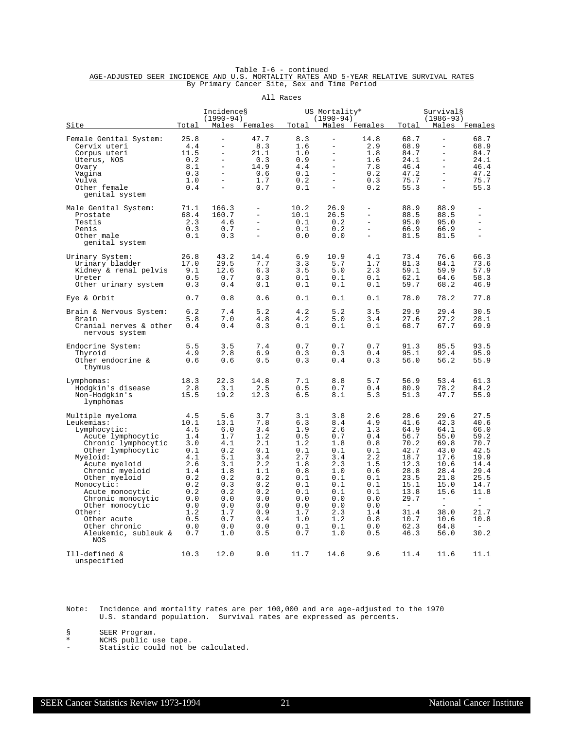Table I-6 - continued

AGE-ADJUSTED SEER INCIDENCE AND U.S. MORTALITY RATES AND 5-YEAR RELATIVE SURVIVAL RATES

By Primary Cancer Site, Sex and Time Period

All Races

| Site | Incidence§ (1990-94) | | | US Mortality* (1990-94) | | | Survival§ (1986-93) | | |
|---|---|---|---|---|---|---|---|---|---|
| | Total | Males | Females | Total | Males | Females | Total | Males | Females |
| Female Genital System: | 25.8 | - | 47.7 | 8.3 | - | 14.8 | 68.7 | - | 68.7 |
| Cervix uteri | 4.4 | - | 8.3 | 1.6 | - | 2.9 | 68.9 | - | 68.9 |
| Corpus uteri | 11.5 | - | 21.1 | 1.0 | - | 1.8 | 84.7 | - | 84.7 |
| Uterus, NOS | 0.2 | - | 0.3 | 0.9 | - | 1.6 | 24.1 | - | 24.1 |
| Ovary | 8.1 | - | 14.9 | 4.4 | - | 7.8 | 46.4 | - | 46.4 |
| Vagina | 0.3 | - | 0.6 | 0.1 | - | 0.2 | 47.2 | - | 47.2 |
| Vulva | 1.0 | - | 1.7 | 0.2 | - | 0.3 | 75.7 | - | 75.7 |
| Other female genital system | 0.4 | - | 0.7 | 0.1 | - | 0.2 | 55.3 | - | 55.3 |
| Male Genital System: | 71.1 | 166.3 | - | 10.2 | 26.9 | - | 88.9 | 88.9 | - |
| Prostate | 68.4 | 160.7 | - | 10.1 | 26.5 | - | 88.5 | 88.5 | - |
| Testis | 2.3 | 4.6 | - | 0.1 | 0.2 | - | 95.0 | 95.0 | - |
| Penis | 0.3 | 0.7 | - | 0.1 | 0.2 | - | 66.9 | 66.9 | - |
| Other male genital system | 0.1 | 0.3 | - | 0.0 | 0.0 | - | 81.5 | 81.5 | - |
| Urinary System: | 26.8 | 43.2 | 14.4 | 6.9 | 10.9 | 4.1 | 73.4 | 76.6 | 66.3 |
| Urinary bladder | 17.0 | 29.5 | 7.7 | 3.3 | 5.7 | 1.7 | 81.3 | 84.1 | 73.6 |
| Kidney & renal pelvis | 9.1 | 12.6 | 6.3 | 3.5 | 5.0 | 2.3 | 59.1 | 59.9 | 57.9 |
| Ureter | 0.5 | 0.7 | 0.3 | 0.1 | 0.1 | 0.1 | 62.1 | 64.6 | 58.3 |
| Other urinary system | 0.3 | 0.4 | 0.1 | 0.1 | 0.1 | 0.1 | 59.7 | 68.2 | 46.9 |
| Eye & Orbit | 0.7 | 0.8 | 0.6 | 0.1 | 0.1 | 0.1 | 78.0 | 78.2 | 77.8 |
| Brain & Nervous System: | 6.2 | 7.4 | 5.2 | 4.2 | 5.2 | 3.5 | 29.9 | 29.4 | 30.5 |
| Brain | 5.8 | 7.0 | 4.8 | 4.2 | 5.0 | 3.4 | 27.6 | 27.2 | 28.1 |
| Cranial nerves & other nervous system | 0.4 | 0.4 | 0.3 | 0.1 | 0.1 | 0.1 | 68.7 | 67.7 | 69.9 |
| Endocrine System: | 5.5 | 3.5 | 7.4 | 0.7 | 0.7 | 0.7 | 91.3 | 85.5 | 93.5 |
| Thyroid | 4.9 | 2.8 | 6.9 | 0.3 | 0.3 | 0.4 | 95.1 | 92.4 | 95.9 |
| Other endocrine & thymus | 0.6 | 0.6 | 0.5 | 0.3 | 0.4 | 0.3 | 56.0 | 56.2 | 55.9 |
| Lymphomas: | 18.3 | 22.3 | 14.8 | 7.1 | 8.8 | 5.7 | 56.9 | 53.4 | 61.3 |
| Hodgkin's disease | 2.8 | 3.1 | 2.5 | 0.5 | 0.7 | 0.4 | 80.9 | 78.2 | 84.2 |
| Non-Hodgkin's lymphomas | 15.5 | 19.2 | 12.3 | 6.5 | 8.1 | 5.3 | 51.3 | 47.7 | 55.9 |
| Multiple myeloma | 4.5 | 5.6 | 3.7 | 3.1 | 3.8 | 2.6 | 28.6 | 29.6 | 27.5 |
| Leukemias: | 10.1 | 13.1 | 7.8 | 6.3 | 8.4 | 4.9 | 41.6 | 42.3 | 40.6 |
| Lymphocytic: | 4.5 | 6.0 | 3.4 | 1.9 | 2.6 | 1.3 | 64.9 | 64.1 | 66.0 |
| Acute lymphocytic | 1.4 | 1.7 | 1.2 | 0.5 | 0.7 | 0.4 | 56.7 | 55.0 | 59.2 |
| Chronic lymphocytic | 3.0 | 4.1 | 2.1 | 1.2 | 1.8 | 0.8 | 70.2 | 69.8 | 70.7 |
| Other lymphocytic | 0.1 | 0.2 | 0.1 | 0.1 | 0.1 | 0.1 | 42.7 | 43.0 | 42.5 |
| Myeloid: | 4.1 | 5.1 | 3.4 | 2.7 | 3.4 | 2.2 | 18.7 | 17.6 | 19.9 |
| Acute myeloid | 2.6 | 3.1 | 2.2 | 1.8 | 2.3 | 1.5 | 12.3 | 10.6 | 14.4 |
| Chronic myeloid | 1.4 | 1.8 | 1.1 | 0.8 | 1.0 | 0.6 | 28.8 | 28.4 | 29.4 |
| Other myeloid | 0.2 | 0.2 | 0.2 | 0.1 | 0.1 | 0.1 | 23.5 | 21.8 | 25.5 |
| Monocytic: | 0.2 | 0.3 | 0.2 | 0.1 | 0.1 | 0.1 | 15.1 | 15.0 | 14.7 |
| Acute monocytic | 0.2 | 0.2 | 0.2 | 0.1 | 0.1 | 0.1 | 13.8 | 15.6 | 11.8 |
| Chronic monocytic | 0.0 | 0.0 | 0.0 | 0.0 | 0.0 | 0.0 | 29.7 | - | - |
| Other monocytic | 0.0 | 0.0 | 0.0 | 0.0 | 0.0 | 0.0 | - | - | - |
| Other: | 1.2 | 1.7 | 0.9 | 1.7 | 2.3 | 1.4 | 31.4 | 38.0 | 21.7 |
| Other acute | 0.5 | 0.7 | 0.4 | 1.0 | 1.2 | 0.8 | 10.7 | 10.6 | 10.8 |
| Other chronic | 0.0 | 0.0 | 0.0 | 0.1 | 0.1 | 0.0 | 62.3 | 64.8 | - |
| Aleukemic, subleuk & NOS | 0.7 | 1.0 | 0.5 | 0.7 | 1.0 | 0.5 | 46.3 | 56.0 | 30.2 |
| Ill-defined & unspecified | 10.3 | 12.0 | 9.0 | 11.7 | 14.6 | 9.6 | 11.4 | 11.6 | 11.1 |

Note: Incidence and mortality rates are per 100,000 and are age-adjusted to the 1970 U.S. standard population. Survival rates are expressed as percents.

§ SEER Program.
* NCHS public use tape.
- Statistic could not be calculated.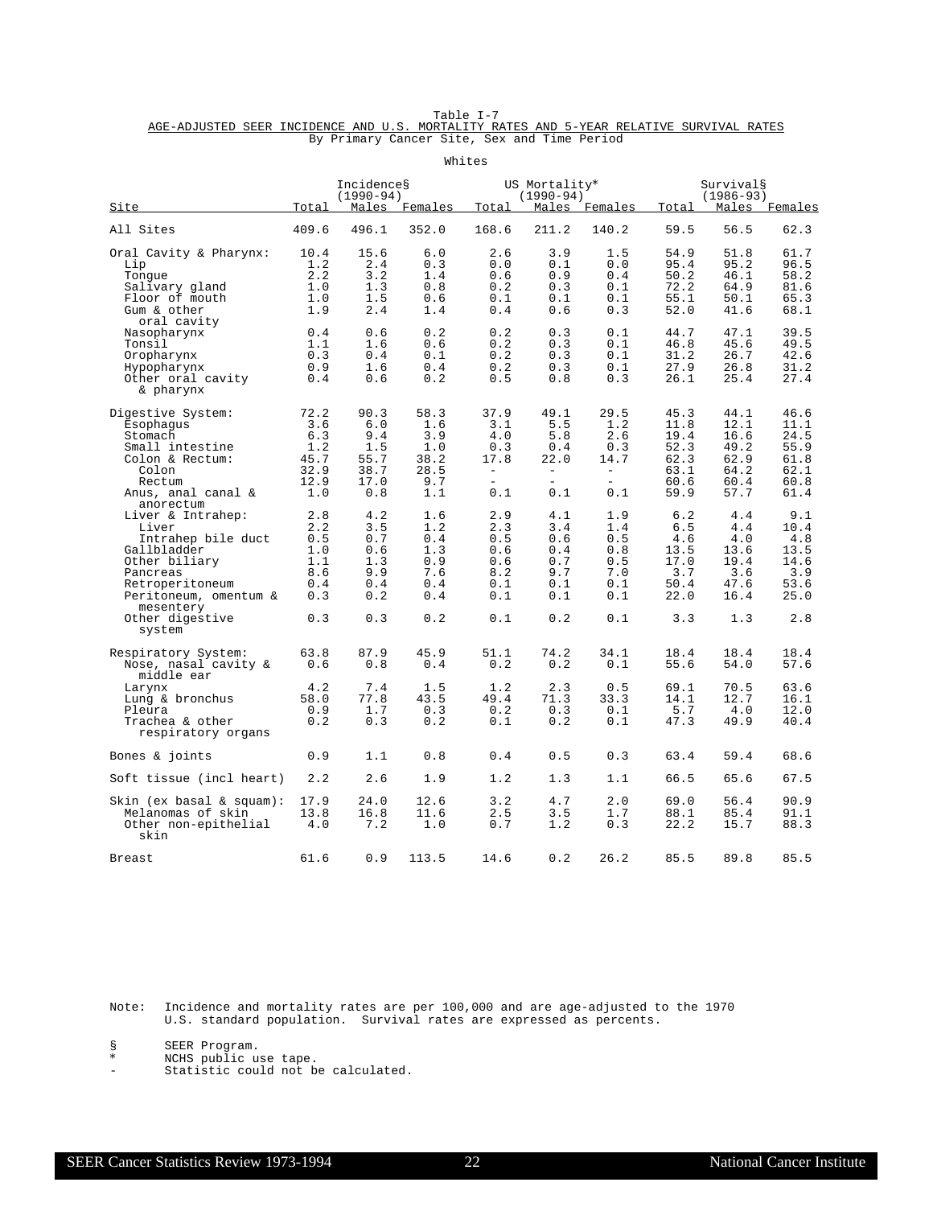Table I-7

AGE-ADJUSTED SEER INCIDENCE AND U.S. MORTALITY RATES AND 5-YEAR RELATIVE SURVIVAL RATES

By Primary Cancer Site, Sex and Time Period

Whites

| Site | Incidence§ (1990-94) | | | US Mortality* (1990-94) | | | Survival§ (1986-93) | | |
|---|---|---|---|---|---|---|---|---|---|
| | Total | Males | Females | Total | Males | Females | Total | Males | Females |
| All Sites | 409.6 | 496.1 | 352.0 | 168.6 | 211.2 | 140.2 | 59.5 | 56.5 | 62.3 |
| Oral Cavity & Pharynx: | 10.4 | 15.6 | 6.0 | 2.6 | 3.9 | 1.5 | 54.9 | 51.8 | 61.7 |
| Lip | 1.2 | 2.4 | 0.3 | 0.0 | 0.1 | 0.0 | 95.4 | 95.2 | 96.5 |
| Tongue | 2.2 | 3.2 | 1.4 | 0.6 | 0.9 | 0.4 | 50.2 | 46.1 | 58.2 |
| Salivary gland | 1.0 | 1.3 | 0.8 | 0.2 | 0.3 | 0.1 | 72.2 | 64.9 | 81.6 |
| Floor of mouth | 1.0 | 1.5 | 0.6 | 0.1 | 0.1 | 0.1 | 55.1 | 50.1 | 65.3 |
| Gum & other oral cavity | 1.9 | 2.4 | 1.4 | 0.4 | 0.6 | 0.3 | 52.0 | 41.6 | 68.1 |
| Nasopharynx | 0.4 | 0.6 | 0.2 | 0.2 | 0.3 | 0.1 | 44.7 | 47.1 | 39.5 |
| Tonsil | 1.1 | 1.6 | 0.6 | 0.2 | 0.3 | 0.1 | 46.8 | 45.6 | 49.5 |
| Oropharynx | 0.3 | 0.4 | 0.1 | 0.2 | 0.3 | 0.1 | 31.2 | 26.7 | 42.6 |
| Hypopharynx | 0.9 | 1.6 | 0.4 | 0.2 | 0.3 | 0.1 | 27.9 | 26.8 | 31.2 |
| Other oral cavity & pharynx | 0.4 | 0.6 | 0.2 | 0.5 | 0.8 | 0.3 | 26.1 | 25.4 | 27.4 |
| Digestive System: | 72.2 | 90.3 | 58.3 | 37.9 | 49.1 | 29.5 | 45.3 | 44.1 | 46.6 |
| Esophagus | 3.6 | 6.0 | 1.6 | 3.1 | 5.5 | 1.2 | 11.8 | 12.1 | 11.1 |
| Stomach | 6.3 | 9.4 | 3.9 | 4.0 | 5.8 | 2.6 | 19.4 | 16.6 | 24.5 |
| Small intestine | 1.2 | 1.5 | 1.0 | 0.3 | 0.4 | 0.3 | 52.3 | 49.2 | 55.9 |
| Colon & Rectum: | 45.7 | 55.7 | 38.2 | 17.8 | 22.0 | 14.7 | 62.3 | 62.9 | 61.8 |
| Colon | 32.9 | 38.7 | 28.5 | - | - | - | 63.1 | 64.2 | 62.1 |
| Rectum | 12.9 | 17.0 | 9.7 | - | - | - | 60.6 | 60.4 | 60.8 |
| Anus, anal canal & anorectum | 1.0 | 0.8 | 1.1 | 0.1 | 0.1 | 0.1 | 59.9 | 57.7 | 61.4 |
| Liver & Intrahep: | 2.8 | 4.2 | 1.6 | 2.9 | 4.1 | 1.9 | 6.2 | 4.4 | 9.1 |
| Liver | 2.2 | 3.5 | 1.2 | 2.3 | 3.4 | 1.4 | 6.5 | 4.4 | 10.4 |
| Intrahep bile duct | 0.5 | 0.7 | 0.4 | 0.5 | 0.6 | 0.5 | 4.6 | 4.0 | 4.8 |
| Gallbladder | 1.0 | 0.6 | 1.3 | 0.6 | 0.4 | 0.8 | 13.5 | 13.6 | 13.5 |
| Other biliary | 1.1 | 1.3 | 0.9 | 0.6 | 0.7 | 0.5 | 17.0 | 19.4 | 14.6 |
| Pancreas | 8.6 | 9.9 | 7.6 | 8.2 | 9.7 | 7.0 | 3.7 | 3.6 | 3.9 |
| Retroperitoneum | 0.4 | 0.4 | 0.4 | 0.1 | 0.1 | 0.1 | 50.4 | 47.6 | 53.6 |
| Peritoneum, omentum & mesentery | 0.3 | 0.2 | 0.4 | 0.1 | 0.1 | 0.1 | 22.0 | 16.4 | 25.0 |
| Other digestive system | 0.3 | 0.3 | 0.2 | 0.1 | 0.2 | 0.1 | 3.3 | 1.3 | 2.8 |
| Respiratory System: | 63.8 | 87.9 | 45.9 | 51.1 | 74.2 | 34.1 | 18.4 | 18.4 | 18.4 |
| Nose, nasal cavity & middle ear | 0.6 | 0.8 | 0.4 | 0.2 | 0.2 | 0.1 | 55.6 | 54.0 | 57.6 |
| Larynx | 4.2 | 7.4 | 1.5 | 1.2 | 2.3 | 0.5 | 69.1 | 70.5 | 63.6 |
| Lung & bronchus | 58.0 | 77.8 | 43.5 | 49.4 | 71.3 | 33.3 | 14.1 | 12.7 | 16.1 |
| Pleura | 0.9 | 1.7 | 0.3 | 0.2 | 0.3 | 0.1 | 5.7 | 4.0 | 12.0 |
| Trachea & other respiratory organs | 0.2 | 0.3 | 0.2 | 0.1 | 0.2 | 0.1 | 47.3 | 49.9 | 40.4 |
| Bones & joints | 0.9 | 1.1 | 0.8 | 0.4 | 0.5 | 0.3 | 63.4 | 59.4 | 68.6 |
| Soft tissue (incl heart) | 2.2 | 2.6 | 1.9 | 1.2 | 1.3 | 1.1 | 66.5 | 65.6 | 67.5 |
| Skin (ex basal & squam): | 17.9 | 24.0 | 12.6 | 3.2 | 4.7 | 2.0 | 69.0 | 56.4 | 90.9 |
| Melanomas of skin | 13.8 | 16.8 | 11.6 | 2.5 | 3.5 | 1.7 | 88.1 | 85.4 | 91.1 |
| Other non-epithelial skin | 4.0 | 7.2 | 1.0 | 0.7 | 1.2 | 0.3 | 22.2 | 15.7 | 88.3 |
| Breast | 61.6 | 0.9 | 113.5 | 14.6 | 0.2 | 26.2 | 85.5 | 89.8 | 85.5 |

Note: Incidence and mortality rates are per 100,000 and are age-adjusted to the 1970 U.S. standard population. Survival rates are expressed as percents.

§ SEER Program.

\* NCHS public use tape.

\- Statistic could not be calculated.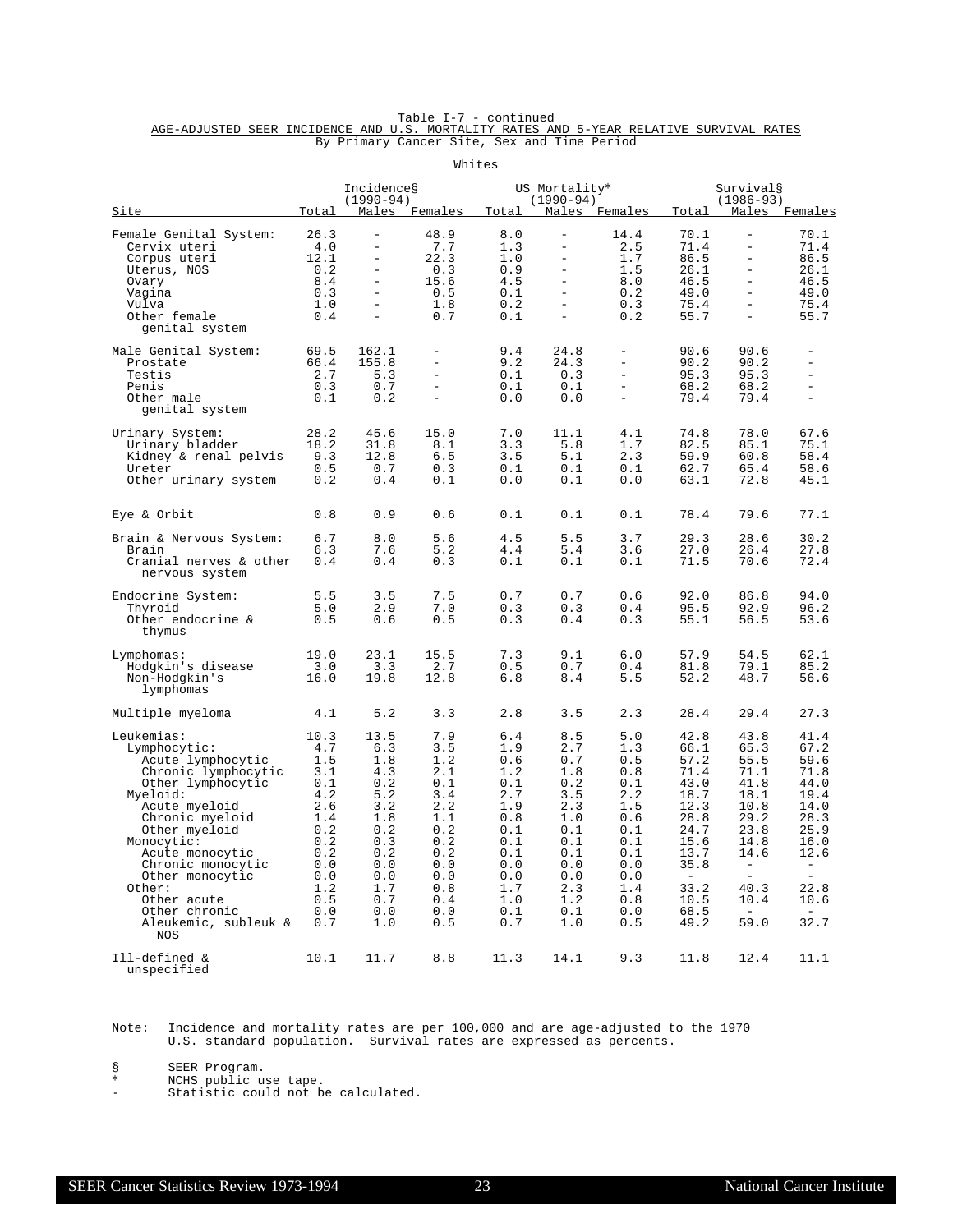Table I-7 - continued

AGE-ADJUSTED SEER INCIDENCE AND U.S. MORTALITY RATES AND 5-YEAR RELATIVE SURVIVAL RATES

By Primary Cancer Site, Sex and Time Period

Whites

| Site | Incidence§ (1990-94) | | | US Mortality* (1990-94) | | | Survival§ (1986-93) | | |
|---|---|---|---|---|---|---|---|---|---|
| | Total | Males | Females | Total | Males | Females | Total | Males | Females |
| Female Genital System: | 26.3 | - | 48.9 | 8.0 | - | 14.4 | 70.1 | - | 70.1 |
| Cervix uteri | 4.0 | - | 7.7 | 1.3 | - | 2.5 | 71.4 | - | 71.4 |
| Corpus uteri | 12.1 | - | 22.3 | 1.0 | - | 1.7 | 86.5 | - | 86.5 |
| Uterus, NOS | 0.2 | - | 0.3 | 0.9 | - | 1.5 | 26.1 | - | 26.1 |
| Ovary | 8.4 | - | 15.6 | 4.5 | - | 8.0 | 46.5 | - | 46.5 |
| Vagina | 0.3 | - | 0.5 | 0.1 | - | 0.2 | 49.0 | - | 49.0 |
| Vulva | 1.0 | - | 1.8 | 0.2 | - | 0.3 | 75.4 | - | 75.4 |
| Other female genital system | 0.4 | - | 0.7 | 0.1 | - | 0.2 | 55.7 | - | 55.7 |
| Male Genital System: | 69.5 | 162.1 | - | 9.4 | 24.8 | - | 90.6 | 90.6 | - |
| Prostate | 66.4 | 155.8 | - | 9.2 | 24.3 | - | 90.2 | 90.2 | - |
| Testis | 2.7 | 5.3 | - | 0.1 | 0.3 | - | 95.3 | 95.3 | - |
| Penis | 0.3 | 0.7 | - | 0.1 | 0.1 | - | 68.2 | 68.2 | - |
| Other male genital system | 0.1 | 0.2 | - | 0.0 | 0.0 | - | 79.4 | 79.4 | - |
| Urinary System: | 28.2 | 45.6 | 15.0 | 7.0 | 11.1 | 4.1 | 74.8 | 78.0 | 67.6 |
| Urinary bladder | 18.2 | 31.8 | 8.1 | 3.3 | 5.8 | 1.7 | 82.5 | 85.1 | 75.1 |
| Kidney & renal pelvis | 9.3 | 12.8 | 6.5 | 3.5 | 5.1 | 2.3 | 59.9 | 60.8 | 58.4 |
| Ureter | 0.5 | 0.7 | 0.3 | 0.1 | 0.1 | 0.1 | 62.7 | 65.4 | 58.6 |
| Other urinary system | 0.2 | 0.4 | 0.1 | 0.0 | 0.1 | 0.0 | 63.1 | 72.8 | 45.1 |
| Eye & Orbit | 0.8 | 0.9 | 0.6 | 0.1 | 0.1 | 0.1 | 78.4 | 79.6 | 77.1 |
| Brain & Nervous System: | 6.7 | 8.0 | 5.6 | 4.5 | 5.5 | 3.7 | 29.3 | 28.6 | 30.2 |
| Brain | 6.3 | 7.6 | 5.2 | 4.4 | 5.4 | 3.6 | 27.0 | 26.4 | 27.8 |
| Cranial nerves & other nervous system | 0.4 | 0.4 | 0.3 | 0.1 | 0.1 | 0.1 | 71.5 | 70.6 | 72.4 |
| Endocrine System: | 5.5 | 3.5 | 7.5 | 0.7 | 0.7 | 0.6 | 92.0 | 86.8 | 94.0 |
| Thyroid | 5.0 | 2.9 | 7.0 | 0.3 | 0.3 | 0.4 | 95.5 | 92.9 | 96.2 |
| Other endocrine & thymus | 0.5 | 0.6 | 0.5 | 0.3 | 0.4 | 0.3 | 55.1 | 56.5 | 53.6 |
| Lymphomas: | 19.0 | 23.1 | 15.5 | 7.3 | 9.1 | 6.0 | 57.9 | 54.5 | 62.1 |
| Hodgkin's disease | 3.0 | 3.3 | 2.7 | 0.5 | 0.7 | 0.4 | 81.8 | 79.1 | 85.2 |
| Non-Hodgkin's lymphomas | 16.0 | 19.8 | 12.8 | 6.8 | 8.4 | 5.5 | 52.2 | 48.7 | 56.6 |
| Multiple myeloma | 4.1 | 5.2 | 3.3 | 2.8 | 3.5 | 2.3 | 28.4 | 29.4 | 27.3 |
| Leukemias: | 10.3 | 13.5 | 7.9 | 6.4 | 8.5 | 5.0 | 42.8 | 43.8 | 41.4 |
| Lymphocytic: | 4.7 | 6.3 | 3.5 | 1.9 | 2.7 | 1.3 | 66.1 | 65.3 | 67.2 |
| Acute lymphocytic | 1.5 | 1.8 | 1.2 | 0.6 | 0.7 | 0.5 | 57.2 | 55.5 | 59.6 |
| Chronic lymphocytic | 3.1 | 4.3 | 2.1 | 1.2 | 1.8 | 0.8 | 71.4 | 71.1 | 71.8 |
| Other lymphocytic | 0.1 | 0.2 | 0.1 | 0.1 | 0.2 | 0.1 | 43.0 | 41.8 | 44.0 |
| Myeloid: | 4.2 | 5.2 | 3.4 | 2.7 | 3.5 | 2.2 | 18.7 | 18.1 | 19.4 |
| Acute myeloid | 2.6 | 3.2 | 2.2 | 1.9 | 2.3 | 1.5 | 12.3 | 10.8 | 14.0 |
| Chronic myeloid | 1.4 | 1.8 | 1.1 | 0.8 | 1.0 | 0.6 | 28.8 | 29.2 | 28.3 |
| Other myeloid | 0.2 | 0.2 | 0.2 | 0.1 | 0.1 | 0.1 | 24.7 | 23.8 | 25.9 |
| Monocytic: | 0.2 | 0.3 | 0.2 | 0.1 | 0.1 | 0.1 | 15.6 | 14.8 | 16.0 |
| Acute monocytic | 0.2 | 0.2 | 0.2 | 0.1 | 0.1 | 0.1 | 13.7 | 14.6 | 12.6 |
| Chronic monocytic | 0.0 | 0.0 | 0.0 | 0.0 | 0.0 | 0.0 | 35.8 | - | - |
| Other monocytic | 0.0 | 0.0 | 0.0 | 0.0 | 0.0 | 0.0 | - | - | - |
| Other: | 1.2 | 1.7 | 0.8 | 1.7 | 2.3 | 1.4 | 33.2 | 40.3 | 22.8 |
| Other acute | 0.5 | 0.7 | 0.4 | 1.0 | 1.2 | 0.8 | 10.5 | 10.4 | 10.6 |
| Other chronic | 0.0 | 0.0 | 0.0 | 0.1 | 0.1 | 0.0 | 68.5 | - | - |
| Aleukemic, subleuk & NOS | 0.7 | 1.0 | 0.5 | 0.7 | 1.0 | 0.5 | 49.2 | 59.0 | 32.7 |
| Ill-defined & unspecified | 10.1 | 11.7 | 8.8 | 11.3 | 14.1 | 9.3 | 11.8 | 12.4 | 11.1 |

Note: Incidence and mortality rates are per 100,000 and are age-adjusted to the 1970 U.S. standard population. Survival rates are expressed as percents.

§ SEER Program.
* NCHS public use tape.
- Statistic could not be calculated.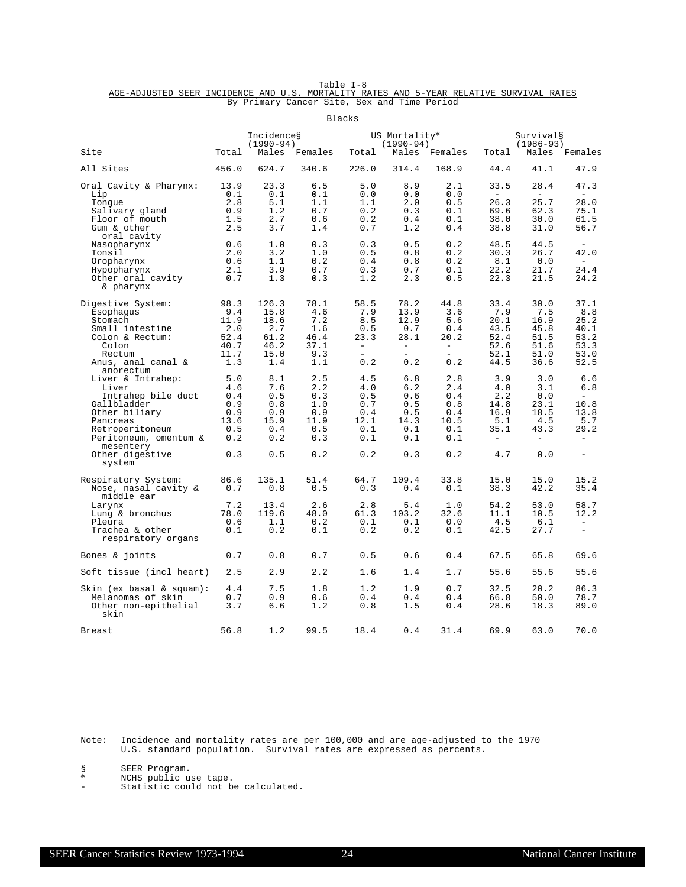Table I-8

AGE-ADJUSTED SEER INCIDENCE AND U.S. MORTALITY RATES AND 5-YEAR RELATIVE SURVIVAL RATES

By Primary Cancer Site, Sex and Time Period

Blacks

| Site | Incidence§ (1990-94) | | | US Mortality* (1990-94) | | | Survival§ (1986-93) | | |
|---|---|---|---|---|---|---|---|---|---|
| | Total | Males | Females | Total | Males | Females | Total | Males | Females |
| All Sites | 456.0 | 624.7 | 340.6 | 226.0 | 314.4 | 168.9 | 44.4 | 41.1 | 47.9 |
| Oral Cavity & Pharynx: | 13.9 | 23.3 | 6.5 | 5.0 | 8.9 | 2.1 | 33.5 | 28.4 | 47.3 |
| Lip | 0.1 | 0.1 | 0.1 | 0.0 | 0.0 | 0.0 | - | - | - |
| Tongue | 2.8 | 5.1 | 1.1 | 1.1 | 2.0 | 0.5 | 26.3 | 25.7 | 28.0 |
| Salivary gland | 0.9 | 1.2 | 0.7 | 0.2 | 0.3 | 0.1 | 69.6 | 62.3 | 75.1 |
| Floor of mouth | 1.5 | 2.7 | 0.6 | 0.2 | 0.4 | 0.1 | 38.0 | 30.0 | 61.5 |
| Gum & other oral cavity | 2.5 | 3.7 | 1.4 | 0.7 | 1.2 | 0.4 | 38.8 | 31.0 | 56.7 |
| Nasopharynx | 0.6 | 1.0 | 0.3 | 0.3 | 0.5 | 0.2 | 48.5 | 44.5 | - |
| Tonsil | 2.0 | 3.2 | 1.0 | 0.5 | 0.8 | 0.2 | 30.3 | 26.7 | 42.0 |
| Oropharynx | 0.6 | 1.1 | 0.2 | 0.4 | 0.8 | 0.2 | 8.1 | 0.0 | - |
| Hypopharynx | 2.1 | 3.9 | 0.7 | 0.3 | 0.7 | 0.1 | 22.2 | 21.7 | 24.4 |
| Other oral cavity & pharynx | 0.7 | 1.3 | 0.3 | 1.2 | 2.3 | 0.5 | 22.3 | 21.5 | 24.2 |
| Digestive System: | 98.3 | 126.3 | 78.1 | 58.5 | 78.2 | 44.8 | 33.4 | 30.0 | 37.1 |
| Esophagus | 9.4 | 15.8 | 4.6 | 7.9 | 13.9 | 3.6 | 7.9 | 7.5 | 8.8 |
| Stomach | 11.9 | 18.6 | 7.2 | 8.5 | 12.9 | 5.6 | 20.1 | 16.9 | 25.2 |
| Small intestine | 2.0 | 2.7 | 1.6 | 0.5 | 0.7 | 0.4 | 43.5 | 45.8 | 40.1 |
| Colon & Rectum: | 52.4 | 61.2 | 46.4 | 23.3 | 28.1 | 20.2 | 52.4 | 51.5 | 53.2 |
| Colon | 40.7 | 46.2 | 37.1 | - | - | - | 52.6 | 51.6 | 53.3 |
| Rectum | 11.7 | 15.0 | 9.3 | - | - | - | 52.1 | 51.0 | 53.0 |
| Anus, anal canal & anorectum | 1.3 | 1.4 | 1.1 | 0.2 | 0.2 | 0.2 | 44.5 | 36.6 | 52.5 |
| Liver & Intrahep: | 5.0 | 8.1 | 2.5 | 4.5 | 6.8 | 2.8 | 3.9 | 3.0 | 6.6 |
| Liver | 4.6 | 7.6 | 2.2 | 4.0 | 6.2 | 2.4 | 4.0 | 3.1 | 6.8 |
| Intrahep bile duct | 0.4 | 0.5 | 0.3 | 0.5 | 0.6 | 0.4 | 2.2 | 0.0 | - |
| Gallbladder | 0.9 | 0.8 | 1.0 | 0.7 | 0.5 | 0.8 | 14.8 | 23.1 | 10.8 |
| Other biliary | 0.9 | 0.9 | 0.9 | 0.4 | 0.5 | 0.4 | 16.9 | 18.5 | 13.8 |
| Pancreas | 13.6 | 15.9 | 11.9 | 12.1 | 14.3 | 10.5 | 5.1 | 4.5 | 5.7 |
| Retroperitoneum | 0.5 | 0.4 | 0.5 | 0.1 | 0.1 | 0.1 | 35.1 | 43.3 | 29.2 |
| Peritoneum, omentum & mesentery | 0.2 | 0.2 | 0.3 | 0.1 | 0.1 | 0.1 | - | - | - |
| Other digestive system | 0.3 | 0.5 | 0.2 | 0.2 | 0.3 | 0.2 | 4.7 | 0.0 | - |
| Respiratory System: | 86.6 | 135.1 | 51.4 | 64.7 | 109.4 | 33.8 | 15.0 | 15.0 | 15.2 |
| Nose, nasal cavity & middle ear | 0.7 | 0.8 | 0.5 | 0.3 | 0.4 | 0.1 | 38.3 | 42.2 | 35.4 |
| Larynx | 7.2 | 13.4 | 2.6 | 2.8 | 5.4 | 1.0 | 54.2 | 53.0 | 58.7 |
| Lung & bronchus | 78.0 | 119.6 | 48.0 | 61.3 | 103.2 | 32.6 | 11.1 | 10.5 | 12.2 |
| Pleura | 0.6 | 1.1 | 0.2 | 0.1 | 0.1 | 0.0 | 4.5 | 6.1 | - |
| Trachea & other respiratory organs | 0.1 | 0.2 | 0.1 | 0.2 | 0.2 | 0.1 | 42.5 | 27.7 | - |
| Bones & joints | 0.7 | 0.8 | 0.7 | 0.5 | 0.6 | 0.4 | 67.5 | 65.8 | 69.6 |
| Soft tissue (incl heart) | 2.5 | 2.9 | 2.2 | 1.6 | 1.4 | 1.7 | 55.6 | 55.6 | 55.6 |
| Skin (ex basal & squam): | 4.4 | 7.5 | 1.8 | 1.2 | 1.9 | 0.7 | 32.5 | 20.2 | 86.3 |
| Melanomas of skin | 0.7 | 0.9 | 0.6 | 0.4 | 0.4 | 0.4 | 66.8 | 50.0 | 78.7 |
| Other non-epithelial skin | 3.7 | 6.6 | 1.2 | 0.8 | 1.5 | 0.4 | 28.6 | 18.3 | 89.0 |
| Breast | 56.8 | 1.2 | 99.5 | 18.4 | 0.4 | 31.4 | 69.9 | 63.0 | 70.0 |

Note: Incidence and mortality rates are per 100,000 and are age-adjusted to the 1970 U.S. standard population. Survival rates are expressed as percents.

§ SEER Program.

\* NCHS public use tape.

\- Statistic could not be calculated.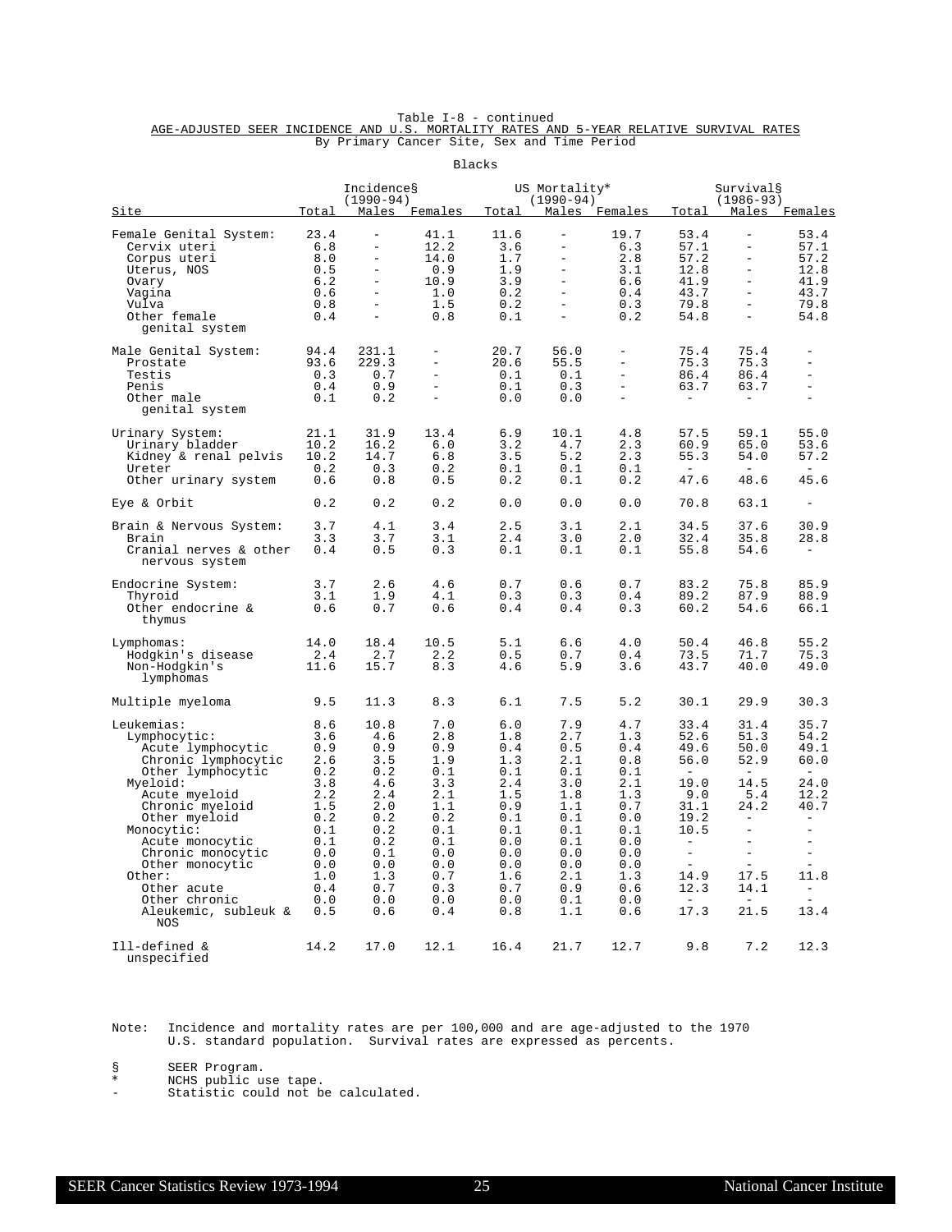Table I-8 - continued

AGE-ADJUSTED SEER INCIDENCE AND U.S. MORTALITY RATES AND 5-YEAR RELATIVE SURVIVAL RATES

By Primary Cancer Site, Sex and Time Period

Blacks

| Site | Incidence§ (1990-94) Total | Males | Females | US Mortality* (1990-94) Total | Males | Females | Survival§ (1986-93) Total | Males | Females |
|---|---|---|---|---|---|---|---|---|---|
| Female Genital System: | 23.4 | - | 41.1 | 11.6 | - | 19.7 | 53.4 | - | 53.4 |
| Cervix uteri | 6.8 | - | 12.2 | 3.6 | - | 6.3 | 57.1 | - | 57.1 |
| Corpus uteri | 8.0 | - | 14.0 | 1.7 | - | 2.8 | 57.2 | - | 57.2 |
| Uterus, NOS | 0.5 | - | 0.9 | 1.9 | - | 3.1 | 12.8 | - | 12.8 |
| Ovary | 6.2 | - | 10.9 | 3.9 | - | 6.6 | 41.9 | - | 41.9 |
| Vagina | 0.6 | - | 1.0 | 0.2 | - | 0.4 | 43.7 | - | 43.7 |
| Vulva | 0.8 | - | 1.5 | 0.2 | - | 0.3 | 79.8 | - | 79.8 |
| Other female genital system | 0.4 | - | 0.8 | 0.1 | - | 0.2 | 54.8 | - | 54.8 |
| Male Genital System: | 94.4 | 231.1 | - | 20.7 | 56.0 | - | 75.4 | 75.4 | - |
| Prostate | 93.6 | 229.3 | - | 20.6 | 55.5 | - | 75.3 | 75.3 | - |
| Testis | 0.3 | 0.7 | - | 0.1 | 0.1 | - | 86.4 | 86.4 | - |
| Penis | 0.4 | 0.9 | - | 0.1 | 0.3 | - | 63.7 | 63.7 | - |
| Other male genital system | 0.1 | 0.2 | - | 0.0 | 0.0 | - | - | - | - |
| Urinary System: | 21.1 | 31.9 | 13.4 | 6.9 | 10.1 | 4.8 | 57.5 | 59.1 | 55.0 |
| Urinary bladder | 10.2 | 16.2 | 6.0 | 3.2 | 4.7 | 2.3 | 60.9 | 65.0 | 53.6 |
| Kidney & renal pelvis | 10.2 | 14.7 | 6.8 | 3.5 | 5.2 | 2.3 | 55.3 | 54.0 | 57.2 |
| Ureter | 0.2 | 0.3 | 0.2 | 0.1 | 0.1 | 0.1 | - | - | - |
| Other urinary system | 0.6 | 0.8 | 0.5 | 0.2 | 0.1 | 0.2 | 47.6 | 48.6 | 45.6 |
| Eye & Orbit | 0.2 | 0.2 | 0.2 | 0.0 | 0.0 | 0.0 | 70.8 | 63.1 | - |
| Brain & Nervous System: | 3.7 | 4.1 | 3.4 | 2.5 | 3.1 | 2.1 | 34.5 | 37.6 | 30.9 |
| Brain | 3.3 | 3.7 | 3.1 | 2.4 | 3.0 | 2.0 | 32.4 | 35.8 | 28.8 |
| Cranial nerves & other nervous system | 0.4 | 0.5 | 0.3 | 0.1 | 0.1 | 0.1 | 55.8 | 54.6 | - |
| Endocrine System: | 3.7 | 2.6 | 4.6 | 0.7 | 0.6 | 0.7 | 83.2 | 75.8 | 85.9 |
| Thyroid | 3.1 | 1.9 | 4.1 | 0.3 | 0.3 | 0.4 | 89.2 | 87.9 | 88.9 |
| Other endocrine & thymus | 0.6 | 0.7 | 0.6 | 0.4 | 0.4 | 0.3 | 60.2 | 54.6 | 66.1 |
| Lymphomas: | 14.0 | 18.4 | 10.5 | 5.1 | 6.6 | 4.0 | 50.4 | 46.8 | 55.2 |
| Hodgkin's disease | 2.4 | 2.7 | 2.2 | 0.5 | 0.7 | 0.4 | 73.5 | 71.7 | 75.3 |
| Non-Hodgkin's lymphomas | 11.6 | 15.7 | 8.3 | 4.6 | 5.9 | 3.6 | 43.7 | 40.0 | 49.0 |
| Multiple myeloma | 9.5 | 11.3 | 8.3 | 6.1 | 7.5 | 5.2 | 30.1 | 29.9 | 30.3 |
| Leukemias: | 8.6 | 10.8 | 7.0 | 6.0 | 7.9 | 4.7 | 33.4 | 31.4 | 35.7 |
| Lymphocytic: | 3.6 | 4.6 | 2.8 | 1.8 | 2.7 | 1.3 | 52.6 | 51.3 | 54.2 |
| Acute lymphocytic | 0.9 | 0.9 | 0.9 | 0.4 | 0.5 | 0.4 | 49.6 | 50.0 | 49.1 |
| Chronic lymphocytic | 2.6 | 3.5 | 1.9 | 1.3 | 2.1 | 0.8 | 56.0 | 52.9 | 60.0 |
| Other lymphocytic | 0.2 | 0.2 | 0.1 | 0.1 | 0.1 | 0.1 | - | - | - |
| Myeloid: | 3.8 | 4.6 | 3.3 | 2.4 | 3.0 | 2.1 | 19.0 | 14.5 | 24.0 |
| Acute myeloid | 2.2 | 2.4 | 2.1 | 1.5 | 1.8 | 1.3 | 9.0 | 5.4 | 12.2 |
| Chronic myeloid | 1.5 | 2.0 | 1.1 | 0.9 | 1.1 | 0.7 | 31.1 | 24.2 | 40.7 |
| Other myeloid | 0.2 | 0.2 | 0.2 | 0.1 | 0.1 | 0.0 | 19.2 | - | - |
| Monocytic: | 0.1 | 0.2 | 0.1 | 0.1 | 0.1 | 0.1 | 10.5 | - | - |
| Acute monocytic | 0.1 | 0.2 | 0.1 | 0.0 | 0.1 | 0.0 | - | - | - |
| Chronic monocytic | 0.0 | 0.1 | 0.0 | 0.0 | 0.0 | 0.0 | - | - | - |
| Other monocytic | 0.0 | 0.0 | 0.0 | 0.0 | 0.0 | 0.0 | - | - | - |
| Other: | 1.0 | 1.3 | 0.7 | 1.6 | 2.1 | 1.3 | 14.9 | 17.5 | 11.8 |
| Other acute | 0.4 | 0.7 | 0.3 | 0.7 | 0.9 | 0.6 | 12.3 | 14.1 | - |
| Other chronic | 0.0 | 0.0 | 0.0 | 0.0 | 0.1 | 0.0 | - | - | - |
| Aleukemic, subleuk & NOS | 0.5 | 0.6 | 0.4 | 0.8 | 1.1 | 0.6 | 17.3 | 21.5 | 13.4 |
| Ill-defined & unspecified | 14.2 | 17.0 | 12.1 | 16.4 | 21.7 | 12.7 | 9.8 | 7.2 | 12.3 |

Note: Incidence and mortality rates are per 100,000 and are age-adjusted to the 1970 U.S. standard population. Survival rates are expressed as percents.

§ SEER Program.

* NCHS public use tape.

- Statistic could not be calculated.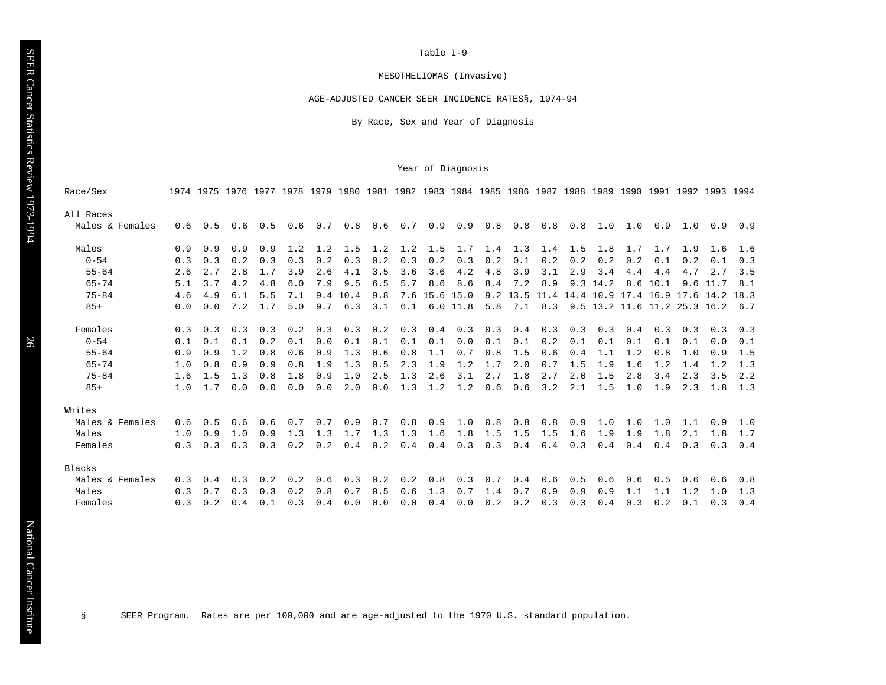Table I-9

MESOTHELIOMAS (Invasive)

AGE-ADJUSTED CANCER SEER INCIDENCE RATES§, 1974-94

By Race, Sex and Year of Diagnosis

| Race/Sex | 1974 | 1975 | 1976 | 1977 | 1978 | 1979 | 1980 | 1981 | 1982 | 1983 | 1984 | 1985 | 1986 | 1987 | 1988 | 1989 | 1990 | 1991 | 1992 | 1993 | 1994 |
|---|---|---|---|---|---|---|---|---|---|---|---|---|---|---|---|---|---|---|---|---|---|
| **All Races** | | | | | | | | | | | | | | | | | | | | | |
| Males & Females | 0.6 | 0.5 | 0.6 | 0.5 | 0.6 | 0.7 | 0.8 | 0.6 | 0.7 | 0.9 | 0.9 | 0.8 | 0.8 | 0.8 | 0.8 | 1.0 | 1.0 | 0.9 | 1.0 | 0.9 | 0.9 |
| Males | 0.9 | 0.9 | 0.9 | 0.9 | 1.2 | 1.2 | 1.5 | 1.2 | 1.2 | 1.5 | 1.7 | 1.4 | 1.3 | 1.4 | 1.5 | 1.8 | 1.7 | 1.7 | 1.9 | 1.6 | 1.6 |
| 0-54 | 0.3 | 0.3 | 0.2 | 0.3 | 0.3 | 0.2 | 0.3 | 0.2 | 0.3 | 0.2 | 0.3 | 0.2 | 0.1 | 0.2 | 0.2 | 0.2 | 0.2 | 0.1 | 0.2 | 0.1 | 0.3 |
| 55-64 | 2.6 | 2.7 | 2.8 | 1.7 | 3.9 | 2.6 | 4.1 | 3.5 | 3.6 | 3.6 | 4.2 | 4.8 | 3.9 | 3.1 | 2.9 | 3.4 | 4.4 | 4.4 | 4.7 | 2.7 | 3.5 |
| 65-74 | 5.1 | 3.7 | 4.2 | 4.8 | 6.0 | 7.9 | 9.5 | 6.5 | 5.7 | 8.6 | 8.6 | 8.4 | 7.2 | 8.9 | 9.3 | 14.2 | 8.6 | 10.1 | 9.6 | 11.7 | 8.1 |
| 75-84 | 4.6 | 4.9 | 6.1 | 5.5 | 7.1 | 9.4 | 10.4 | 9.8 | 7.6 | 15.6 | 15.0 | 9.2 | 13.5 | 11.4 | 14.4 | 10.9 | 17.4 | 16.9 | 17.6 | 14.2 | 18.3 |
| 85+ | 0.0 | 0.0 | 7.2 | 1.7 | 5.0 | 9.7 | 6.3 | 3.1 | 6.1 | 6.0 | 11.8 | 5.8 | 7.1 | 8.3 | 9.5 | 13.2 | 11.6 | 11.2 | 25.3 | 16.2 | 6.7 |
| Females | 0.3 | 0.3 | 0.3 | 0.3 | 0.2 | 0.3 | 0.3 | 0.2 | 0.3 | 0.4 | 0.3 | 0.3 | 0.4 | 0.3 | 0.3 | 0.3 | 0.4 | 0.3 | 0.3 | 0.3 | 0.3 |
| 0-54 | 0.1 | 0.1 | 0.1 | 0.2 | 0.1 | 0.0 | 0.1 | 0.1 | 0.1 | 0.1 | 0.0 | 0.1 | 0.1 | 0.2 | 0.1 | 0.1 | 0.1 | 0.1 | 0.1 | 0.0 | 0.1 |
| 55-64 | 0.9 | 0.9 | 1.2 | 0.8 | 0.6 | 0.9 | 1.3 | 0.6 | 0.8 | 1.1 | 0.7 | 0.8 | 1.5 | 0.6 | 0.4 | 1.1 | 1.2 | 0.8 | 1.0 | 0.9 | 1.5 |
| 65-74 | 1.0 | 0.8 | 0.9 | 0.9 | 0.8 | 1.9 | 1.3 | 0.5 | 2.3 | 1.9 | 1.2 | 1.7 | 2.0 | 0.7 | 1.5 | 1.9 | 1.6 | 1.2 | 1.4 | 1.2 | 1.3 |
| 75-84 | 1.6 | 1.5 | 1.3 | 0.8 | 1.8 | 0.9 | 1.0 | 2.5 | 1.3 | 2.6 | 3.1 | 2.7 | 1.8 | 2.7 | 2.0 | 1.5 | 2.8 | 3.4 | 2.3 | 3.5 | 2.2 |
| 85+ | 1.0 | 1.7 | 0.0 | 0.0 | 0.0 | 0.0 | 2.0 | 0.0 | 1.3 | 1.2 | 1.2 | 0.6 | 0.6 | 3.2 | 2.1 | 1.5 | 1.0 | 1.9 | 2.3 | 1.8 | 1.3 |
| **Whites** | | | | | | | | | | | | | | | | | | | | | |
| Males & Females | 0.6 | 0.5 | 0.6 | 0.6 | 0.7 | 0.7 | 0.9 | 0.7 | 0.8 | 0.9 | 1.0 | 0.8 | 0.8 | 0.8 | 0.9 | 1.0 | 1.0 | 1.0 | 1.1 | 0.9 | 1.0 |
| Males | 1.0 | 0.9 | 1.0 | 0.9 | 1.3 | 1.3 | 1.7 | 1.3 | 1.3 | 1.6 | 1.8 | 1.5 | 1.5 | 1.5 | 1.6 | 1.9 | 1.9 | 1.8 | 2.1 | 1.8 | 1.7 |
| Females | 0.3 | 0.3 | 0.3 | 0.3 | 0.2 | 0.2 | 0.4 | 0.2 | 0.4 | 0.4 | 0.3 | 0.3 | 0.4 | 0.4 | 0.3 | 0.4 | 0.4 | 0.4 | 0.3 | 0.3 | 0.4 |
| **Blacks** | | | | | | | | | | | | | | | | | | | | | |
| Males & Females | 0.3 | 0.4 | 0.3 | 0.2 | 0.2 | 0.6 | 0.3 | 0.2 | 0.2 | 0.8 | 0.3 | 0.7 | 0.4 | 0.6 | 0.5 | 0.6 | 0.6 | 0.5 | 0.6 | 0.6 | 0.8 |
| Males | 0.3 | 0.7 | 0.3 | 0.3 | 0.2 | 0.8 | 0.7 | 0.5 | 0.6 | 1.3 | 0.7 | 1.4 | 0.7 | 0.9 | 0.9 | 0.9 | 1.1 | 1.1 | 1.2 | 1.0 | 1.3 |
| Females | 0.3 | 0.2 | 0.4 | 0.1 | 0.3 | 0.4 | 0.0 | 0.0 | 0.0 | 0.4 | 0.0 | 0.2 | 0.2 | 0.3 | 0.3 | 0.4 | 0.3 | 0.2 | 0.1 | 0.3 | 0.4 |

§ SEER Program. Rates are per 100,000 and are age-adjusted to the 1970 U.S. standard population.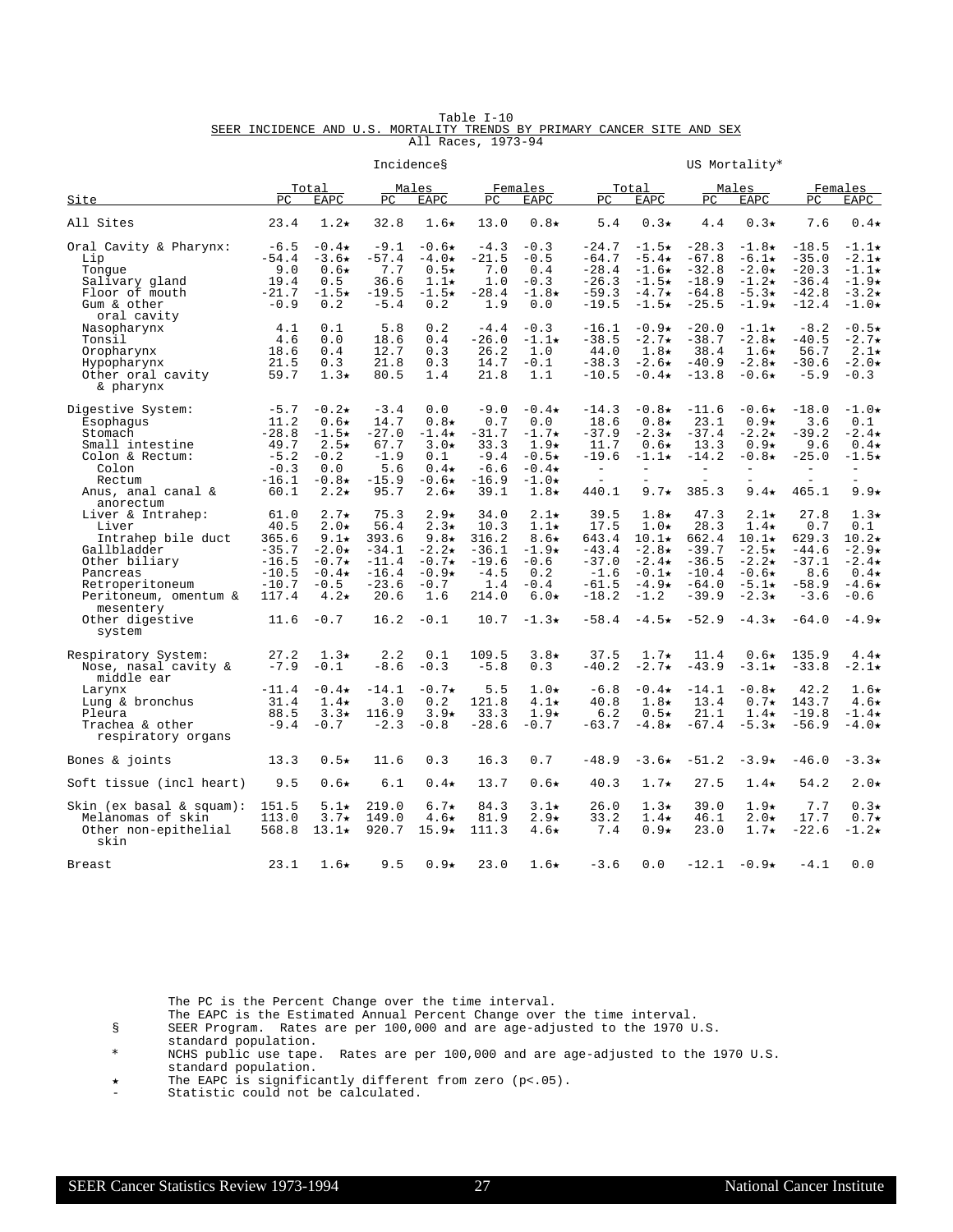Table I-10

SEER INCIDENCE AND U.S. MORTALITY TRENDS BY PRIMARY CANCER SITE AND SEX

All Races, 1973-94

| | Incidence§ | | | | | | US Mortality* | | | | | |
|---|---|---|---|---|---|---|---|---|---|---|---|---|
| | Total | | Males | | Females | | Total | | Males | | Females | |
| Site | PC | EAPC | PC | EAPC | PC | EAPC | PC | EAPC | PC | EAPC | PC | EAPC |
| All Sites | 23.4 | 1.2★ | 32.8 | 1.6★ | 13.0 | 0.8★ | 5.4 | 0.3★ | 4.4 | 0.3★ | 7.6 | 0.4★ |
| Oral Cavity & Pharynx: | -6.5 | -0.4★ | -9.1 | -0.6★ | -4.3 | -0.3 | -24.7 | -1.5★ | -28.3 | -1.8★ | -18.5 | -1.1★ |
| Lip | -54.4 | -3.6★ | -57.4 | -4.0★ | -21.5 | -0.5 | -64.7 | -5.4★ | -67.8 | -6.1★ | -35.0 | -2.1★ |
| Tongue | 9.0 | 0.6★ | 7.7 | 0.5★ | 7.0 | 0.4 | -28.4 | -1.6★ | -32.8 | -2.0★ | -20.3 | -1.1★ |
| Salivary gland | 19.4 | 0.5 | 36.6 | 1.1★ | 1.0 | -0.3 | -26.3 | -1.5★ | -18.9 | -1.2★ | -36.4 | -1.9★ |
| Floor of mouth | -21.7 | -1.5★ | -19.5 | -1.5★ | -28.4 | -1.8★ | -59.3 | -4.7★ | -64.8 | -5.3★ | -42.8 | -3.2★ |
| Gum & other oral cavity | -0.9 | 0.2 | -5.4 | 0.2 | 1.9 | 0.0 | -19.5 | -1.5★ | -25.5 | -1.9★ | -12.4 | -1.0★ |
| Nasopharynx | 4.1 | 0.1 | 5.8 | 0.2 | -4.4 | -0.3 | -16.1 | -0.9★ | -20.0 | -1.1★ | -8.2 | -0.5★ |
| Tonsil | 4.6 | 0.0 | 18.6 | 0.4 | -26.0 | -1.1★ | -38.5 | -2.7★ | -38.7 | -2.8★ | -40.5 | -2.7★ |
| Oropharynx | 18.6 | 0.4 | 12.7 | 0.3 | 26.2 | 1.0 | 44.0 | 1.8★ | 38.4 | 1.6★ | 56.7 | 2.1★ |
| Hypopharynx | 21.5 | 0.3 | 21.8 | 0.3 | 14.7 | -0.1 | -38.3 | -2.6★ | -40.9 | -2.8★ | -30.6 | -2.0★ |
| Other oral cavity & pharynx | 59.7 | 1.3★ | 80.5 | 1.4 | 21.8 | 1.1 | -10.5 | -0.4★ | -13.8 | -0.6★ | -5.9 | -0.3 |
| Digestive System: | -5.7 | -0.2★ | -3.4 | 0.0 | -9.0 | -0.4★ | -14.3 | -0.8★ | -11.6 | -0.6★ | -18.0 | -1.0★ |
| Esophagus | 11.2 | 0.6★ | 14.7 | 0.8★ | 0.7 | 0.0 | 18.6 | 0.8★ | 23.1 | 0.9★ | 3.6 | 0.1 |
| Stomach | -28.8 | -1.5★ | -27.0 | -1.4★ | -31.7 | -1.7★ | -37.9 | -2.3★ | -37.4 | -2.2★ | -39.2 | -2.4★ |
| Small intestine | 49.7 | 2.5★ | 67.7 | 3.0★ | 33.3 | 1.9★ | 11.7 | 0.6★ | 13.3 | 0.9★ | 9.6 | 0.4★ |
| Colon & Rectum: | -5.2 | -0.2 | -1.9 | 0.1 | -9.4 | -0.5★ | -19.6 | -1.1★ | -14.2 | -0.8★ | -25.0 | -1.5★ |
| Colon | -0.3 | 0.0 | 5.6 | 0.4★ | -6.6 | -0.4★ | - | - | - | - | - | - |
| Rectum | -16.1 | -0.8★ | -15.9 | -0.6★ | -16.9 | -1.0★ | - | - | - | - | - | - |
| Anus, anal canal & anorectum | 60.1 | 2.2★ | 95.7 | 2.6★ | 39.1 | 1.8★ | 440.1 | 9.7★ | 385.3 | 9.4★ | 465.1 | 9.9★ |
| Liver & Intrahep: | 61.0 | 2.7★ | 75.3 | 2.9★ | 34.0 | 2.1★ | 39.5 | 1.8★ | 47.3 | 2.1★ | 27.8 | 1.3★ |
| Liver | 40.5 | 2.0★ | 56.4 | 2.3★ | 10.3 | 1.1★ | 17.5 | 1.0★ | 28.3 | 1.4★ | 0.7 | 0.1 |
| Intrahep bile duct | 365.6 | 9.1★ | 393.6 | 9.8★ | 316.2 | 8.6★ | 643.4 | 10.1★ | 662.4 | 10.1★ | 629.3 | 10.2★ |
| Gallbladder | -35.7 | -2.0★ | -34.1 | -2.2★ | -36.1 | -1.9★ | -43.4 | -2.8★ | -39.7 | -2.5★ | -44.6 | -2.9★ |
| Other biliary | -16.5 | -0.7★ | -11.4 | -0.7★ | -19.6 | -0.6 | -37.0 | -2.4★ | -36.5 | -2.2★ | -37.1 | -2.4★ |
| Pancreas | -10.5 | -0.4★ | -16.4 | -0.9★ | -4.5 | 0.2 | -1.6 | -0.1★ | -10.4 | -0.6★ | 8.6 | 0.4★ |
| Retroperitoneum | -10.7 | -0.5 | -23.6 | -0.7 | 1.4 | -0.4 | -61.5 | -4.9★ | -64.0 | -5.1★ | -58.9 | -4.6★ |
| Peritoneum, omentum & mesentery | 117.4 | 4.2★ | 20.6 | 1.6 | 214.0 | 6.0★ | -18.2 | -1.2 | -39.9 | -2.3★ | -3.6 | -0.6 |
| Other digestive system | 11.6 | -0.7 | 16.2 | -0.1 | 10.7 | -1.3★ | -58.4 | -4.5★ | -52.9 | -4.3★ | -64.0 | -4.9★ |
| Respiratory System: | 27.2 | 1.3★ | 2.2 | 0.1 | 109.5 | 3.8★ | 37.5 | 1.7★ | 11.4 | 0.6★ | 135.9 | 4.4★ |
| Nose, nasal cavity & middle ear | -7.9 | -0.1 | -8.6 | -0.3 | -5.8 | 0.3 | -40.2 | -2.7★ | -43.9 | -3.1★ | -33.8 | -2.1★ |
| Larynx | -11.4 | -0.4★ | -14.1 | -0.7★ | 5.5 | 1.0★ | -6.8 | -0.4★ | -14.1 | -0.8★ | 42.2 | 1.6★ |
| Lung & bronchus | 31.4 | 1.4★ | 3.0 | 0.2 | 121.8 | 4.1★ | 40.8 | 1.8★ | 13.4 | 0.7★ | 143.7 | 4.6★ |
| Pleura | 88.5 | 3.3★ | 116.9 | 3.9★ | 33.3 | 1.9★ | 6.2 | 0.5★ | 21.1 | 1.4★ | -19.8 | -1.4★ |
| Trachea & other respiratory organs | -9.4 | -0.7 | -2.3 | -0.8 | -28.6 | -0.7 | -63.7 | -4.8★ | -67.4 | -5.3★ | -56.9 | -4.0★ |
| Bones & joints | 13.3 | 0.5★ | 11.6 | 0.3 | 16.3 | 0.7 | -48.9 | -3.6★ | -51.2 | -3.9★ | -46.0 | -3.3★ |
| Soft tissue (incl heart) | 9.5 | 0.6★ | 6.1 | 0.4★ | 13.7 | 0.6★ | 40.3 | 1.7★ | 27.5 | 1.4★ | 54.2 | 2.0★ |
| Skin (ex basal & squam): | 151.5 | 5.1★ | 219.0 | 6.7★ | 84.3 | 3.1★ | 26.0 | 1.3★ | 39.0 | 1.9★ | 7.7 | 0.3★ |
| Melanomas of skin | 113.0 | 3.7★ | 149.0 | 4.6★ | 81.9 | 2.9★ | 33.2 | 1.4★ | 46.1 | 2.0★ | 17.7 | 0.7★ |
| Other non-epithelial skin | 568.8 | 13.1★ | 920.7 | 15.9★ | 111.3 | 4.6★ | 7.4 | 0.9★ | 23.0 | 1.7★ | -22.6 | -1.2★ |
| Breast | 23.1 | 1.6★ | 9.5 | 0.9★ | 23.0 | 1.6★ | -3.6 | 0.0 | -12.1 | -0.9★ | -4.1 | 0.0 |

The PC is the Percent Change over the time interval.
The EAPC is the Estimated Annual Percent Change over the time interval.

§ SEER Program. Rates are per 100,000 and are age-adjusted to the 1970 U.S. standard population.

\* NCHS public use tape. Rates are per 100,000 and are age-adjusted to the 1970 U.S. standard population.

★ The EAPC is significantly different from zero (p<.05).

\- Statistic could not be calculated.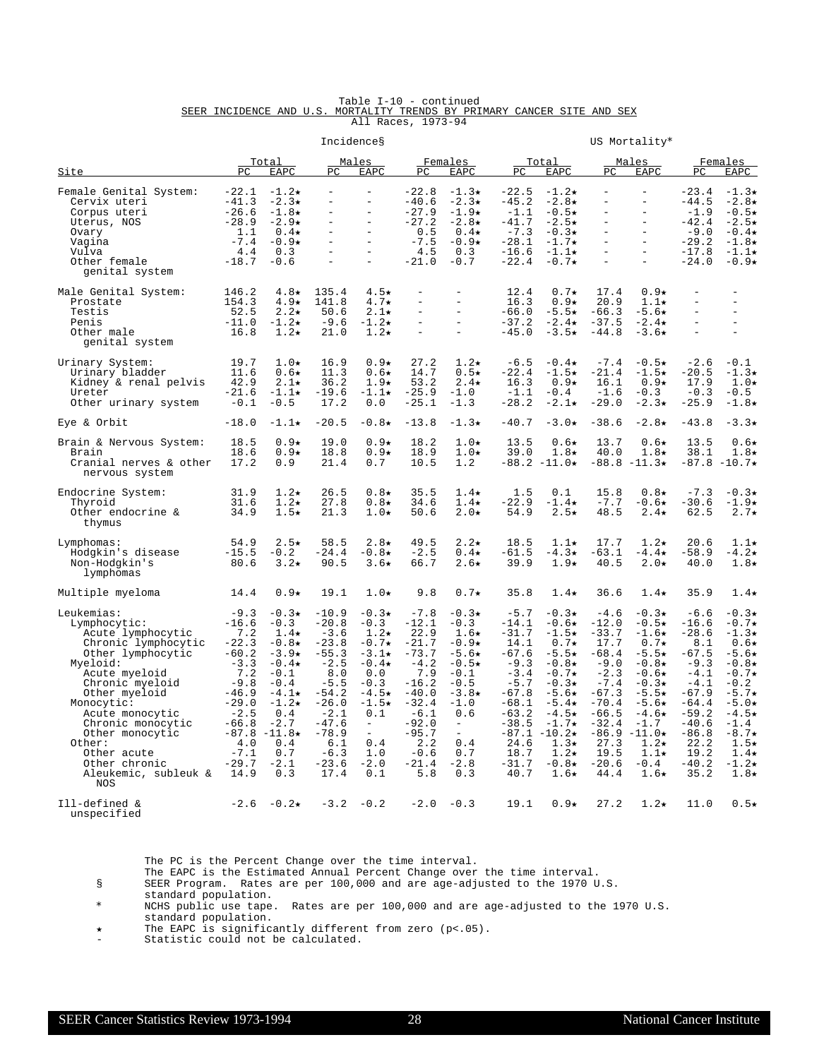Table I-10 - continued

SEER INCIDENCE AND U.S. MORTALITY TRENDS BY PRIMARY CANCER SITE AND SEX

All Races, 1973-94

| | Incidence§ | | | | | | US Mortality* | | | | | |
|---|---|---|---|---|---|---|---|---|---|---|---|---|
| | Total | | Males | | Females | | Total | | Males | | Females | |
| Site | PC | EAPC | PC | EAPC | PC | EAPC | PC | EAPC | PC | EAPC | PC | EAPC |
| Female Genital System: | -22.1 | -1.2★ | - | - | -22.8 | -1.3★ | -22.5 | -1.2★ | - | - | -23.4 | -1.3★ |
| Cervix uteri | -41.3 | -2.3★ | - | - | -40.6 | -2.3★ | -45.2 | -2.8★ | - | - | -44.5 | -2.8★ |
| Corpus uteri | -26.6 | -1.8★ | - | - | -27.9 | -1.9★ | -1.1 | -0.5★ | - | - | -1.9 | -0.5★ |
| Uterus, NOS | -28.9 | -2.9★ | - | - | -27.2 | -2.8★ | -41.7 | -2.5★ | - | - | -42.4 | -2.5★ |
| Ovary | 1.1 | 0.4★ | - | - | 0.5 | 0.4★ | -7.3 | -0.3★ | - | - | -9.0 | -0.4★ |
| Vagina | -7.4 | -0.9★ | - | - | -7.5 | -0.9★ | -28.1 | -1.7★ | - | - | -29.2 | -1.8★ |
| Vulva | 4.4 | 0.3 | - | - | 4.5 | 0.3 | -16.6 | -1.1★ | - | - | -17.8 | -1.1★ |
| Other female genital system | -18.7 | -0.6 | - | - | -21.0 | -0.7 | -22.4 | -0.7★ | - | - | -24.0 | -0.9★ |
| Male Genital System: | 146.2 | 4.8★ | 135.4 | 4.5★ | - | - | 12.4 | 0.7★ | 17.4 | 0.9★ | - | - |
| Prostate | 154.3 | 4.9★ | 141.8 | 4.7★ | - | - | 16.3 | 0.9★ | 20.9 | 1.1★ | - | - |
| Testis | 52.5 | 2.2★ | 50.6 | 2.1★ | - | - | -66.0 | -5.5★ | -66.3 | -5.6★ | - | - |
| Penis | -11.0 | -1.2★ | -9.6 | -1.2★ | - | - | -37.2 | -2.4★ | -37.5 | -2.4★ | - | - |
| Other male genital system | 16.8 | 1.2★ | 21.0 | 1.2★ | - | - | -45.0 | -3.5★ | -44.8 | -3.6★ | - | - |
| Urinary System: | 19.7 | 1.0★ | 16.9 | 0.9★ | 27.2 | 1.2★ | -6.5 | -0.4★ | -7.4 | -0.5★ | -2.6 | -0.1 |
| Urinary bladder | 11.6 | 0.6★ | 11.3 | 0.6★ | 14.7 | 0.5★ | -22.4 | -1.5★ | -21.4 | -1.5★ | -20.5 | -1.3★ |
| Kidney & renal pelvis | 42.9 | 2.1★ | 36.2 | 1.9★ | 53.2 | 2.4★ | 16.3 | 0.9★ | 16.1 | 0.9★ | 17.9 | 1.0★ |
| Ureter | -21.6 | -1.1★ | -19.6 | -1.1★ | -25.9 | -1.0 | -1.1 | -0.4 | -1.6 | -0.3 | -0.3 | -0.5 |
| Other urinary system | -0.1 | -0.5 | 17.2 | 0.0 | -25.1 | -1.3 | -28.2 | -2.1★ | -29.0 | -2.3★ | -25.9 | -1.8★ |
| Eye & Orbit | -18.0 | -1.1★ | -20.5 | -0.8★ | -13.8 | -1.3★ | -40.7 | -3.0★ | -38.6 | -2.8★ | -43.8 | -3.3★ |
| Brain & Nervous System: | 18.5 | 0.9★ | 19.0 | 0.9★ | 18.2 | 1.0★ | 13.5 | 0.6★ | 13.7 | 0.6★ | 13.5 | 0.6★ |
| Brain | 18.6 | 0.9★ | 18.8 | 0.9★ | 18.9 | 1.0★ | 39.0 | 1.8★ | 40.0 | 1.8★ | 38.1 | 1.8★ |
| Cranial nerves & other nervous system | 17.2 | 0.9 | 21.4 | 0.7 | 10.5 | 1.2 | -88.2 | -11.0★ | -88.8 | -11.3★ | -87.8 | -10.7★ |
| Endocrine System: | 31.9 | 1.2★ | 26.5 | 0.8★ | 35.5 | 1.4★ | 1.5 | 0.1 | 15.8 | 0.8★ | -7.3 | -0.3★ |
| Thyroid | 31.6 | 1.2★ | 27.8 | 0.8★ | 34.6 | 1.4★ | -22.9 | -1.4★ | -7.7 | -0.6★ | -30.6 | -1.9★ |
| Other endocrine & thymus | 34.9 | 1.5★ | 21.3 | 1.0★ | 50.6 | 2.0★ | 54.9 | 2.5★ | 48.5 | 2.4★ | 62.5 | 2.7★ |
| Lymphomas: | 54.9 | 2.5★ | 58.5 | 2.8★ | 49.5 | 2.2★ | 18.5 | 1.1★ | 17.7 | 1.2★ | 20.6 | 1.1★ |
| Hodgkin's disease | -15.5 | -0.2 | -24.4 | -0.8★ | -2.5 | 0.4★ | -61.5 | -4.3★ | -63.1 | -4.4★ | -58.9 | -4.2★ |
| Non-Hodgkin's lymphomas | 80.6 | 3.2★ | 90.5 | 3.6★ | 66.7 | 2.6★ | 39.9 | 1.9★ | 40.5 | 2.0★ | 40.0 | 1.8★ |
| Multiple myeloma | 14.4 | 0.9★ | 19.1 | 1.0★ | 9.8 | 0.7★ | 35.8 | 1.4★ | 36.6 | 1.4★ | 35.9 | 1.4★ |
| Leukemias: | -9.3 | -0.3★ | -10.9 | -0.3★ | -7.8 | -0.3★ | -5.7 | -0.3★ | -4.6 | -0.3★ | -6.6 | -0.3★ |
| Lymphocytic: | -16.6 | -0.3 | -20.8 | -0.3 | -12.1 | -0.3 | -14.1 | -0.6★ | -12.0 | -0.5★ | -16.6 | -0.7★ |
| Acute lymphocytic | 7.2 | 1.4★ | -3.6 | 1.2★ | 22.9 | 1.6★ | -31.7 | -1.5★ | -33.7 | -1.6★ | -28.6 | -1.3★ |
| Chronic lymphocytic | -22.3 | -0.8★ | -23.8 | -0.7★ | -21.7 | -0.9★ | 14.1 | 0.7★ | 17.7 | 0.7★ | 8.1 | 0.6★ |
| Other lymphocytic | -60.2 | -3.9★ | -55.3 | -3.1★ | -73.7 | -5.6★ | -67.6 | -5.5★ | -68.4 | -5.5★ | -67.5 | -5.6★ |
| Myeloid: | -3.3 | -0.4★ | -2.5 | -0.4★ | -4.2 | -0.5★ | -9.3 | -0.8★ | -9.0 | -0.8★ | -9.3 | -0.8★ |
| Acute myeloid | 7.2 | -0.1 | 8.0 | 0.0 | 7.9 | -0.1 | -3.4 | -0.7★ | -2.3 | -0.6★ | -4.1 | -0.7★ |
| Chronic myeloid | -9.8 | -0.4 | -5.5 | -0.3 | -16.2 | -0.5 | -5.7 | -0.3★ | -7.4 | -0.3★ | -4.1 | -0.2 |
| Other myeloid | -46.9 | -4.1★ | -54.2 | -4.5★ | -40.0 | -3.8★ | -67.8 | -5.6★ | -67.3 | -5.5★ | -67.9 | -5.7★ |
| Monocytic: | -29.0 | -1.2★ | -26.0 | -1.5★ | -32.4 | -1.0 | -68.1 | -5.4★ | -70.4 | -5.6★ | -64.4 | -5.0★ |
| Acute monocytic | -2.5 | 0.4 | -2.1 | 0.1 | -6.1 | 0.6 | -63.2 | -4.5★ | -66.5 | -4.6★ | -59.2 | -4.5★ |
| Chronic monocytic | -66.8 | -2.7 | -47.6 | - | -92.0 | - | -38.5 | -1.7★ | -32.4 | -1.7 | -40.6 | -1.4 |
| Other monocytic | -87.8 | -11.8★ | -78.9 | - | -95.7 | - | -87.1 | -10.2★ | -86.9 | -11.0★ | -86.8 | -8.7★ |
| Other: | 4.0 | 0.4 | 6.1 | 0.4 | 2.2 | 0.4 | 24.6 | 1.3★ | 27.3 | 1.2★ | 22.2 | 1.5★ |
| Other acute | -7.1 | 0.7 | -6.3 | 1.0 | -0.6 | 0.7 | 18.7 | 1.2★ | 19.5 | 1.1★ | 19.2 | 1.4★ |
| Other chronic | -29.7 | -2.1 | -23.6 | -2.0 | -21.4 | -2.8 | -31.7 | -0.8★ | -20.6 | -0.4 | -40.2 | -1.2★ |
| Aleukemic, subleuk & NOS | 14.9 | 0.3 | 17.4 | 0.1 | 5.8 | 0.3 | 40.7 | 1.6★ | 44.4 | 1.6★ | 35.2 | 1.8★ |
| Ill-defined & unspecified | -2.6 | -0.2★ | -3.2 | -0.2 | -2.0 | -0.3 | 19.1 | 0.9★ | 27.2 | 1.2★ | 11.0 | 0.5★ |

The PC is the Percent Change over the time interval.
The EAPC is the Estimated Annual Percent Change over the time interval.

§ SEER Program. Rates are per 100,000 and are age-adjusted to the 1970 U.S. standard population.

\* NCHS public use tape. Rates are per 100,000 and are age-adjusted to the 1970 U.S. standard population.

★ The EAPC is significantly different from zero ($p<.05$).

\- Statistic could not be calculated.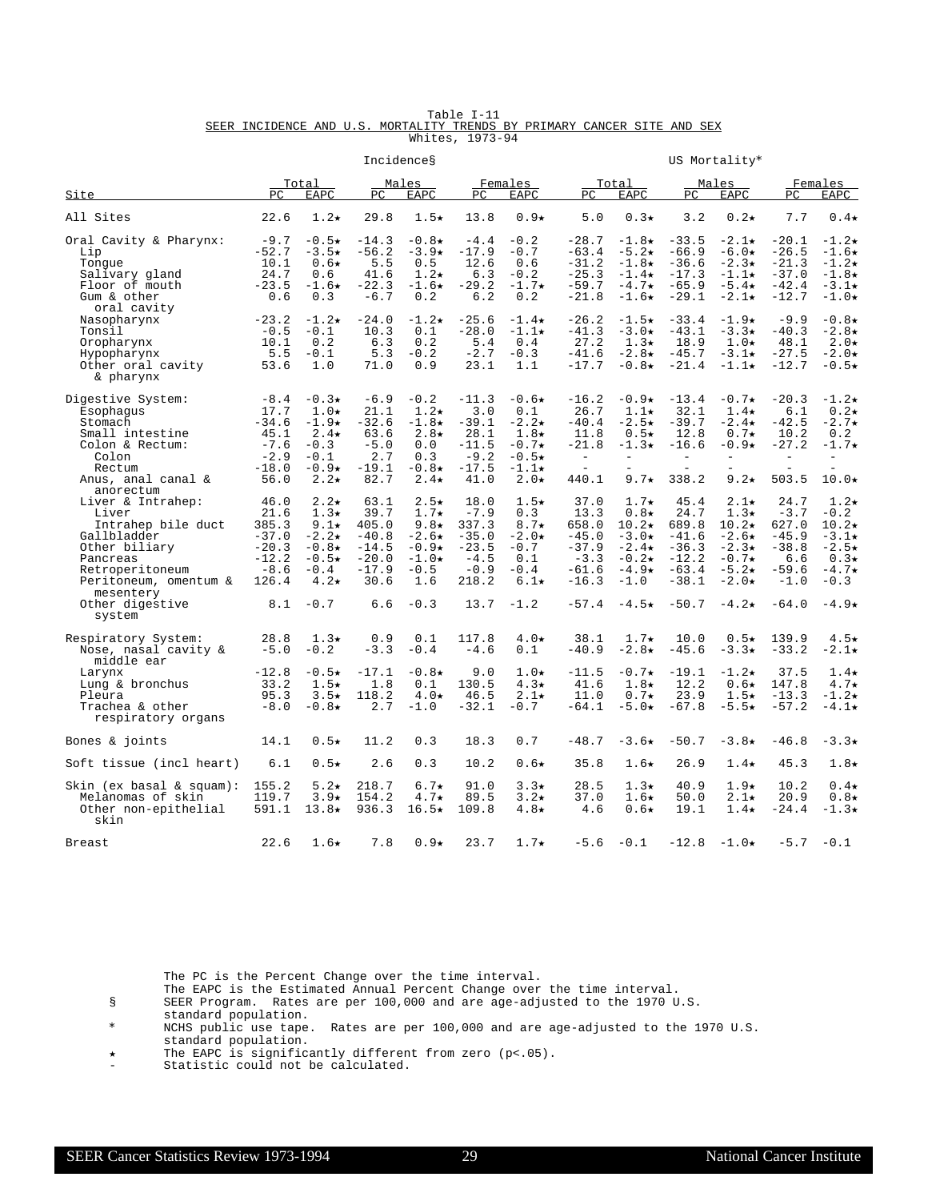Table I-11

SEER INCIDENCE AND U.S. MORTALITY TRENDS BY PRIMARY CANCER SITE AND SEX

Whites, 1973-94

| | Incidence§ | | | | | | US Mortality* | | | | | |
|---|---|---|---|---|---|---|---|---|---|---|---|---|
| | Total | | Males | | Females | | Total | | Males | | Females | |
| Site | PC | EAPC | PC | EAPC | PC | EAPC | PC | EAPC | PC | EAPC | PC | EAPC |
| All Sites | 22.6 | 1.2★ | 29.8 | 1.5★ | 13.8 | 0.9★ | 5.0 | 0.3★ | 3.2 | 0.2★ | 7.7 | 0.4★ |
| Oral Cavity & Pharynx: | -9.7 | -0.5★ | -14.3 | -0.8★ | -4.4 | -0.2 | -28.7 | -1.8★ | -33.5 | -2.1★ | -20.1 | -1.2★ |
| Lip | -52.7 | -3.5★ | -56.2 | -3.9★ | -17.9 | -0.7 | -63.4 | -5.2★ | -66.9 | -6.0★ | -26.5 | -1.6★ |
| Tongue | 10.1 | 0.6★ | 5.5 | 0.5 | 12.6 | 0.6 | -31.2 | -1.8★ | -36.6 | -2.3★ | -21.3 | -1.2★ |
| Salivary gland | 24.7 | 0.6 | 41.6 | 1.2★ | 6.3 | -0.2 | -25.3 | -1.4★ | -17.3 | -1.1★ | -37.0 | -1.8★ |
| Floor of mouth | -23.5 | -1.6★ | -22.3 | -1.6★ | -29.2 | -1.7★ | -59.7 | -4.7★ | -65.9 | -5.4★ | -42.4 | -3.1★ |
| Gum & other oral cavity | 0.6 | 0.3 | -6.7 | 0.2 | 6.2 | 0.2 | -21.8 | -1.6★ | -29.1 | -2.1★ | -12.7 | -1.0★ |
| Nasopharynx | -23.2 | -1.2★ | -24.0 | -1.2★ | -25.6 | -1.4★ | -26.2 | -1.5★ | -33.4 | -1.9★ | -9.9 | -0.8★ |
| Tonsil | -0.5 | -0.1 | 10.3 | 0.1 | -28.0 | -1.1★ | -41.3 | -3.0★ | -43.1 | -3.3★ | -40.3 | -2.8★ |
| Oropharynx | 10.1 | 0.2 | 6.3 | 0.2 | 5.4 | 0.4 | 27.2 | 1.3★ | 18.9 | 1.0★ | 48.1 | 2.0★ |
| Hypopharynx | 5.5 | -0.1 | 5.3 | -0.2 | -2.7 | -0.3 | -41.6 | -2.8★ | -45.7 | -3.1★ | -27.5 | -2.0★ |
| Other oral cavity & pharynx | 53.6 | 1.0 | 71.0 | 0.9 | 23.1 | 1.1 | -17.7 | -0.8★ | -21.4 | -1.1★ | -12.7 | -0.5★ |
| Digestive System: | -8.4 | -0.3★ | -6.9 | -0.2 | -11.3 | -0.6★ | -16.2 | -0.9★ | -13.4 | -0.7★ | -20.3 | -1.2★ |
| Esophagus | 17.7 | 1.0★ | 21.1 | 1.2★ | 3.0 | 0.1 | 26.7 | 1.1★ | 32.1 | 1.4★ | 6.1 | 0.2★ |
| Stomach | -34.6 | -1.9★ | -32.6 | -1.8★ | -39.1 | -2.2★ | -40.4 | -2.5★ | -39.7 | -2.4★ | -42.5 | -2.7★ |
| Small intestine | 45.1 | 2.4★ | 63.6 | 2.8★ | 28.1 | 1.8★ | 11.8 | 0.5★ | 12.8 | 0.7★ | 10.2 | 0.2 |
| Colon & Rectum: | -7.6 | -0.3 | -5.0 | 0.0 | -11.5 | -0.7★ | -21.8 | -1.3★ | -16.6 | -0.9★ | -27.2 | -1.7★ |
| Colon | -2.9 | -0.1 | 2.7 | 0.3 | -9.2 | -0.5★ | - | - | - | - | - | - |
| Rectum | -18.0 | -0.9★ | -19.1 | -0.8★ | -17.5 | -1.1★ | - | - | - | - | - | - |
| Anus, anal canal & anorectum | 56.0 | 2.2★ | 82.7 | 2.4★ | 41.0 | 2.0★ | 440.1 | 9.7★ | 338.2 | 9.2★ | 503.5 | 10.0★ |
| Liver & Intrahep: | 46.0 | 2.2★ | 63.1 | 2.5★ | 18.0 | 1.5★ | 37.0 | 1.7★ | 45.4 | 2.1★ | 24.7 | 1.2★ |
| Liver | 21.6 | 1.3★ | 39.7 | 1.7★ | -7.9 | 0.3 | 13.3 | 0.8★ | 24.7 | 1.3★ | -3.7 | -0.2 |
| Intrahep bile duct | 385.3 | 9.1★ | 405.0 | 9.8★ | 337.3 | 8.7★ | 658.0 | 10.2★ | 689.8 | 10.2★ | 627.0 | 10.2★ |
| Gallbladder | -37.0 | -2.2★ | -40.8 | -2.6★ | -35.0 | -2.0★ | -45.0 | -3.0★ | -41.6 | -2.6★ | -45.9 | -3.1★ |
| Other biliary | -20.3 | -0.8★ | -14.5 | -0.9★ | -23.5 | -0.7 | -37.9 | -2.4★ | -36.3 | -2.3★ | -38.8 | -2.5★ |
| Pancreas | -12.2 | -0.5★ | -20.0 | -1.0★ | -4.5 | 0.1 | -3.3 | -0.2★ | -12.2 | -0.7★ | 6.6 | 0.3★ |
| Retroperitoneum | -8.6 | -0.4 | -17.9 | -0.5 | -0.9 | -0.4 | -61.6 | -4.9★ | -63.4 | -5.2★ | -59.6 | -4.7★ |
| Peritoneum, omentum & mesentery | 126.4 | 4.2★ | 30.6 | 1.6 | 218.2 | 6.1★ | -16.3 | -1.0 | -38.1 | -2.0★ | -1.0 | -0.3 |
| Other digestive system | 8.1 | -0.7 | 6.6 | -0.3 | 13.7 | -1.2 | -57.4 | -4.5★ | -50.7 | -4.2★ | -64.0 | -4.9★ |
| Respiratory System: | 28.8 | 1.3★ | 0.9 | 0.1 | 117.8 | 4.0★ | 38.1 | 1.7★ | 10.0 | 0.5★ | 139.9 | 4.5★ |
| Nose, nasal cavity & middle ear | -5.0 | -0.2 | -3.3 | -0.4 | -4.6 | 0.1 | -40.9 | -2.8★ | -45.6 | -3.3★ | -33.2 | -2.1★ |
| Larynx | -12.8 | -0.5★ | -17.1 | -0.8★ | 9.0 | 1.0★ | -11.5 | -0.7★ | -19.1 | -1.2★ | 37.5 | 1.4★ |
| Lung & bronchus | 33.2 | 1.5★ | 1.8 | 0.1 | 130.5 | 4.3★ | 41.6 | 1.8★ | 12.2 | 0.6★ | 147.8 | 4.7★ |
| Pleura | 95.3 | 3.5★ | 118.2 | 4.0★ | 46.5 | 2.1★ | 11.0 | 0.7★ | 23.9 | 1.5★ | -13.3 | -1.2★ |
| Trachea & other respiratory organs | -8.0 | -0.8★ | 2.7 | -1.0 | -32.1 | -0.7 | -64.1 | -5.0★ | -67.8 | -5.5★ | -57.2 | -4.1★ |
| Bones & joints | 14.1 | 0.5★ | 11.2 | 0.3 | 18.3 | 0.7 | -48.7 | -3.6★ | -50.7 | -3.8★ | -46.8 | -3.3★ |
| Soft tissue (incl heart) | 6.1 | 0.5★ | 2.6 | 0.3 | 10.2 | 0.6★ | 35.8 | 1.6★ | 26.9 | 1.4★ | 45.3 | 1.8★ |
| Skin (ex basal & squam): | 155.2 | 5.2★ | 218.7 | 6.7★ | 91.0 | 3.3★ | 28.5 | 1.3★ | 40.9 | 1.9★ | 10.2 | 0.4★ |
| Melanomas of skin | 119.7 | 3.9★ | 154.2 | 4.7★ | 89.5 | 3.2★ | 37.0 | 1.6★ | 50.0 | 2.1★ | 20.9 | 0.8★ |
| Other non-epithelial skin | 591.1 | 13.8★ | 936.3 | 16.5★ | 109.8 | 4.8★ | 4.6 | 0.6★ | 19.1 | 1.4★ | -24.4 | -1.3★ |
| Breast | 22.6 | 1.6★ | 7.8 | 0.9★ | 23.7 | 1.7★ | -5.6 | -0.1 | -12.8 | -1.0★ | -5.7 | -0.1 |

The PC is the Percent Change over the time interval.
The EAPC is the Estimated Annual Percent Change over the time interval.

§ SEER Program. Rates are per 100,000 and are age-adjusted to the 1970 U.S. standard population.

\* NCHS public use tape. Rates are per 100,000 and are age-adjusted to the 1970 U.S. standard population.

★ The EAPC is significantly different from zero (p<.05).

\- Statistic could not be calculated.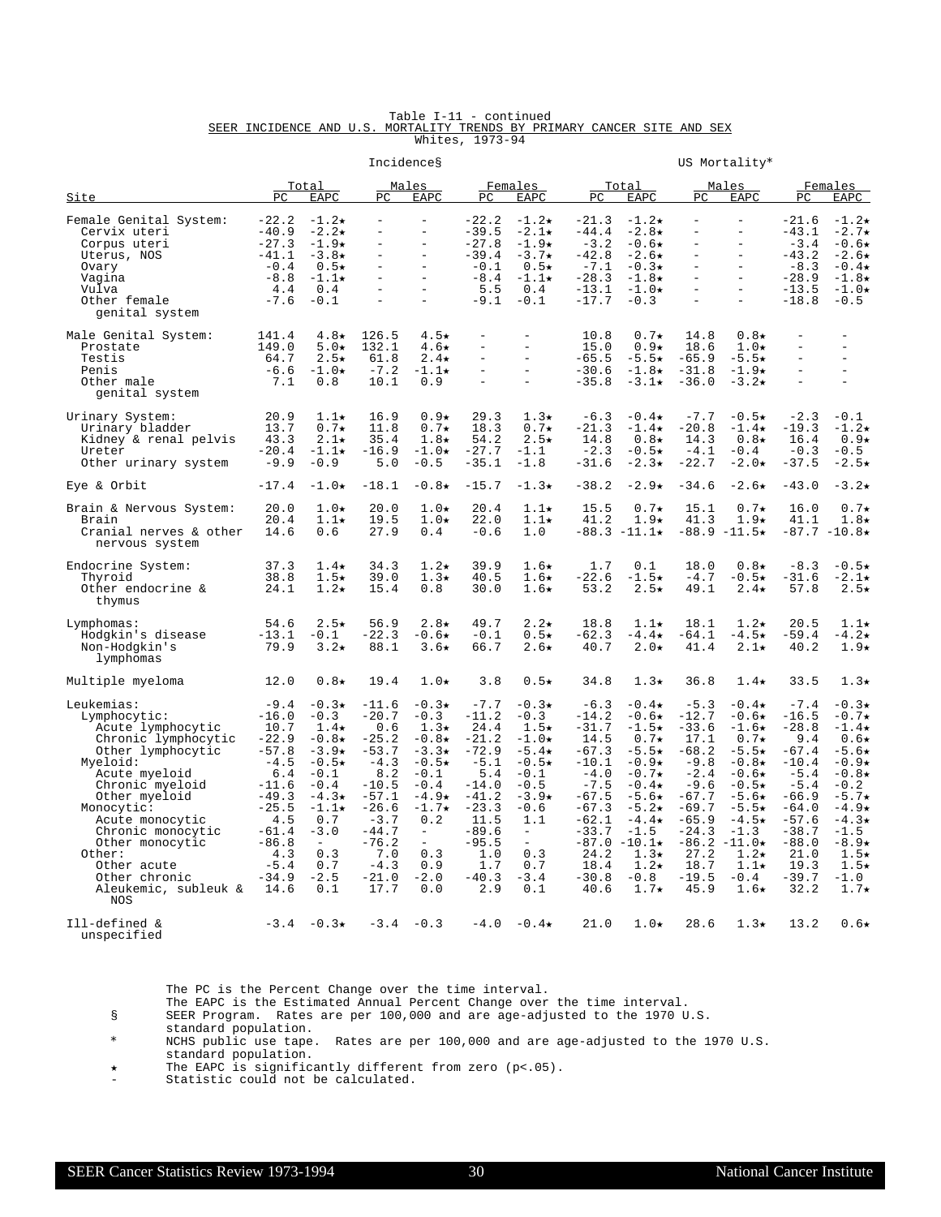Table I-11 - continued

SEER INCIDENCE AND U.S. MORTALITY TRENDS BY PRIMARY CANCER SITE AND SEX

Whites, 1973-94

| | Incidence§ | | | | | | US Mortality* | | | | | |
|---|---|---|---|---|---|---|---|---|---|---|---|---|
| | Total | | Males | | Females | | Total | | Males | | Females | |
| Site | PC | EAPC | PC | EAPC | PC | EAPC | PC | EAPC | PC | EAPC | PC | EAPC |
| Female Genital System: | -22.2 | -1.2★ | - | - | -22.2 | -1.2★ | -21.3 | -1.2★ | - | - | -21.6 | -1.2★ |
| Cervix uteri | -40.9 | -2.2★ | - | - | -39.5 | -2.1★ | -44.4 | -2.8★ | - | - | -43.1 | -2.7★ |
| Corpus uteri | -27.3 | -1.9★ | - | - | -27.8 | -1.9★ | -3.2 | -0.6★ | - | - | -3.4 | -0.6★ |
| Uterus, NOS | -41.1 | -3.8★ | - | - | -39.4 | -3.7★ | -42.8 | -2.6★ | - | - | -43.2 | -2.6★ |
| Ovary | -0.4 | 0.5★ | - | - | -0.1 | 0.5★ | -7.1 | -0.3★ | - | - | -8.3 | -0.4★ |
| Vagina | -8.8 | -1.1★ | - | - | -8.4 | -1.1★ | -28.3 | -1.8★ | - | - | -28.9 | -1.8★ |
| Vulva | 4.4 | 0.4 | - | - | 5.5 | 0.4 | -13.1 | -1.0★ | - | - | -13.5 | -1.0★ |
| Other female genital system | -7.6 | -0.1 | - | - | -9.1 | -0.1 | -17.7 | -0.3 | - | - | -18.8 | -0.5 |
| Male Genital System: | 141.4 | 4.8★ | 126.5 | 4.5★ | - | - | 10.8 | 0.7★ | 14.8 | 0.8★ | - | - |
| Prostate | 149.0 | 5.0★ | 132.1 | 4.6★ | - | - | 15.0 | 0.9★ | 18.6 | 1.0★ | - | - |
| Testis | 64.7 | 2.5★ | 61.8 | 2.4★ | - | - | -65.5 | -5.5★ | -65.9 | -5.5★ | - | - |
| Penis | -6.6 | -1.0★ | -7.2 | -1.1★ | - | - | -30.6 | -1.8★ | -31.8 | -1.9★ | - | - |
| Other male genital system | 7.1 | 0.8 | 10.1 | 0.9 | - | - | -35.8 | -3.1★ | -36.0 | -3.2★ | - | - |
| Urinary System: | 20.9 | 1.1★ | 16.9 | 0.9★ | 29.3 | 1.3★ | -6.3 | -0.4★ | -7.7 | -0.5★ | -2.3 | -0.1 |
| Urinary bladder | 13.7 | 0.7★ | 11.8 | 0.7★ | 18.3 | 0.7★ | -21.3 | -1.4★ | -20.8 | -1.4★ | -19.3 | -1.2★ |
| Kidney & renal pelvis | 43.3 | 2.1★ | 35.4 | 1.8★ | 54.2 | 2.5★ | 14.8 | 0.8★ | 14.3 | 0.8★ | 16.4 | 0.9★ |
| Ureter | -20.4 | -1.1★ | -16.9 | -1.0★ | -27.7 | -1.1 | -2.3 | -0.5★ | -4.1 | -0.4 | -0.3 | -0.5 |
| Other urinary system | -9.9 | -0.9 | 5.0 | -0.5 | -35.1 | -1.8 | -31.6 | -2.3★ | -22.7 | -2.0★ | -37.5 | -2.5★ |
| Eye & Orbit | -17.4 | -1.0★ | -18.1 | -0.8★ | -15.7 | -1.3★ | -38.2 | -2.9★ | -34.6 | -2.6★ | -43.0 | -3.2★ |
| Brain & Nervous System: | 20.0 | 1.0★ | 20.0 | 1.0★ | 20.4 | 1.1★ | 15.5 | 0.7★ | 15.1 | 0.7★ | 16.0 | 0.7★ |
| Brain | 20.4 | 1.1★ | 19.5 | 1.0★ | 22.0 | 1.1★ | 41.2 | 1.9★ | 41.3 | 1.9★ | 41.1 | 1.8★ |
| Cranial nerves & other nervous system | 14.6 | 0.6 | 27.9 | 0.4 | -0.6 | 1.0 | -88.3 | -11.1★ | -88.9 | -11.5★ | -87.7 | -10.8★ |
| Endocrine System: | 37.3 | 1.4★ | 34.3 | 1.2★ | 39.9 | 1.6★ | 1.7 | 0.1 | 18.0 | 0.8★ | -8.3 | -0.5★ |
| Thyroid | 38.8 | 1.5★ | 39.0 | 1.3★ | 40.5 | 1.6★ | -22.6 | -1.5★ | -4.7 | -0.5★ | -31.6 | -2.1★ |
| Other endocrine & thymus | 24.1 | 1.2★ | 15.4 | 0.8 | 30.0 | 1.6★ | 53.2 | 2.5★ | 49.1 | 2.4★ | 57.8 | 2.5★ |
| Lymphomas: | 54.6 | 2.5★ | 56.9 | 2.8★ | 49.7 | 2.2★ | 18.8 | 1.1★ | 18.1 | 1.2★ | 20.5 | 1.1★ |
| Hodgkin's disease | -13.1 | -0.1 | -22.3 | -0.6★ | -0.1 | 0.5★ | -62.3 | -4.4★ | -64.1 | -4.5★ | -59.4 | -4.2★ |
| Non-Hodgkin's lymphomas | 79.9 | 3.2★ | 88.1 | 3.6★ | 66.7 | 2.6★ | 40.7 | 2.0★ | 41.4 | 2.1★ | 40.2 | 1.9★ |
| Multiple myeloma | 12.0 | 0.8★ | 19.4 | 1.0★ | 3.8 | 0.5★ | 34.8 | 1.3★ | 36.8 | 1.4★ | 33.5 | 1.3★ |
| Leukemias: | -9.4 | -0.3★ | -11.6 | -0.3★ | -7.7 | -0.3★ | -6.3 | -0.4★ | -5.3 | -0.4★ | -7.4 | -0.3★ |
| Lymphocytic: | -16.0 | -0.3 | -20.7 | -0.3 | -11.2 | -0.3 | -14.2 | -0.6★ | -12.7 | -0.6★ | -16.5 | -0.7★ |
| Acute lymphocytic | 10.7 | 1.4★ | 0.6 | 1.3★ | 24.4 | 1.5★ | -31.7 | -1.5★ | -33.6 | -1.6★ | -28.8 | -1.4★ |
| Chronic lymphocytic | -22.9 | -0.8★ | -25.2 | -0.8★ | -21.2 | -1.0★ | 14.5 | 0.7★ | 17.1 | 0.7★ | 9.4 | 0.6★ |
| Other lymphocytic | -57.8 | -3.9★ | -53.7 | -3.3★ | -72.9 | -5.4★ | -67.3 | -5.5★ | -68.2 | -5.5★ | -67.4 | -5.6★ |
| Myeloid: | -4.5 | -0.5★ | -4.3 | -0.5★ | -5.1 | -0.5★ | -10.1 | -0.9★ | -9.8 | -0.8★ | -10.4 | -0.9★ |
| Acute myeloid | 6.4 | -0.1 | 8.2 | -0.1 | 5.4 | -0.1 | -4.0 | -0.7★ | -2.4 | -0.6★ | -5.4 | -0.8★ |
| Chronic myeloid | -11.6 | -0.4 | -10.5 | -0.4 | -14.0 | -0.5 | -7.5 | -0.4★ | -9.6 | -0.5★ | -5.4 | -0.2 |
| Other myeloid | -49.3 | -4.3★ | -57.1 | -4.9★ | -41.2 | -3.9★ | -67.5 | -5.6★ | -67.7 | -5.6★ | -66.9 | -5.7★ |
| Monocytic: | -25.5 | -1.1★ | -26.6 | -1.7★ | -23.3 | -0.6 | -67.3 | -5.2★ | -69.7 | -5.5★ | -64.0 | -4.9★ |
| Acute monocytic | 4.5 | 0.7 | -3.7 | 0.2 | 11.5 | 1.1 | -62.1 | -4.4★ | -65.9 | -4.5★ | -57.6 | -4.3★ |
| Chronic monocytic | -61.4 | -3.0 | -44.7 | - | -89.6 | - | -33.7 | -1.5 | -24.3 | -1.3 | -38.7 | -1.5 |
| Other monocytic | -86.8 | - | -76.2 | - | -95.5 | - | -87.0 | -10.1★ | -86.2 | -11.0★ | -88.0 | -8.9★ |
| Other: | 4.3 | 0.3 | 7.0 | 0.3 | 1.0 | 0.3 | 24.2 | 1.3★ | 27.2 | 1.2★ | 21.0 | 1.5★ |
| Other acute | -5.4 | 0.7 | -4.3 | 0.9 | 1.7 | 0.7 | 18.4 | 1.2★ | 18.7 | 1.1★ | 19.3 | 1.5★ |
| Other chronic | -34.9 | -2.5 | -21.0 | -2.0 | -40.3 | -3.4 | -30.8 | -0.8 | -19.5 | -0.4 | -39.7 | -1.0 |
| Aleukemic, subleuk & NOS | 14.6 | 0.1 | 17.7 | 0.0 | 2.9 | 0.1 | 40.6 | 1.7★ | 45.9 | 1.6★ | 32.2 | 1.7★ |
| Ill-defined & unspecified | -3.4 | -0.3★ | -3.4 | -0.3 | -4.0 | -0.4★ | 21.0 | 1.0★ | 28.6 | 1.3★ | 13.2 | 0.6★ |

The PC is the Percent Change over the time interval.

The EAPC is the Estimated Annual Percent Change over the time interval.

§ SEER Program. Rates are per 100,000 and are age-adjusted to the 1970 U.S. standard population.

\* NCHS public use tape. Rates are per 100,000 and are age-adjusted to the 1970 U.S. standard population.

★ The EAPC is significantly different from zero (p<.05).

\- Statistic could not be calculated.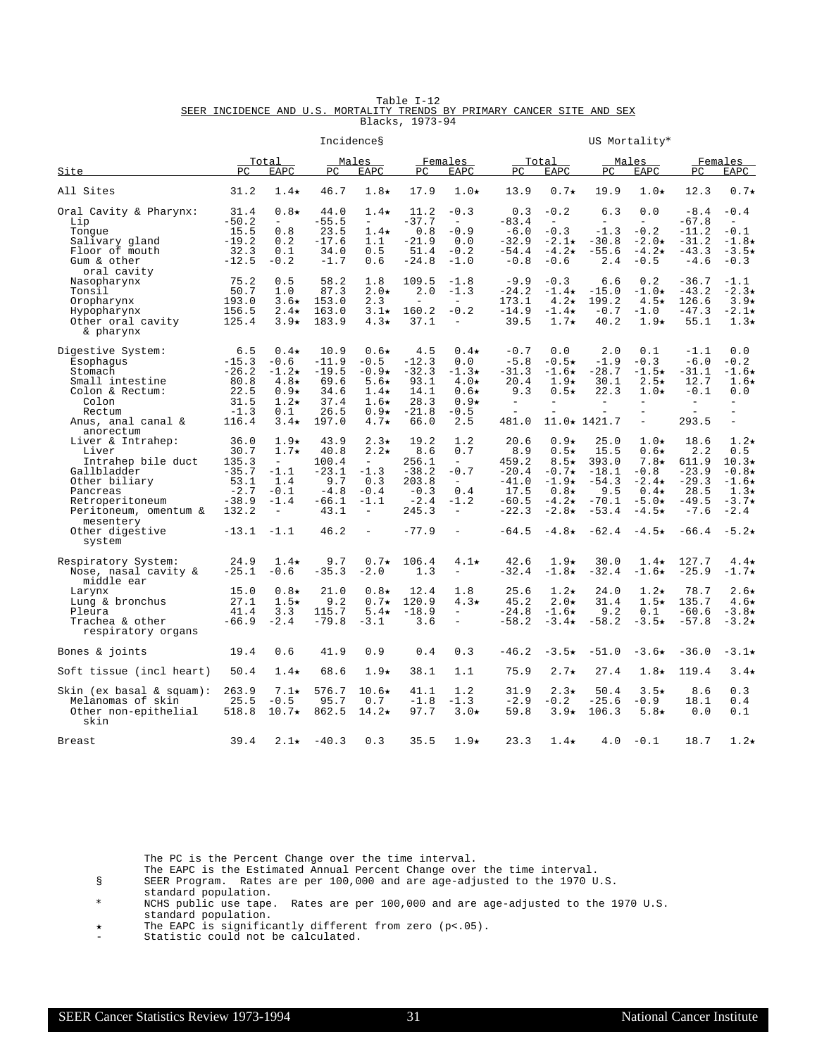# Table I-12

## SEER INCIDENCE AND U.S. MORTALITY TRENDS BY PRIMARY CANCER SITE AND SEX

### Blacks, 1973-94

| | Incidence§ | | | | | | US Mortality* | | | | | |
|---|---|---|---|---|---|---|---|---|---|---|---|---|
| | Total | | Males | | Females | | Total | | Males | | Females | |
| Site | PC | EAPC | PC | EAPC | PC | EAPC | PC | EAPC | PC | EAPC | PC | EAPC |
| All Sites | 31.2 | 1.4★ | 46.7 | 1.8★ | 17.9 | 1.0★ | 13.9 | 0.7★ | 19.9 | 1.0★ | 12.3 | 0.7★ |
| Oral Cavity & Pharynx: | 31.4 | 0.8★ | 44.0 | 1.4★ | 11.2 | -0.3 | 0.3 | -0.2 | 6.3 | 0.0 | -8.4 | -0.4 |
| Lip | -50.2 | - | -55.5 | - | -37.7 | - | -83.4 | - | - | - | -67.8 | - |
| Tongue | 15.5 | 0.8 | 23.5 | 1.4★ | 0.8 | -0.9 | -6.0 | -0.3 | -1.3 | -0.2 | -11.2 | -0.1 |
| Salivary gland | -19.2 | 0.2 | -17.6 | 1.1 | -21.9 | 0.0 | -32.9 | -2.1★ | -30.8 | -2.0★ | -31.2 | -1.8★ |
| Floor of mouth | 32.3 | 0.1 | 34.0 | 0.5 | 51.4 | -0.2 | -54.4 | -4.2★ | -55.6 | -4.2★ | -43.3 | -3.5★ |
| Gum & other oral cavity | -12.5 | -0.2 | -1.7 | 0.6 | -24.8 | -1.0 | -0.8 | -0.6 | 2.4 | -0.5 | -4.6 | -0.3 |
| Nasopharynx | 75.2 | 0.5 | 58.2 | 1.8 | 109.5 | -1.8 | -9.9 | -0.3 | 6.6 | 0.2 | -36.7 | -1.1 |
| Tonsil | 50.7 | 1.0 | 87.3 | 2.0★ | 2.0 | -1.3 | -24.2 | -1.4★ | -15.0 | -1.0★ | -43.2 | -2.3★ |
| Oropharynx | 193.0 | 3.6★ | 153.0 | 2.3 | - | - | 173.1 | 4.2★ | 199.2 | 4.5★ | 126.6 | 3.9★ |
| Hypopharynx | 156.5 | 2.4★ | 163.0 | 3.1★ | 160.2 | -0.2 | -14.9 | -1.4★ | -0.7 | -1.0 | -47.3 | -2.1★ |
| Other oral cavity & pharynx | 125.4 | 3.9★ | 183.9 | 4.3★ | 37.1 | - | 39.5 | 1.7★ | 40.2 | 1.9★ | 55.1 | 1.3★ |
| Digestive System: | 6.5 | 0.4★ | 10.9 | 0.6★ | 4.5 | 0.4★ | -0.7 | 0.0 | 2.0 | 0.1 | -1.1 | 0.0 |
| Esophagus | -15.3 | -0.6 | -11.9 | -0.5 | -12.3 | 0.0 | -5.8 | -0.5★ | -1.9 | -0.3 | -6.0 | -0.2 |
| Stomach | -26.2 | -1.2★ | -19.5 | -0.9★ | -32.3 | -1.3★ | -31.3 | -1.6★ | -28.7 | -1.5★ | -31.1 | -1.6★ |
| Small intestine | 80.8 | 4.8★ | 69.6 | 5.6★ | 93.1 | 4.0★ | 20.4 | 1.9★ | 30.1 | 2.5★ | 12.7 | 1.6★ |
| Colon & Rectum: | 22.5 | 0.9★ | 34.6 | 1.4★ | 14.1 | 0.6★ | 9.3 | 0.5★ | 22.3 | 1.0★ | -0.1 | 0.0 |
| Colon | 31.5 | 1.2★ | 37.4 | 1.6★ | 28.3 | 0.9★ | - | - | - | - | - | - |
| Rectum | -1.3 | 0.1 | 26.5 | 0.9★ | -21.8 | -0.5 | - | - | - | - | - | - |
| Anus, anal canal & anorectum | 116.4 | 3.4★ | 197.0 | 4.7★ | 66.0 | 2.5 | 481.0 | 11.0★ | 1421.7 | - | 293.5 | - |
| Liver & Intrahep: | 36.0 | 1.9★ | 43.9 | 2.3★ | 19.2 | 1.2 | 20.6 | 0.9★ | 25.0 | 1.0★ | 18.6 | 1.2★ |
| Liver | 30.7 | 1.7★ | 40.8 | 2.2★ | 8.6 | 0.7 | 8.9 | 0.5★ | 15.5 | 0.6★ | 2.2 | 0.5 |
| Intrahep bile duct | 135.3 | - | 100.4 | - | 256.1 | - | 459.2 | 8.5★ | 393.0 | 7.8★ | 611.9 | 10.3★ |
| Gallbladder | -35.7 | -1.1 | -23.1 | -1.3 | -38.2 | -0.7 | -20.4 | -0.7★ | -18.1 | -0.8 | -23.9 | -0.8★ |
| Other biliary | 53.1 | 1.4 | 9.7 | 0.3 | 203.8 | - | -41.0 | -1.9★ | -54.3 | -2.4★ | -29.3 | -1.6★ |
| Pancreas | -2.7 | -0.1 | -4.8 | -0.4 | -0.3 | 0.4 | 17.5 | 0.8★ | 9.5 | 0.4★ | 28.5 | 1.3★ |
| Retroperitoneum | -38.9 | -1.4 | -66.1 | -1.1 | -2.4 | -1.2 | -60.5 | -4.2★ | -70.1 | -5.0★ | -49.5 | -3.7★ |
| Peritoneum, omentum & mesentery | 132.2 | - | 43.1 | - | 245.3 | - | -22.3 | -2.8★ | -53.4 | -4.5★ | -7.6 | -2.4 |
| Other digestive system | -13.1 | -1.1 | 46.2 | - | -77.9 | - | -64.5 | -4.8★ | -62.4 | -4.5★ | -66.4 | -5.2★ |
| Respiratory System: | 24.9 | 1.4★ | 9.7 | 0.7★ | 106.4 | 4.1★ | 42.6 | 1.9★ | 30.0 | 1.4★ | 127.7 | 4.4★ |
| Nose, nasal cavity & middle ear | -25.1 | -0.6 | -35.3 | -2.0 | 1.3 | - | -32.4 | -1.8★ | -32.4 | -1.6★ | -25.9 | -1.7★ |
| Larynx | 15.0 | 0.8★ | 21.0 | 0.8★ | 12.4 | 1.8 | 25.6 | 1.2★ | 24.0 | 1.2★ | 78.7 | 2.6★ |
| Lung & bronchus | 27.1 | 1.5★ | 9.2 | 0.7★ | 120.9 | 4.3★ | 45.2 | 2.0★ | 31.4 | 1.5★ | 135.7 | 4.6★ |
| Pleura | 41.4 | 3.3 | 115.7 | 5.4★ | -18.9 | - | -24.8 | -1.6★ | 9.2 | 0.1 | -60.6 | -3.8★ |
| Trachea & other respiratory organs | -66.9 | -2.4 | -79.8 | -3.1 | 3.6 | - | -58.2 | -3.4★ | -58.2 | -3.5★ | -57.8 | -3.2★ |
| Bones & joints | 19.4 | 0.6 | 41.9 | 0.9 | 0.4 | 0.3 | -46.2 | -3.5★ | -51.0 | -3.6★ | -36.0 | -3.1★ |
| Soft tissue (incl heart) | 50.4 | 1.4★ | 68.6 | 1.9★ | 38.1 | 1.1 | 75.9 | 2.7★ | 27.4 | 1.8★ | 119.4 | 3.4★ |
| Skin (ex basal & squam): | 263.9 | 7.1★ | 576.7 | 10.6★ | 41.1 | 1.2 | 31.9 | 2.3★ | 50.4 | 3.5★ | 8.6 | 0.3 |
| Melanomas of skin | 25.5 | -0.5 | 95.7 | 0.7 | -1.8 | -1.3 | -2.9 | -0.2 | -25.6 | -0.9 | 18.1 | 0.4 |
| Other non-epithelial skin | 518.8 | 10.7★ | 862.5 | 14.2★ | 97.7 | 3.0★ | 59.8 | 3.9★ | 106.3 | 5.8★ | 0.0 | 0.1 |
| Breast | 39.4 | 2.1★ | -40.3 | 0.3 | 35.5 | 1.9★ | 23.3 | 1.4★ | 4.0 | -0.1 | 18.7 | 1.2★ |

The PC is the Percent Change over the time interval.
The EAPC is the Estimated Annual Percent Change over the time interval.

§ SEER Program. Rates are per 100,000 and are age-adjusted to the 1970 U.S. standard population.

\* NCHS public use tape. Rates are per 100,000 and are age-adjusted to the 1970 U.S. standard population.

★ The EAPC is significantly different from zero (p<.05).

\- Statistic could not be calculated.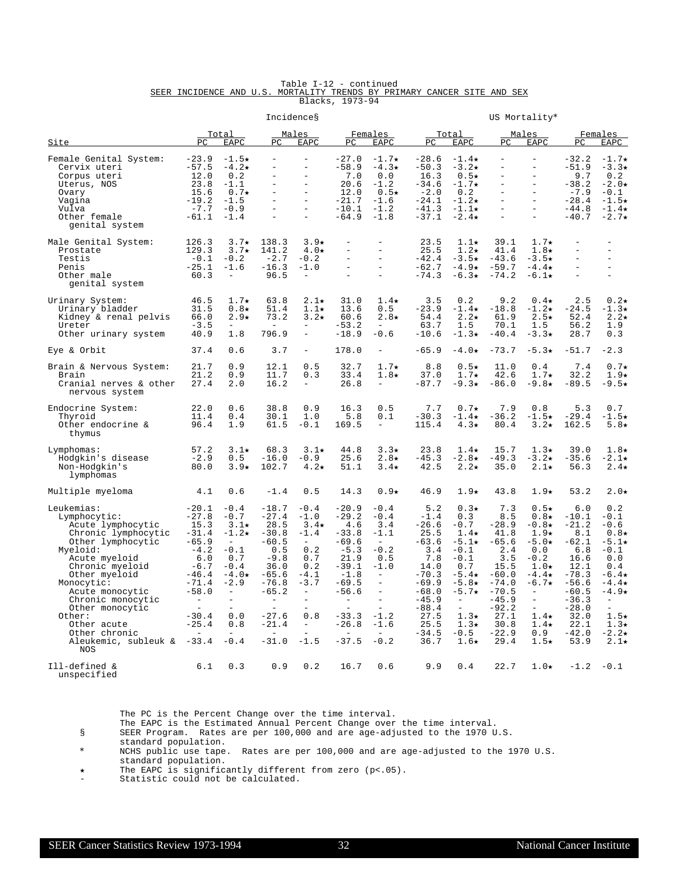Table I-12 - continued

SEER INCIDENCE AND U.S. MORTALITY TRENDS BY PRIMARY CANCER SITE AND SEX

Blacks, 1973-94

| Site | Incidence§ | | | | | | US Mortality* | | | | | |
|---|---|---|---|---|---|---|---|---|---|---|---|---|
| | Total | | Males | | Females | | Total | | Males | | Females | |
| | PC | EAPC | PC | EAPC | PC | EAPC | PC | EAPC | PC | EAPC | PC | EAPC |
| Female Genital System: | -23.9 | -1.5★ | - | - | -27.0 | -1.7★ | -28.6 | -1.4★ | - | - | -32.2 | -1.7★ |
| Cervix uteri | -57.5 | -4.2★ | - | - | -58.9 | -4.3★ | -50.3 | -3.2★ | - | - | -51.9 | -3.3★ |
| Corpus uteri | 12.0 | 0.2 | - | - | 7.0 | 0.0 | 16.3 | 0.5★ | - | - | 9.7 | 0.2 |
| Uterus, NOS | 23.8 | -1.1 | - | - | 20.6 | -1.2 | -34.6 | -1.7★ | - | - | -38.2 | -2.0★ |
| Ovary | 15.6 | 0.7★ | - | - | 12.0 | 0.5★ | -2.0 | 0.2 | - | - | -7.9 | -0.1 |
| Vagina | -19.2 | -1.5 | - | - | -21.7 | -1.6 | -24.1 | -1.2★ | - | - | -28.4 | -1.5★ |
| Vulva | -7.7 | -0.9 | - | - | -10.1 | -1.2 | -41.3 | -1.1★ | - | - | -44.8 | -1.4★ |
| Other female genital system | -61.1 | -1.4 | - | - | -64.9 | -1.8 | -37.1 | -2.4★ | - | - | -40.7 | -2.7★ |
| Male Genital System: | 126.3 | 3.7★ | 138.3 | 3.9★ | - | - | 23.5 | 1.1★ | 39.1 | 1.7★ | - | - |
| Prostate | 129.3 | 3.7★ | 141.2 | 4.0★ | - | - | 25.5 | 1.2★ | 41.4 | 1.8★ | - | - |
| Testis | -0.1 | -0.2 | -2.7 | -0.2 | - | - | -42.4 | -3.5★ | -43.6 | -3.5★ | - | - |
| Penis | -25.1 | -1.6 | -16.3 | -1.0 | - | - | -62.7 | -4.9★ | -59.7 | -4.4★ | - | - |
| Other male genital system | 60.3 | - | 96.5 | - | - | - | -74.3 | -6.3★ | -74.2 | -6.1★ | - | - |
| Urinary System: | 46.5 | 1.7★ | 63.8 | 2.1★ | 31.0 | 1.4★ | 3.5 | 0.2 | 9.2 | 0.4★ | 2.5 | 0.2★ |
| Urinary bladder | 31.5 | 0.8★ | 51.4 | 1.1★ | 13.6 | 0.5 | -23.9 | -1.4★ | -18.8 | -1.2★ | -24.5 | -1.3★ |
| Kidney & renal pelvis | 66.0 | 2.9★ | 73.2 | 3.2★ | 60.6 | 2.8★ | 54.4 | 2.2★ | 61.9 | 2.5★ | 52.4 | 2.2★ |
| Ureter | -3.5 | - | - | - | -53.2 | - | 63.7 | 1.5 | 70.1 | 1.5 | 56.2 | 1.9 |
| Other urinary system | 40.9 | 1.8 | 796.9 | - | -18.9 | -0.6 | -10.6 | -1.3★ | -40.4 | -3.3★ | 28.7 | 0.3 |
| Eye & Orbit | 37.4 | 0.6 | 3.7 | - | 178.0 | - | -65.9 | -4.0★ | -73.7 | -5.3★ | -51.7 | -2.3 |
| Brain & Nervous System: | 21.7 | 0.9 | 12.1 | 0.5 | 32.7 | 1.7★ | 8.8 | 0.5★ | 11.0 | 0.4 | 7.4 | 0.7★ |
| Brain | 21.2 | 0.9 | 11.7 | 0.3 | 33.4 | 1.8★ | 37.0 | 1.7★ | 42.6 | 1.7★ | 32.2 | 1.9★ |
| Cranial nerves & other nervous system | 27.4 | 2.0 | 16.2 | - | 26.8 | - | -87.7 | -9.3★ | -86.0 | -9.8★ | -89.5 | -9.5★ |
| Endocrine System: | 22.0 | 0.6 | 38.8 | 0.9 | 16.3 | 0.5 | 7.7 | 0.7★ | 7.9 | 0.8 | 5.3 | 0.7 |
| Thyroid | 11.4 | 0.4 | 30.1 | 1.0 | 5.8 | 0.1 | -30.3 | -1.4★ | -36.2 | -1.5★ | -29.4 | -1.5★ |
| Other endocrine & thymus | 96.4 | 1.9 | 61.5 | -0.1 | 169.5 | - | 115.4 | 4.3★ | 80.4 | 3.2★ | 162.5 | 5.8★ |
| Lymphomas: | 57.2 | 3.1★ | 68.3 | 3.1★ | 44.8 | 3.3★ | 23.8 | 1.4★ | 15.7 | 1.3★ | 39.0 | 1.8★ |
| Hodgkin's disease | -2.9 | 0.5 | -16.0 | -0.9 | 25.6 | 2.8★ | -45.3 | -2.8★ | -49.3 | -3.2★ | -35.6 | -2.1★ |
| Non-Hodgkin's lymphomas | 80.0 | 3.9★ | 102.7 | 4.2★ | 51.1 | 3.4★ | 42.5 | 2.2★ | 35.0 | 2.1★ | 56.3 | 2.4★ |
| Multiple myeloma | 4.1 | 0.6 | -1.4 | 0.5 | 14.3 | 0.9★ | 46.9 | 1.9★ | 43.8 | 1.9★ | 53.2 | 2.0★ |
| Leukemias: | -20.1 | -0.4 | -18.7 | -0.4 | -20.9 | -0.4 | 5.2 | 0.3★ | 7.3 | 0.5★ | 6.0 | 0.2 |
| Lymphocytic: | -27.8 | -0.7 | -27.4 | -1.0 | -29.2 | -0.4 | -1.4 | 0.3 | 8.5 | 0.8★ | -10.1 | -0.1 |
| Acute lymphocytic | 15.3 | 3.1★ | 28.5 | 3.4★ | 4.6 | 3.4 | -26.6 | -0.7 | -28.9 | -0.8★ | -21.2 | -0.6 |
| Chronic lymphocytic | -31.4 | -1.2★ | -30.8 | -1.4 | -33.8 | -1.1 | 25.5 | 1.4★ | 41.8 | 1.9★ | 8.1 | 0.8★ |
| Other lymphocytic | -65.9 | - | -60.5 | - | -69.6 | - | -63.6 | -5.1★ | -65.6 | -5.0★ | -62.1 | -5.1★ |
| Myeloid: | -4.2 | -0.1 | 0.5 | 0.2 | -5.3 | -0.2 | 3.4 | -0.1 | 2.4 | 0.0 | 6.8 | -0.1 |
| Acute myeloid | 6.0 | 0.7 | -9.8 | 0.7 | 21.9 | 0.5 | 7.8 | -0.1 | 3.5 | -0.2 | 16.6 | 0.0 |
| Chronic myeloid | -6.7 | -0.4 | 36.0 | 0.2 | -39.1 | -1.0 | 14.0 | 0.7 | 15.5 | 1.0★ | 12.1 | 0.4 |
| Other myeloid | -46.4 | -4.0★ | -65.6 | -4.1 | -1.8 | - | -70.3 | -5.4★ | -60.0 | -4.4★ | -78.3 | -6.4★ |
| Monocytic: | -71.4 | -2.9 | -76.8 | -3.7 | -69.5 | - | -69.9 | -5.8★ | -74.0 | -6.7★ | -56.6 | -4.4★ |
| Acute monocytic | -58.0 | - | -65.2 | - | -56.6 | - | -68.0 | -5.7★ | -70.5 | - | -60.5 | -4.9★ |
| Chronic monocytic | - | - | - | - | - | - | -45.9 | - | -45.9 | - | -36.3 | - |
| Other monocytic | - | - | - | - | - | - | -88.4 | - | -92.2 | - | -28.0 | - |
| Other: | -30.4 | 0.0 | -27.6 | 0.8 | -33.3 | -1.2 | 27.5 | 1.3★ | 27.1 | 1.4★ | 32.0 | 1.5★ |
| Other acute | -25.4 | 0.8 | -21.4 | - | -26.8 | -1.6 | 25.5 | 1.3★ | 30.8 | 1.4★ | 22.1 | 1.3★ |
| Other chronic | - | - | - | - | - | - | -34.5 | -0.5 | -22.9 | 0.9 | -42.0 | -2.2★ |
| Aleukemic, subleuk & NOS | -33.4 | -0.4 | -31.0 | -1.5 | -37.5 | -0.2 | 36.7 | 1.6★ | 29.4 | 1.5★ | 53.9 | 2.1★ |
| Ill-defined & unspecified | 6.1 | 0.3 | 0.9 | 0.2 | 16.7 | 0.6 | 9.9 | 0.4 | 22.7 | 1.0★ | -1.2 | -0.1 |

The PC is the Percent Change over the time interval.
The EAPC is the Estimated Annual Percent Change over the time interval.

§ SEER Program. Rates are per 100,000 and are age-adjusted to the 1970 U.S. standard population.

\* NCHS public use tape. Rates are per 100,000 and are age-adjusted to the 1970 U.S. standard population.

★ The EAPC is significantly different from zero (p<.05).

\- Statistic could not be calculated.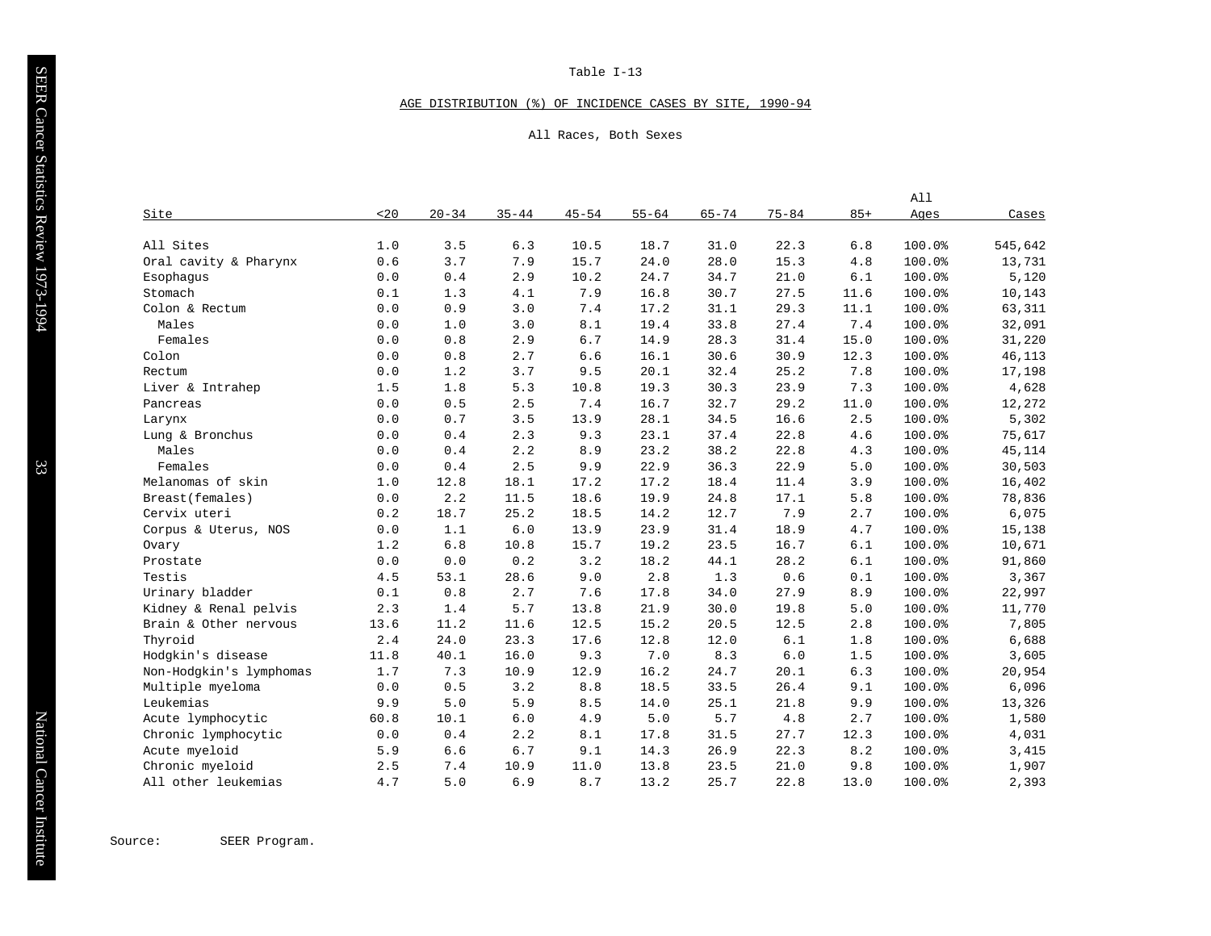Table I-13

AGE DISTRIBUTION (%) OF INCIDENCE CASES BY SITE, 1990-94

All Races, Both Sexes

| Site | <20 | 20-34 | 35-44 | 45-54 | 55-64 | 65-74 | 75-84 | 85+ | All Ages | Cases |
|---|---|---|---|---|---|---|---|---|---|---|
| All Sites | 1.0 | 3.5 | 6.3 | 10.5 | 18.7 | 31.0 | 22.3 | 6.8 | 100.0% | 545,642 |
| Oral cavity & Pharynx | 0.6 | 3.7 | 7.9 | 15.7 | 24.0 | 28.0 | 15.3 | 4.8 | 100.0% | 13,731 |
| Esophagus | 0.0 | 0.4 | 2.9 | 10.2 | 24.7 | 34.7 | 21.0 | 6.1 | 100.0% | 5,120 |
| Stomach | 0.1 | 1.3 | 4.1 | 7.9 | 16.8 | 30.7 | 27.5 | 11.6 | 100.0% | 10,143 |
| Colon & Rectum | 0.0 | 0.9 | 3.0 | 7.4 | 17.2 | 31.1 | 29.3 | 11.1 | 100.0% | 63,311 |
| Males | 0.0 | 1.0 | 3.0 | 8.1 | 19.4 | 33.8 | 27.4 | 7.4 | 100.0% | 32,091 |
| Females | 0.0 | 0.8 | 2.9 | 6.7 | 14.9 | 28.3 | 31.4 | 15.0 | 100.0% | 31,220 |
| Colon | 0.0 | 0.8 | 2.7 | 6.6 | 16.1 | 30.6 | 30.9 | 12.3 | 100.0% | 46,113 |
| Rectum | 0.0 | 1.2 | 3.7 | 9.5 | 20.1 | 32.4 | 25.2 | 7.8 | 100.0% | 17,198 |
| Liver & Intrahep | 1.5 | 1.8 | 5.3 | 10.8 | 19.3 | 30.3 | 23.9 | 7.3 | 100.0% | 4,628 |
| Pancreas | 0.0 | 0.5 | 2.5 | 7.4 | 16.7 | 32.7 | 29.2 | 11.0 | 100.0% | 12,272 |
| Larynx | 0.0 | 0.7 | 3.5 | 13.9 | 28.1 | 34.5 | 16.6 | 2.5 | 100.0% | 5,302 |
| Lung & Bronchus | 0.0 | 0.4 | 2.3 | 9.3 | 23.1 | 37.4 | 22.8 | 4.6 | 100.0% | 75,617 |
| Males | 0.0 | 0.4 | 2.2 | 8.9 | 23.2 | 38.2 | 22.8 | 4.3 | 100.0% | 45,114 |
| Females | 0.0 | 0.4 | 2.5 | 9.9 | 22.9 | 36.3 | 22.9 | 5.0 | 100.0% | 30,503 |
| Melanomas of skin | 1.0 | 12.8 | 18.1 | 17.2 | 17.2 | 18.4 | 11.4 | 3.9 | 100.0% | 16,402 |
| Breast(females) | 0.0 | 2.2 | 11.5 | 18.6 | 19.9 | 24.8 | 17.1 | 5.8 | 100.0% | 78,836 |
| Cervix uteri | 0.2 | 18.7 | 25.2 | 18.5 | 14.2 | 12.7 | 7.9 | 2.7 | 100.0% | 6,075 |
| Corpus & Uterus, NOS | 0.0 | 1.1 | 6.0 | 13.9 | 23.9 | 31.4 | 18.9 | 4.7 | 100.0% | 15,138 |
| Ovary | 1.2 | 6.8 | 10.8 | 15.7 | 19.2 | 23.5 | 16.7 | 6.1 | 100.0% | 10,671 |
| Prostate | 0.0 | 0.0 | 0.2 | 3.2 | 18.2 | 44.1 | 28.2 | 6.1 | 100.0% | 91,860 |
| Testis | 4.5 | 53.1 | 28.6 | 9.0 | 2.8 | 1.3 | 0.6 | 0.1 | 100.0% | 3,367 |
| Urinary bladder | 0.1 | 0.8 | 2.7 | 7.6 | 17.8 | 34.0 | 27.9 | 8.9 | 100.0% | 22,997 |
| Kidney & Renal pelvis | 2.3 | 1.4 | 5.7 | 13.8 | 21.9 | 30.0 | 19.8 | 5.0 | 100.0% | 11,770 |
| Brain & Other nervous | 13.6 | 11.2 | 11.6 | 12.5 | 15.2 | 20.5 | 12.5 | 2.8 | 100.0% | 7,805 |
| Thyroid | 2.4 | 24.0 | 23.3 | 17.6 | 12.8 | 12.0 | 6.1 | 1.8 | 100.0% | 6,688 |
| Hodgkin's disease | 11.8 | 40.1 | 16.0 | 9.3 | 7.0 | 8.3 | 6.0 | 1.5 | 100.0% | 3,605 |
| Non-Hodgkin's lymphomas | 1.7 | 7.3 | 10.9 | 12.9 | 16.2 | 24.7 | 20.1 | 6.3 | 100.0% | 20,954 |
| Multiple myeloma | 0.0 | 0.5 | 3.2 | 8.8 | 18.5 | 33.5 | 26.4 | 9.1 | 100.0% | 6,096 |
| Leukemias | 9.9 | 5.0 | 5.9 | 8.5 | 14.0 | 25.1 | 21.8 | 9.9 | 100.0% | 13,326 |
| Acute lymphocytic | 60.8 | 10.1 | 6.0 | 4.9 | 5.0 | 5.7 | 4.8 | 2.7 | 100.0% | 1,580 |
| Chronic lymphocytic | 0.0 | 0.4 | 2.2 | 8.1 | 17.8 | 31.5 | 27.7 | 12.3 | 100.0% | 4,031 |
| Acute myeloid | 5.9 | 6.6 | 6.7 | 9.1 | 14.3 | 26.9 | 22.3 | 8.2 | 100.0% | 3,415 |
| Chronic myeloid | 2.5 | 7.4 | 10.9 | 11.0 | 13.8 | 23.5 | 21.0 | 9.8 | 100.0% | 1,907 |
| All other leukemias | 4.7 | 5.0 | 6.9 | 8.7 | 13.2 | 25.7 | 22.8 | 13.0 | 100.0% | 2,393 |

Source: SEER Program.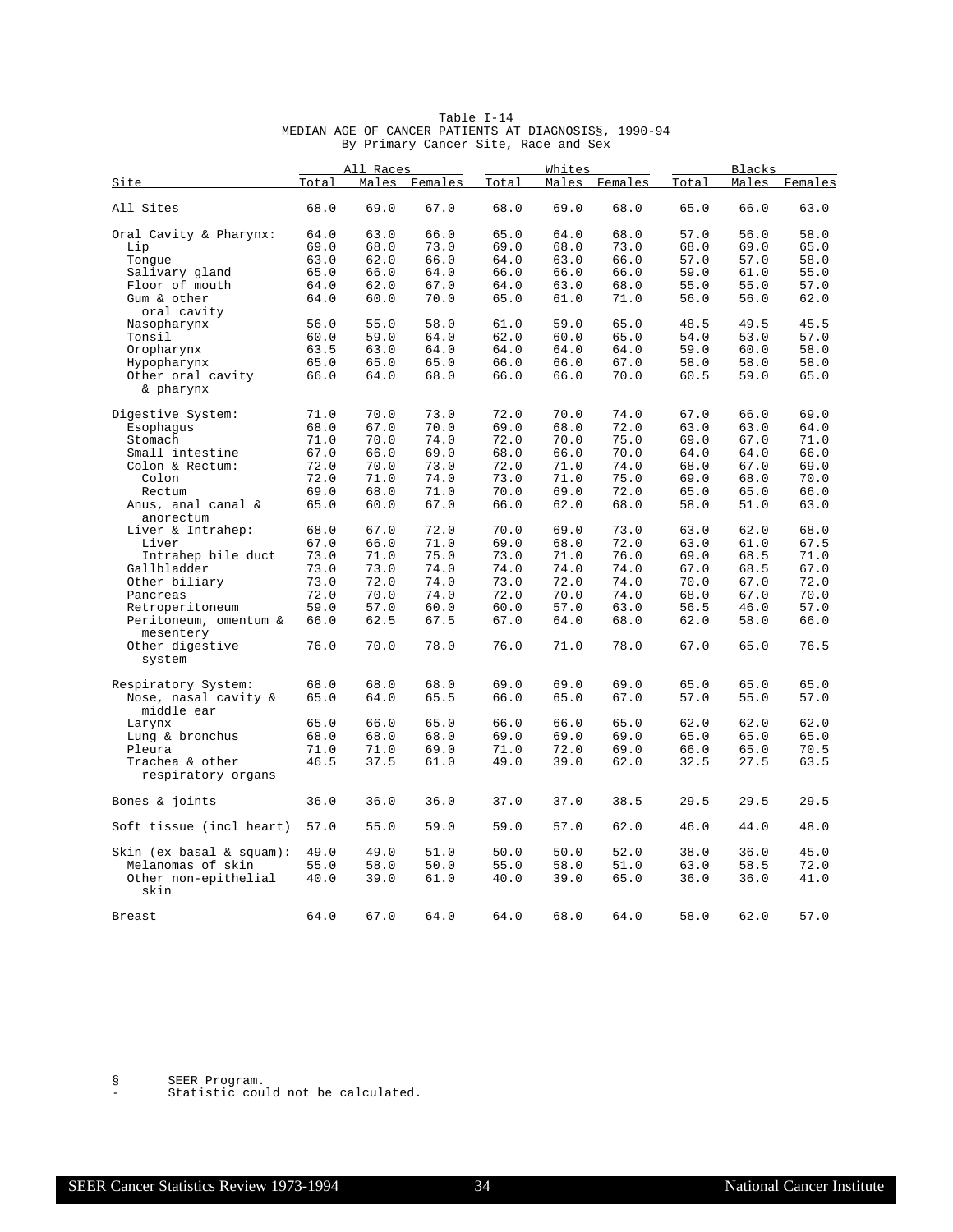Table I-14

MEDIAN AGE OF CANCER PATIENTS AT DIAGNOSIS§, 1990-94

By Primary Cancer Site, Race and Sex

| | All Races | | | Whites | | | Blacks | | |
|---|---|---|---|---|---|---|---|---|---|
| Site | Total | Males | Females | Total | Males | Females | Total | Males | Females |
| All Sites | 68.0 | 69.0 | 67.0 | 68.0 | 69.0 | 68.0 | 65.0 | 66.0 | 63.0 |
| Oral Cavity & Pharynx: | 64.0 | 63.0 | 66.0 | 65.0 | 64.0 | 68.0 | 57.0 | 56.0 | 58.0 |
| Lip | 69.0 | 68.0 | 73.0 | 69.0 | 68.0 | 73.0 | 68.0 | 69.0 | 65.0 |
| Tongue | 63.0 | 62.0 | 66.0 | 64.0 | 63.0 | 66.0 | 57.0 | 57.0 | 58.0 |
| Salivary gland | 65.0 | 66.0 | 64.0 | 66.0 | 66.0 | 66.0 | 59.0 | 61.0 | 55.0 |
| Floor of mouth | 64.0 | 62.0 | 67.0 | 64.0 | 63.0 | 68.0 | 55.0 | 55.0 | 57.0 |
| Gum & other oral cavity | 64.0 | 60.0 | 70.0 | 65.0 | 61.0 | 71.0 | 56.0 | 56.0 | 62.0 |
| Nasopharynx | 56.0 | 55.0 | 58.0 | 61.0 | 59.0 | 65.0 | 48.5 | 49.5 | 45.5 |
| Tonsil | 60.0 | 59.0 | 64.0 | 62.0 | 60.0 | 65.0 | 54.0 | 53.0 | 57.0 |
| Oropharynx | 63.5 | 63.0 | 64.0 | 64.0 | 64.0 | 64.0 | 59.0 | 60.0 | 58.0 |
| Hypopharynx | 65.0 | 65.0 | 65.0 | 66.0 | 66.0 | 67.0 | 58.0 | 58.0 | 58.0 |
| Other oral cavity & pharynx | 66.0 | 64.0 | 68.0 | 66.0 | 66.0 | 70.0 | 60.5 | 59.0 | 65.0 |
| Digestive System: | 71.0 | 70.0 | 73.0 | 72.0 | 70.0 | 74.0 | 67.0 | 66.0 | 69.0 |
| Esophagus | 68.0 | 67.0 | 70.0 | 69.0 | 68.0 | 72.0 | 63.0 | 63.0 | 64.0 |
| Stomach | 71.0 | 70.0 | 74.0 | 72.0 | 70.0 | 75.0 | 69.0 | 67.0 | 71.0 |
| Small intestine | 67.0 | 66.0 | 69.0 | 68.0 | 66.0 | 70.0 | 64.0 | 64.0 | 66.0 |
| Colon & Rectum: | 72.0 | 70.0 | 73.0 | 72.0 | 71.0 | 74.0 | 68.0 | 67.0 | 69.0 |
| Colon | 72.0 | 71.0 | 74.0 | 73.0 | 71.0 | 75.0 | 69.0 | 68.0 | 70.0 |
| Rectum | 69.0 | 68.0 | 71.0 | 70.0 | 69.0 | 72.0 | 65.0 | 65.0 | 66.0 |
| Anus, anal canal & anorectum | 65.0 | 60.0 | 67.0 | 66.0 | 62.0 | 68.0 | 58.0 | 51.0 | 63.0 |
| Liver & Intrahep: | 68.0 | 67.0 | 72.0 | 70.0 | 69.0 | 73.0 | 63.0 | 62.0 | 68.0 |
| Liver | 67.0 | 66.0 | 71.0 | 69.0 | 68.0 | 72.0 | 63.0 | 61.0 | 67.5 |
| Intrahep bile duct | 73.0 | 71.0 | 75.0 | 73.0 | 71.0 | 76.0 | 69.0 | 68.5 | 71.0 |
| Gallbladder | 73.0 | 73.0 | 74.0 | 74.0 | 74.0 | 74.0 | 67.0 | 68.5 | 67.0 |
| Other biliary | 73.0 | 72.0 | 74.0 | 73.0 | 72.0 | 74.0 | 70.0 | 67.0 | 72.0 |
| Pancreas | 72.0 | 70.0 | 74.0 | 72.0 | 70.0 | 74.0 | 68.0 | 67.0 | 70.0 |
| Retroperitoneum | 59.0 | 57.0 | 60.0 | 60.0 | 57.0 | 63.0 | 56.5 | 46.0 | 57.0 |
| Peritoneum, omentum & mesentery | 66.0 | 62.5 | 67.5 | 67.0 | 64.0 | 68.0 | 62.0 | 58.0 | 66.0 |
| Other digestive system | 76.0 | 70.0 | 78.0 | 76.0 | 71.0 | 78.0 | 67.0 | 65.0 | 76.5 |
| Respiratory System: | 68.0 | 68.0 | 68.0 | 69.0 | 69.0 | 69.0 | 65.0 | 65.0 | 65.0 |
| Nose, nasal cavity & middle ear | 65.0 | 64.0 | 65.5 | 66.0 | 65.0 | 67.0 | 57.0 | 55.0 | 57.0 |
| Larynx | 65.0 | 66.0 | 65.0 | 66.0 | 66.0 | 65.0 | 62.0 | 62.0 | 62.0 |
| Lung & bronchus | 68.0 | 68.0 | 68.0 | 69.0 | 69.0 | 69.0 | 65.0 | 65.0 | 65.0 |
| Pleura | 71.0 | 71.0 | 69.0 | 71.0 | 72.0 | 69.0 | 66.0 | 65.0 | 70.5 |
| Trachea & other respiratory organs | 46.5 | 37.5 | 61.0 | 49.0 | 39.0 | 62.0 | 32.5 | 27.5 | 63.5 |
| Bones & joints | 36.0 | 36.0 | 36.0 | 37.0 | 37.0 | 38.5 | 29.5 | 29.5 | 29.5 |
| Soft tissue (incl heart) | 57.0 | 55.0 | 59.0 | 59.0 | 57.0 | 62.0 | 46.0 | 44.0 | 48.0 |
| Skin (ex basal & squam): | 49.0 | 49.0 | 51.0 | 50.0 | 50.0 | 52.0 | 38.0 | 36.0 | 45.0 |
| Melanomas of skin | 55.0 | 58.0 | 50.0 | 55.0 | 58.0 | 51.0 | 63.0 | 58.5 | 72.0 |
| Other non-epithelial skin | 40.0 | 39.0 | 61.0 | 40.0 | 39.0 | 65.0 | 36.0 | 36.0 | 41.0 |
| Breast | 64.0 | 67.0 | 64.0 | 64.0 | 68.0 | 64.0 | 58.0 | 62.0 | 57.0 |

§ SEER Program.

- Statistic could not be calculated.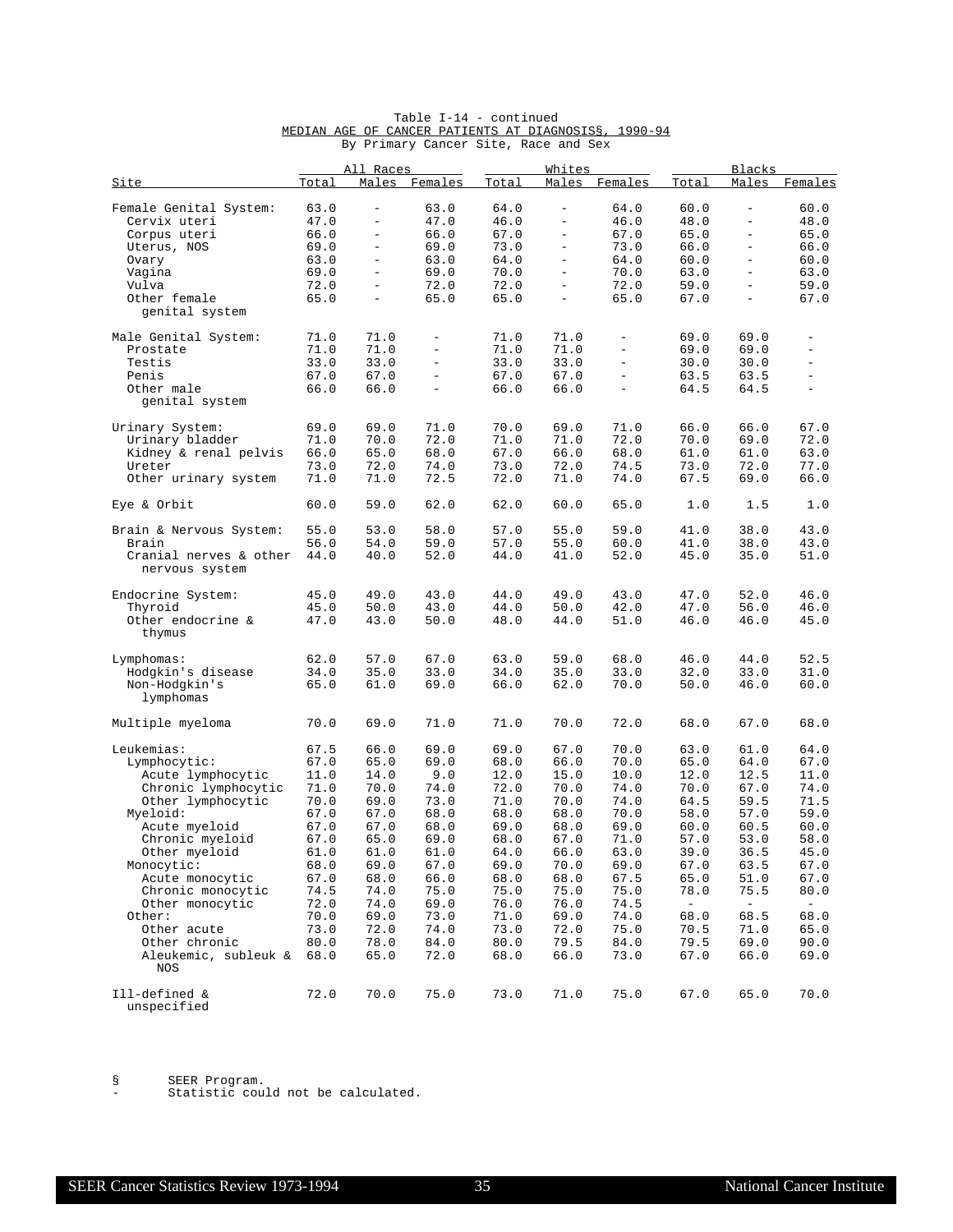Table I-14 - continued

MEDIAN AGE OF CANCER PATIENTS AT DIAGNOSIS§, 1990-94

By Primary Cancer Site, Race and Sex

| Site | All Races | | | Whites | | | Blacks | | |
|---|---|---|---|---|---|---|---|---|---|
| | Total | Males | Females | Total | Males | Females | Total | Males | Females |
| Female Genital System: | 63.0 | - | 63.0 | 64.0 | - | 64.0 | 60.0 | - | 60.0 |
| Cervix uteri | 47.0 | - | 47.0 | 46.0 | - | 46.0 | 48.0 | - | 48.0 |
| Corpus uteri | 66.0 | - | 66.0 | 67.0 | - | 67.0 | 65.0 | - | 65.0 |
| Uterus, NOS | 69.0 | - | 69.0 | 73.0 | - | 73.0 | 66.0 | - | 66.0 |
| Ovary | 63.0 | - | 63.0 | 64.0 | - | 64.0 | 60.0 | - | 60.0 |
| Vagina | 69.0 | - | 69.0 | 70.0 | - | 70.0 | 63.0 | - | 63.0 |
| Vulva | 72.0 | - | 72.0 | 72.0 | - | 72.0 | 59.0 | - | 59.0 |
| Other female genital system | 65.0 | - | 65.0 | 65.0 | - | 65.0 | 67.0 | - | 67.0 |
| Male Genital System: | 71.0 | 71.0 | - | 71.0 | 71.0 | - | 69.0 | 69.0 | - |
| Prostate | 71.0 | 71.0 | - | 71.0 | 71.0 | - | 69.0 | 69.0 | - |
| Testis | 33.0 | 33.0 | - | 33.0 | 33.0 | - | 30.0 | 30.0 | - |
| Penis | 67.0 | 67.0 | - | 67.0 | 67.0 | - | 63.5 | 63.5 | - |
| Other male genital system | 66.0 | 66.0 | - | 66.0 | 66.0 | - | 64.5 | 64.5 | - |
| Urinary System: | 69.0 | 69.0 | 71.0 | 70.0 | 69.0 | 71.0 | 66.0 | 66.0 | 67.0 |
| Urinary bladder | 71.0 | 70.0 | 72.0 | 71.0 | 71.0 | 72.0 | 70.0 | 69.0 | 72.0 |
| Kidney & renal pelvis | 66.0 | 65.0 | 68.0 | 67.0 | 66.0 | 68.0 | 61.0 | 61.0 | 63.0 |
| Ureter | 73.0 | 72.0 | 74.0 | 73.0 | 72.0 | 74.5 | 73.0 | 72.0 | 77.0 |
| Other urinary system | 71.0 | 71.0 | 72.5 | 72.0 | 71.0 | 74.0 | 67.5 | 69.0 | 66.0 |
| Eye & Orbit | 60.0 | 59.0 | 62.0 | 62.0 | 60.0 | 65.0 | 1.0 | 1.5 | 1.0 |
| Brain & Nervous System: | 55.0 | 53.0 | 58.0 | 57.0 | 55.0 | 59.0 | 41.0 | 38.0 | 43.0 |
| Brain | 56.0 | 54.0 | 59.0 | 57.0 | 55.0 | 60.0 | 41.0 | 38.0 | 43.0 |
| Cranial nerves & other nervous system | 44.0 | 40.0 | 52.0 | 44.0 | 41.0 | 52.0 | 45.0 | 35.0 | 51.0 |
| Endocrine System: | 45.0 | 49.0 | 43.0 | 44.0 | 49.0 | 43.0 | 47.0 | 52.0 | 46.0 |
| Thyroid | 45.0 | 50.0 | 43.0 | 44.0 | 50.0 | 42.0 | 47.0 | 56.0 | 46.0 |
| Other endocrine & thymus | 47.0 | 43.0 | 50.0 | 48.0 | 44.0 | 51.0 | 46.0 | 46.0 | 45.0 |
| Lymphomas: | 62.0 | 57.0 | 67.0 | 63.0 | 59.0 | 68.0 | 46.0 | 44.0 | 52.5 |
| Hodgkin's disease | 34.0 | 35.0 | 33.0 | 34.0 | 35.0 | 33.0 | 32.0 | 33.0 | 31.0 |
| Non-Hodgkin's lymphomas | 65.0 | 61.0 | 69.0 | 66.0 | 62.0 | 70.0 | 50.0 | 46.0 | 60.0 |
| Multiple myeloma | 70.0 | 69.0 | 71.0 | 71.0 | 70.0 | 72.0 | 68.0 | 67.0 | 68.0 |
| Leukemias: | 67.5 | 66.0 | 69.0 | 69.0 | 67.0 | 70.0 | 63.0 | 61.0 | 64.0 |
| Lymphocytic: | 67.0 | 65.0 | 69.0 | 68.0 | 66.0 | 70.0 | 65.0 | 64.0 | 67.0 |
| Acute lymphocytic | 11.0 | 14.0 | 9.0 | 12.0 | 15.0 | 10.0 | 12.0 | 12.5 | 11.0 |
| Chronic lymphocytic | 71.0 | 70.0 | 74.0 | 72.0 | 70.0 | 74.0 | 70.0 | 67.0 | 74.0 |
| Other lymphocytic | 70.0 | 69.0 | 73.0 | 71.0 | 70.0 | 74.0 | 64.5 | 59.5 | 71.5 |
| Myeloid: | 67.0 | 67.0 | 68.0 | 68.0 | 68.0 | 70.0 | 58.0 | 57.0 | 59.0 |
| Acute myeloid | 67.0 | 67.0 | 68.0 | 69.0 | 68.0 | 69.0 | 60.0 | 60.5 | 60.0 |
| Chronic myeloid | 67.0 | 65.0 | 69.0 | 68.0 | 67.0 | 71.0 | 57.0 | 53.0 | 58.0 |
| Other myeloid | 61.0 | 61.0 | 61.0 | 64.0 | 66.0 | 63.0 | 39.0 | 36.5 | 45.0 |
| Monocytic: | 68.0 | 69.0 | 67.0 | 69.0 | 70.0 | 69.0 | 67.0 | 63.5 | 67.0 |
| Acute monocytic | 67.0 | 68.0 | 66.0 | 68.0 | 68.0 | 67.5 | 65.0 | 51.0 | 67.0 |
| Chronic monocytic | 74.5 | 74.0 | 75.0 | 75.0 | 75.0 | 75.0 | 78.0 | 75.5 | 80.0 |
| Other monocytic | 72.0 | 74.0 | 69.0 | 76.0 | 76.0 | 74.5 | - | - | - |
| Other: | 70.0 | 69.0 | 73.0 | 71.0 | 69.0 | 74.0 | 68.0 | 68.5 | 68.0 |
| Other acute | 73.0 | 72.0 | 74.0 | 73.0 | 72.0 | 75.0 | 70.5 | 71.0 | 65.0 |
| Other chronic | 80.0 | 78.0 | 84.0 | 80.0 | 79.5 | 84.0 | 79.5 | 69.0 | 90.0 |
| Aleukemic, subleuk & NOS | 68.0 | 65.0 | 72.0 | 68.0 | 66.0 | 73.0 | 67.0 | 66.0 | 69.0 |
| Ill-defined & unspecified | 72.0 | 70.0 | 75.0 | 73.0 | 71.0 | 75.0 | 67.0 | 65.0 | 70.0 |

§ SEER Program.

- Statistic could not be calculated.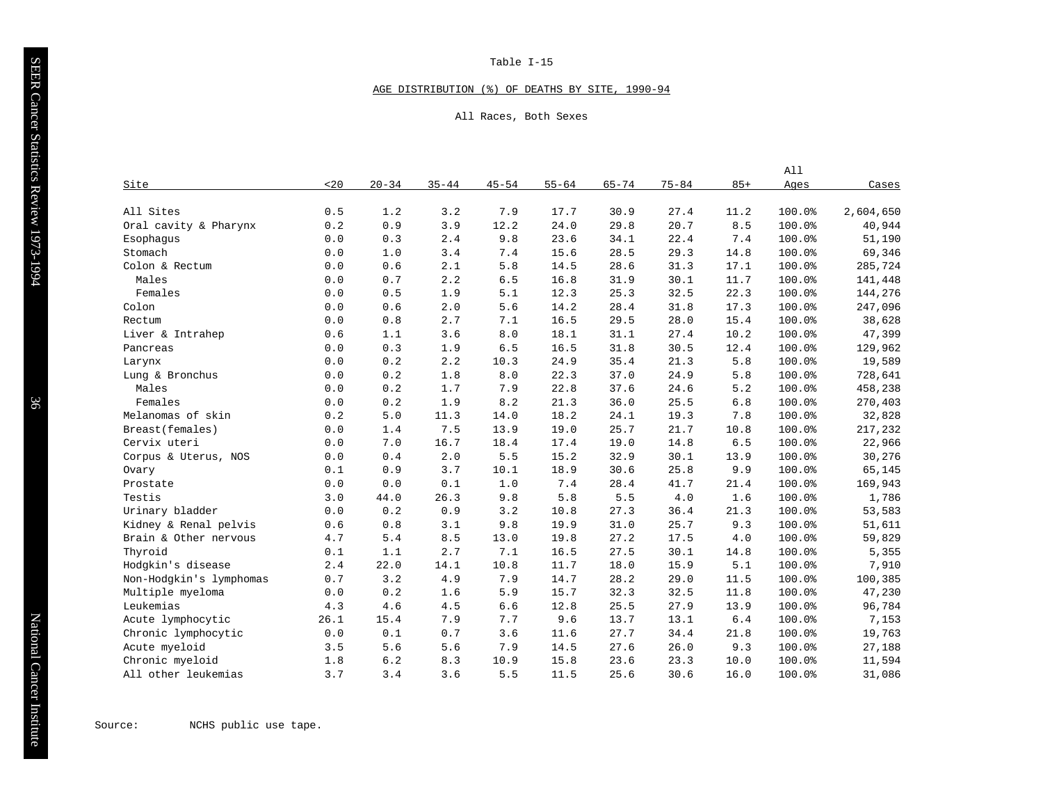Table I-15

## AGE DISTRIBUTION (%) OF DEATHS BY SITE, 1990-94

All Races, Both Sexes

| Site | <20 | 20-34 | 35-44 | 45-54 | 55-64 | 65-74 | 75-84 | 85+ | All Ages | Cases |
|---|---|---|---|---|---|---|---|---|---|---|
| All Sites | 0.5 | 1.2 | 3.2 | 7.9 | 17.7 | 30.9 | 27.4 | 11.2 | 100.0% | 2,604,650 |
| Oral cavity & Pharynx | 0.2 | 0.9 | 3.9 | 12.2 | 24.0 | 29.8 | 20.7 | 8.5 | 100.0% | 40,944 |
| Esophagus | 0.0 | 0.3 | 2.4 | 9.8 | 23.6 | 34.1 | 22.4 | 7.4 | 100.0% | 51,190 |
| Stomach | 0.0 | 1.0 | 3.4 | 7.4 | 15.6 | 28.5 | 29.3 | 14.8 | 100.0% | 69,346 |
| Colon & Rectum | 0.0 | 0.6 | 2.1 | 5.8 | 14.5 | 28.6 | 31.3 | 17.1 | 100.0% | 285,724 |
| Males | 0.0 | 0.7 | 2.2 | 6.5 | 16.8 | 31.9 | 30.1 | 11.7 | 100.0% | 141,448 |
| Females | 0.0 | 0.5 | 1.9 | 5.1 | 12.3 | 25.3 | 32.5 | 22.3 | 100.0% | 144,276 |
| Colon | 0.0 | 0.6 | 2.0 | 5.6 | 14.2 | 28.4 | 31.8 | 17.3 | 100.0% | 247,096 |
| Rectum | 0.0 | 0.8 | 2.7 | 7.1 | 16.5 | 29.5 | 28.0 | 15.4 | 100.0% | 38,628 |
| Liver & Intrahep | 0.6 | 1.1 | 3.6 | 8.0 | 18.1 | 31.1 | 27.4 | 10.2 | 100.0% | 47,399 |
| Pancreas | 0.0 | 0.3 | 1.9 | 6.5 | 16.5 | 31.8 | 30.5 | 12.4 | 100.0% | 129,962 |
| Larynx | 0.0 | 0.2 | 2.2 | 10.3 | 24.9 | 35.4 | 21.3 | 5.8 | 100.0% | 19,589 |
| Lung & Bronchus | 0.0 | 0.2 | 1.8 | 8.0 | 22.3 | 37.0 | 24.9 | 5.8 | 100.0% | 728,641 |
| Males | 0.0 | 0.2 | 1.7 | 7.9 | 22.8 | 37.6 | 24.6 | 5.2 | 100.0% | 458,238 |
| Females | 0.0 | 0.2 | 1.9 | 8.2 | 21.3 | 36.0 | 25.5 | 6.8 | 100.0% | 270,403 |
| Melanomas of skin | 0.2 | 5.0 | 11.3 | 14.0 | 18.2 | 24.1 | 19.3 | 7.8 | 100.0% | 32,828 |
| Breast(females) | 0.0 | 1.4 | 7.5 | 13.9 | 19.0 | 25.7 | 21.7 | 10.8 | 100.0% | 217,232 |
| Cervix uteri | 0.0 | 7.0 | 16.7 | 18.4 | 17.4 | 19.0 | 14.8 | 6.5 | 100.0% | 22,966 |
| Corpus & Uterus, NOS | 0.0 | 0.4 | 2.0 | 5.5 | 15.2 | 32.9 | 30.1 | 13.9 | 100.0% | 30,276 |
| Ovary | 0.1 | 0.9 | 3.7 | 10.1 | 18.9 | 30.6 | 25.8 | 9.9 | 100.0% | 65,145 |
| Prostate | 0.0 | 0.0 | 0.1 | 1.0 | 7.4 | 28.4 | 41.7 | 21.4 | 100.0% | 169,943 |
| Testis | 3.0 | 44.0 | 26.3 | 9.8 | 5.8 | 5.5 | 4.0 | 1.6 | 100.0% | 1,786 |
| Urinary bladder | 0.0 | 0.2 | 0.9 | 3.2 | 10.8 | 27.3 | 36.4 | 21.3 | 100.0% | 53,583 |
| Kidney & Renal pelvis | 0.6 | 0.8 | 3.1 | 9.8 | 19.9 | 31.0 | 25.7 | 9.3 | 100.0% | 51,611 |
| Brain & Other nervous | 4.7 | 5.4 | 8.5 | 13.0 | 19.8 | 27.2 | 17.5 | 4.0 | 100.0% | 59,829 |
| Thyroid | 0.1 | 1.1 | 2.7 | 7.1 | 16.5 | 27.5 | 30.1 | 14.8 | 100.0% | 5,355 |
| Hodgkin's disease | 2.4 | 22.0 | 14.1 | 10.8 | 11.7 | 18.0 | 15.9 | 5.1 | 100.0% | 7,910 |
| Non-Hodgkin's lymphomas | 0.7 | 3.2 | 4.9 | 7.9 | 14.7 | 28.2 | 29.0 | 11.5 | 100.0% | 100,385 |
| Multiple myeloma | 0.0 | 0.2 | 1.6 | 5.9 | 15.7 | 32.3 | 32.5 | 11.8 | 100.0% | 47,230 |
| Leukemias | 4.3 | 4.6 | 4.5 | 6.6 | 12.8 | 25.5 | 27.9 | 13.9 | 100.0% | 96,784 |
| Acute lymphocytic | 26.1 | 15.4 | 7.9 | 7.7 | 9.6 | 13.7 | 13.1 | 6.4 | 100.0% | 7,153 |
| Chronic lymphocytic | 0.0 | 0.1 | 0.7 | 3.6 | 11.6 | 27.7 | 34.4 | 21.8 | 100.0% | 19,763 |
| Acute myeloid | 3.5 | 5.6 | 5.6 | 7.9 | 14.5 | 27.6 | 26.0 | 9.3 | 100.0% | 27,188 |
| Chronic myeloid | 1.8 | 6.2 | 8.3 | 10.9 | 15.8 | 23.6 | 23.3 | 10.0 | 100.0% | 11,594 |
| All other leukemias | 3.7 | 3.4 | 3.6 | 5.5 | 11.5 | 25.6 | 30.6 | 16.0 | 100.0% | 31,086 |

Source: NCHS public use tape.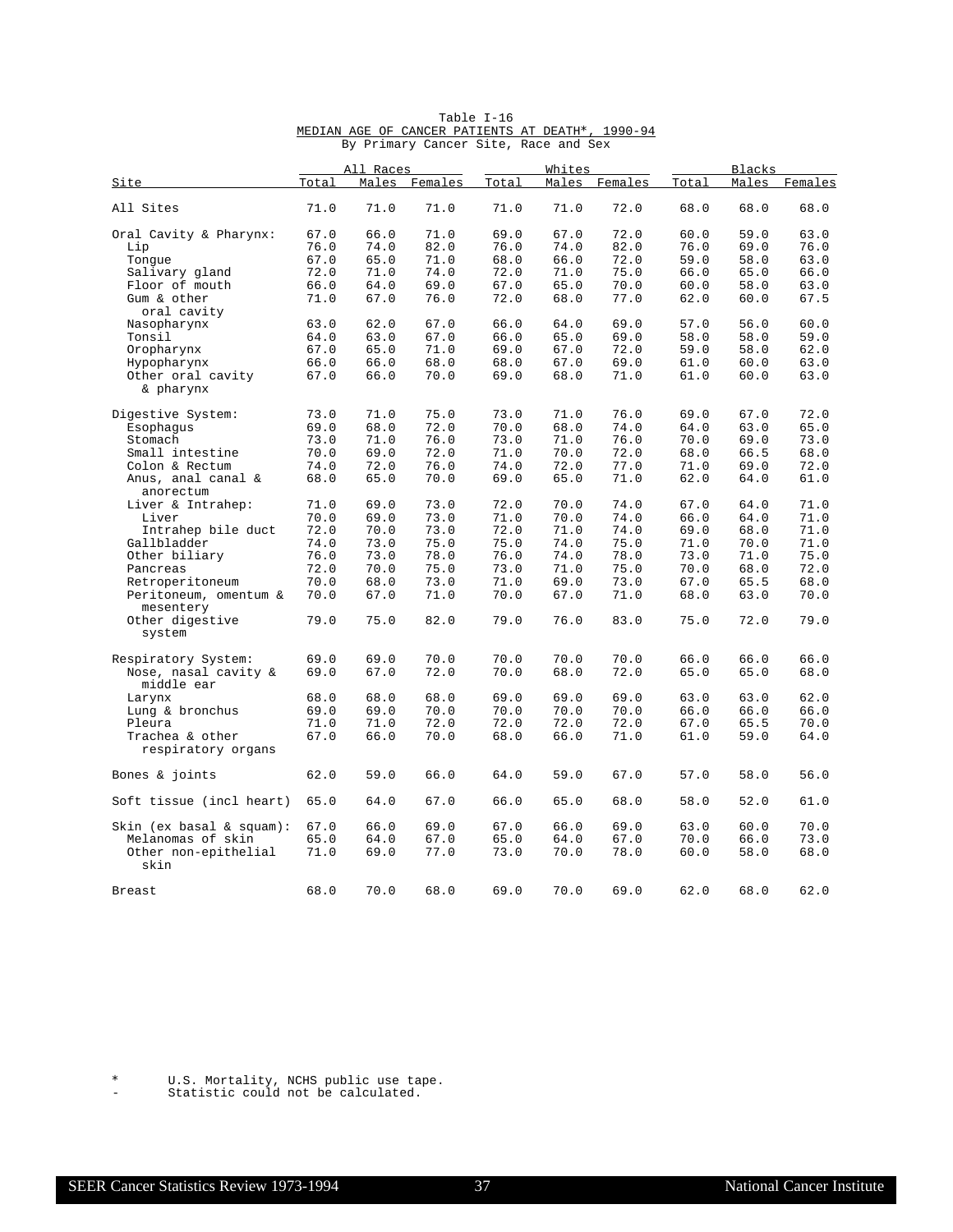Table I-16

MEDIAN AGE OF CANCER PATIENTS AT DEATH*, 1990-94

By Primary Cancer Site, Race and Sex

| Site | All Races | | | Whites | | | Blacks | | |
|---|---|---|---|---|---|---|---|---|---|
| | Total | Males | Females | Total | Males | Females | Total | Males | Females |
| All Sites | 71.0 | 71.0 | 71.0 | 71.0 | 71.0 | 72.0 | 68.0 | 68.0 | 68.0 |
| Oral Cavity & Pharynx: | 67.0 | 66.0 | 71.0 | 69.0 | 67.0 | 72.0 | 60.0 | 59.0 | 63.0 |
| Lip | 76.0 | 74.0 | 82.0 | 76.0 | 74.0 | 82.0 | 76.0 | 69.0 | 76.0 |
| Tongue | 67.0 | 65.0 | 71.0 | 68.0 | 66.0 | 72.0 | 59.0 | 58.0 | 63.0 |
| Salivary gland | 72.0 | 71.0 | 74.0 | 72.0 | 71.0 | 75.0 | 66.0 | 65.0 | 66.0 |
| Floor of mouth | 66.0 | 64.0 | 69.0 | 67.0 | 65.0 | 70.0 | 60.0 | 58.0 | 63.0 |
| Gum & other oral cavity | 71.0 | 67.0 | 76.0 | 72.0 | 68.0 | 77.0 | 62.0 | 60.0 | 67.5 |
| Nasopharynx | 63.0 | 62.0 | 67.0 | 66.0 | 64.0 | 69.0 | 57.0 | 56.0 | 60.0 |
| Tonsil | 64.0 | 63.0 | 67.0 | 66.0 | 65.0 | 69.0 | 58.0 | 58.0 | 59.0 |
| Oropharynx | 67.0 | 65.0 | 71.0 | 69.0 | 67.0 | 72.0 | 59.0 | 58.0 | 62.0 |
| Hypopharynx | 66.0 | 66.0 | 68.0 | 68.0 | 67.0 | 69.0 | 61.0 | 60.0 | 63.0 |
| Other oral cavity & pharynx | 67.0 | 66.0 | 70.0 | 69.0 | 68.0 | 71.0 | 61.0 | 60.0 | 63.0 |
| Digestive System: | 73.0 | 71.0 | 75.0 | 73.0 | 71.0 | 76.0 | 69.0 | 67.0 | 72.0 |
| Esophagus | 69.0 | 68.0 | 72.0 | 70.0 | 68.0 | 74.0 | 64.0 | 63.0 | 65.0 |
| Stomach | 73.0 | 71.0 | 76.0 | 73.0 | 71.0 | 76.0 | 70.0 | 69.0 | 73.0 |
| Small intestine | 70.0 | 69.0 | 72.0 | 71.0 | 70.0 | 72.0 | 68.0 | 66.5 | 68.0 |
| Colon & Rectum | 74.0 | 72.0 | 76.0 | 74.0 | 72.0 | 77.0 | 71.0 | 69.0 | 72.0 |
| Anus, anal canal & anorectum | 68.0 | 65.0 | 70.0 | 69.0 | 65.0 | 71.0 | 62.0 | 64.0 | 61.0 |
| Liver & Intrahep: | 71.0 | 69.0 | 73.0 | 72.0 | 70.0 | 74.0 | 67.0 | 64.0 | 71.0 |
| Liver | 70.0 | 69.0 | 73.0 | 71.0 | 70.0 | 74.0 | 66.0 | 64.0 | 71.0 |
| Intrahep bile duct | 72.0 | 70.0 | 73.0 | 72.0 | 71.0 | 74.0 | 69.0 | 68.0 | 71.0 |
| Gallbladder | 74.0 | 73.0 | 75.0 | 75.0 | 74.0 | 75.0 | 71.0 | 70.0 | 71.0 |
| Other biliary | 76.0 | 73.0 | 78.0 | 76.0 | 74.0 | 78.0 | 73.0 | 71.0 | 75.0 |
| Pancreas | 72.0 | 70.0 | 75.0 | 73.0 | 71.0 | 75.0 | 70.0 | 68.0 | 72.0 |
| Retroperitoneum | 70.0 | 68.0 | 73.0 | 71.0 | 69.0 | 73.0 | 67.0 | 65.5 | 68.0 |
| Peritoneum, omentum & mesentery | 70.0 | 67.0 | 71.0 | 70.0 | 67.0 | 71.0 | 68.0 | 63.0 | 70.0 |
| Other digestive system | 79.0 | 75.0 | 82.0 | 79.0 | 76.0 | 83.0 | 75.0 | 72.0 | 79.0 |
| Respiratory System: | 69.0 | 69.0 | 70.0 | 70.0 | 70.0 | 70.0 | 66.0 | 66.0 | 66.0 |
| Nose, nasal cavity & middle ear | 69.0 | 67.0 | 72.0 | 70.0 | 68.0 | 72.0 | 65.0 | 65.0 | 68.0 |
| Larynx | 68.0 | 68.0 | 68.0 | 69.0 | 69.0 | 69.0 | 63.0 | 63.0 | 62.0 |
| Lung & bronchus | 69.0 | 69.0 | 70.0 | 70.0 | 70.0 | 70.0 | 66.0 | 66.0 | 66.0 |
| Pleura | 71.0 | 71.0 | 72.0 | 72.0 | 72.0 | 72.0 | 67.0 | 65.5 | 70.0 |
| Trachea & other respiratory organs | 67.0 | 66.0 | 70.0 | 68.0 | 66.0 | 71.0 | 61.0 | 59.0 | 64.0 |
| Bones & joints | 62.0 | 59.0 | 66.0 | 64.0 | 59.0 | 67.0 | 57.0 | 58.0 | 56.0 |
| Soft tissue (incl heart) | 65.0 | 64.0 | 67.0 | 66.0 | 65.0 | 68.0 | 58.0 | 52.0 | 61.0 |
| Skin (ex basal & squam): | 67.0 | 66.0 | 69.0 | 67.0 | 66.0 | 69.0 | 63.0 | 60.0 | 70.0 |
| Melanomas of skin | 65.0 | 64.0 | 67.0 | 65.0 | 64.0 | 67.0 | 70.0 | 66.0 | 73.0 |
| Other non-epithelial skin | 71.0 | 69.0 | 77.0 | 73.0 | 70.0 | 78.0 | 60.0 | 58.0 | 68.0 |
| Breast | 68.0 | 70.0 | 68.0 | 69.0 | 70.0 | 69.0 | 62.0 | 68.0 | 62.0 |

\* U.S. Mortality, NCHS public use tape.

\- Statistic could not be calculated.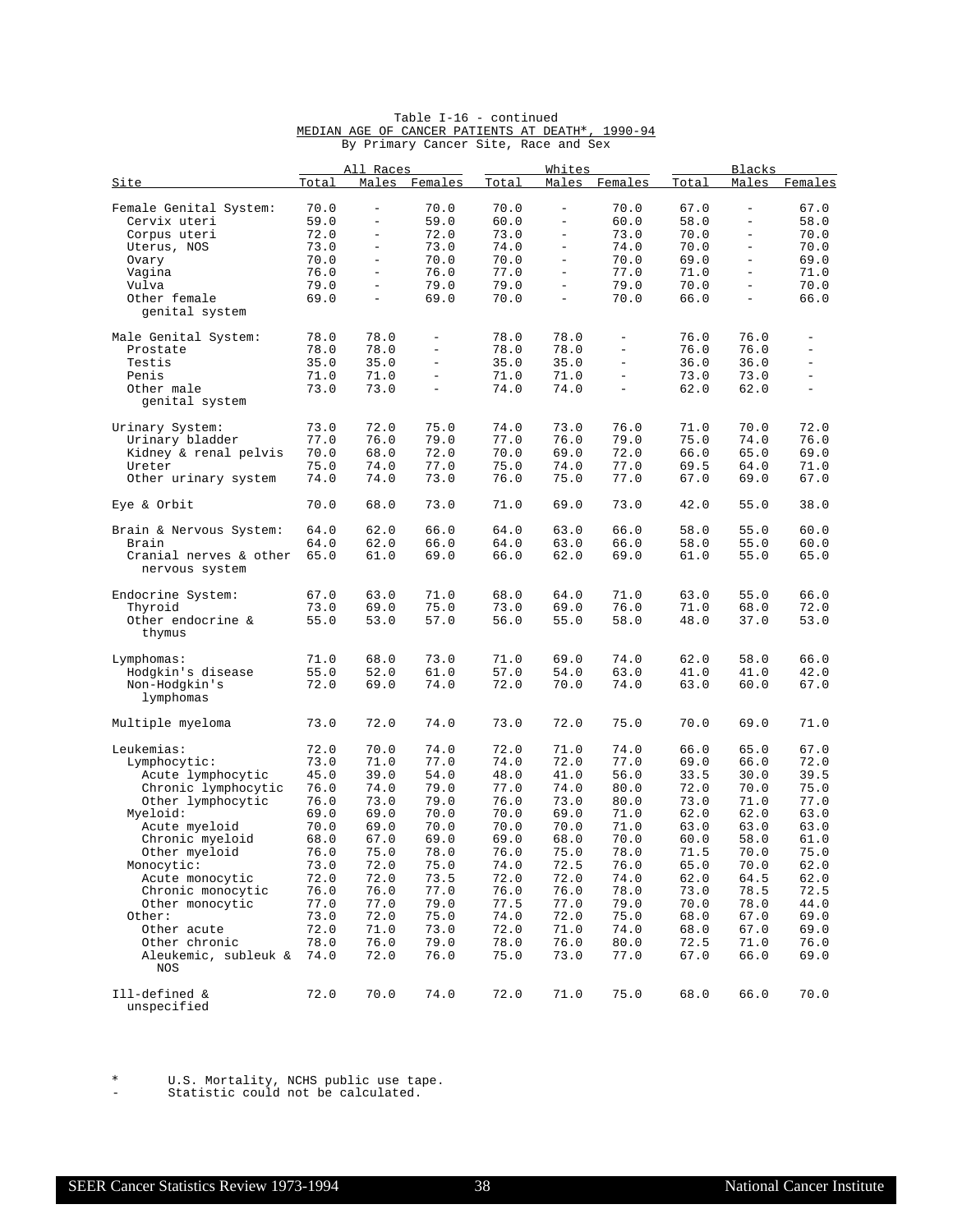Table I-16 - continued

MEDIAN AGE OF CANCER PATIENTS AT DEATH*, 1990-94

By Primary Cancer Site, Race and Sex

| Site | All Races | | | Whites | | | Blacks | | |
|---|---|---|---|---|---|---|---|---|---|
| | Total | Males | Females | Total | Males | Females | Total | Males | Females |
| Female Genital System: | 70.0 | - | 70.0 | 70.0 | - | 70.0 | 67.0 | - | 67.0 |
| Cervix uteri | 59.0 | - | 59.0 | 60.0 | - | 60.0 | 58.0 | - | 58.0 |
| Corpus uteri | 72.0 | - | 72.0 | 73.0 | - | 73.0 | 70.0 | - | 70.0 |
| Uterus, NOS | 73.0 | - | 73.0 | 74.0 | - | 74.0 | 70.0 | - | 70.0 |
| Ovary | 70.0 | - | 70.0 | 70.0 | - | 70.0 | 69.0 | - | 69.0 |
| Vagina | 76.0 | - | 76.0 | 77.0 | - | 77.0 | 71.0 | - | 71.0 |
| Vulva | 79.0 | - | 79.0 | 79.0 | - | 79.0 | 70.0 | - | 70.0 |
| Other female genital system | 69.0 | - | 69.0 | 70.0 | - | 70.0 | 66.0 | - | 66.0 |
| Male Genital System: | 78.0 | 78.0 | - | 78.0 | 78.0 | - | 76.0 | 76.0 | - |
| Prostate | 78.0 | 78.0 | - | 78.0 | 78.0 | - | 76.0 | 76.0 | - |
| Testis | 35.0 | 35.0 | - | 35.0 | 35.0 | - | 36.0 | 36.0 | - |
| Penis | 71.0 | 71.0 | - | 71.0 | 71.0 | - | 73.0 | 73.0 | - |
| Other male genital system | 73.0 | 73.0 | - | 74.0 | 74.0 | - | 62.0 | 62.0 | - |
| Urinary System: | 73.0 | 72.0 | 75.0 | 74.0 | 73.0 | 76.0 | 71.0 | 70.0 | 72.0 |
| Urinary bladder | 77.0 | 76.0 | 79.0 | 77.0 | 76.0 | 79.0 | 75.0 | 74.0 | 76.0 |
| Kidney & renal pelvis | 70.0 | 68.0 | 72.0 | 70.0 | 69.0 | 72.0 | 66.0 | 65.0 | 69.0 |
| Ureter | 75.0 | 74.0 | 77.0 | 75.0 | 74.0 | 77.0 | 69.5 | 64.0 | 71.0 |
| Other urinary system | 74.0 | 74.0 | 73.0 | 76.0 | 75.0 | 77.0 | 67.0 | 69.0 | 67.0 |
| Eye & Orbit | 70.0 | 68.0 | 73.0 | 71.0 | 69.0 | 73.0 | 42.0 | 55.0 | 38.0 |
| Brain & Nervous System: | 64.0 | 62.0 | 66.0 | 64.0 | 63.0 | 66.0 | 58.0 | 55.0 | 60.0 |
| Brain | 64.0 | 62.0 | 66.0 | 64.0 | 63.0 | 66.0 | 58.0 | 55.0 | 60.0 |
| Cranial nerves & other nervous system | 65.0 | 61.0 | 69.0 | 66.0 | 62.0 | 69.0 | 61.0 | 55.0 | 65.0 |
| Endocrine System: | 67.0 | 63.0 | 71.0 | 68.0 | 64.0 | 71.0 | 63.0 | 55.0 | 66.0 |
| Thyroid | 73.0 | 69.0 | 75.0 | 73.0 | 69.0 | 76.0 | 71.0 | 68.0 | 72.0 |
| Other endocrine & thymus | 55.0 | 53.0 | 57.0 | 56.0 | 55.0 | 58.0 | 48.0 | 37.0 | 53.0 |
| Lymphomas: | 71.0 | 68.0 | 73.0 | 71.0 | 69.0 | 74.0 | 62.0 | 58.0 | 66.0 |
| Hodgkin's disease | 55.0 | 52.0 | 61.0 | 57.0 | 54.0 | 63.0 | 41.0 | 41.0 | 42.0 |
| Non-Hodgkin's lymphomas | 72.0 | 69.0 | 74.0 | 72.0 | 70.0 | 74.0 | 63.0 | 60.0 | 67.0 |
| Multiple myeloma | 73.0 | 72.0 | 74.0 | 73.0 | 72.0 | 75.0 | 70.0 | 69.0 | 71.0 |
| Leukemias: | 72.0 | 70.0 | 74.0 | 72.0 | 71.0 | 74.0 | 66.0 | 65.0 | 67.0 |
| Lymphocytic: | 73.0 | 71.0 | 77.0 | 74.0 | 72.0 | 77.0 | 69.0 | 66.0 | 72.0 |
| Acute lymphocytic | 45.0 | 39.0 | 54.0 | 48.0 | 41.0 | 56.0 | 33.5 | 30.0 | 39.5 |
| Chronic lymphocytic | 76.0 | 74.0 | 79.0 | 77.0 | 74.0 | 80.0 | 72.0 | 70.0 | 75.0 |
| Other lymphocytic | 76.0 | 73.0 | 79.0 | 76.0 | 73.0 | 80.0 | 73.0 | 71.0 | 77.0 |
| Myeloid: | 69.0 | 69.0 | 70.0 | 70.0 | 69.0 | 71.0 | 62.0 | 62.0 | 63.0 |
| Acute myeloid | 70.0 | 69.0 | 70.0 | 70.0 | 70.0 | 71.0 | 63.0 | 63.0 | 63.0 |
| Chronic myeloid | 68.0 | 67.0 | 69.0 | 69.0 | 68.0 | 70.0 | 60.0 | 58.0 | 61.0 |
| Other myeloid | 76.0 | 75.0 | 78.0 | 76.0 | 75.0 | 78.0 | 71.5 | 70.0 | 75.0 |
| Monocytic: | 73.0 | 72.0 | 75.0 | 74.0 | 72.5 | 76.0 | 65.0 | 70.0 | 62.0 |
| Acute monocytic | 72.0 | 72.0 | 73.5 | 72.0 | 72.0 | 74.0 | 62.0 | 64.5 | 62.0 |
| Chronic monocytic | 76.0 | 76.0 | 77.0 | 76.0 | 76.0 | 78.0 | 73.0 | 78.5 | 72.5 |
| Other monocytic | 77.0 | 77.0 | 79.0 | 77.5 | 77.0 | 79.0 | 70.0 | 78.0 | 44.0 |
| Other: | 73.0 | 72.0 | 75.0 | 74.0 | 72.0 | 75.0 | 68.0 | 67.0 | 69.0 |
| Other acute | 72.0 | 71.0 | 73.0 | 72.0 | 71.0 | 74.0 | 68.0 | 67.0 | 69.0 |
| Other chronic | 78.0 | 76.0 | 79.0 | 78.0 | 76.0 | 80.0 | 72.5 | 71.0 | 76.0 |
| Aleukemic, subleuk & NOS | 74.0 | 72.0 | 76.0 | 75.0 | 73.0 | 77.0 | 67.0 | 66.0 | 69.0 |
| Ill-defined & unspecified | 72.0 | 70.0 | 74.0 | 72.0 | 71.0 | 75.0 | 68.0 | 66.0 | 70.0 |

\* U.S. Mortality, NCHS public use tape.

\- Statistic could not be calculated.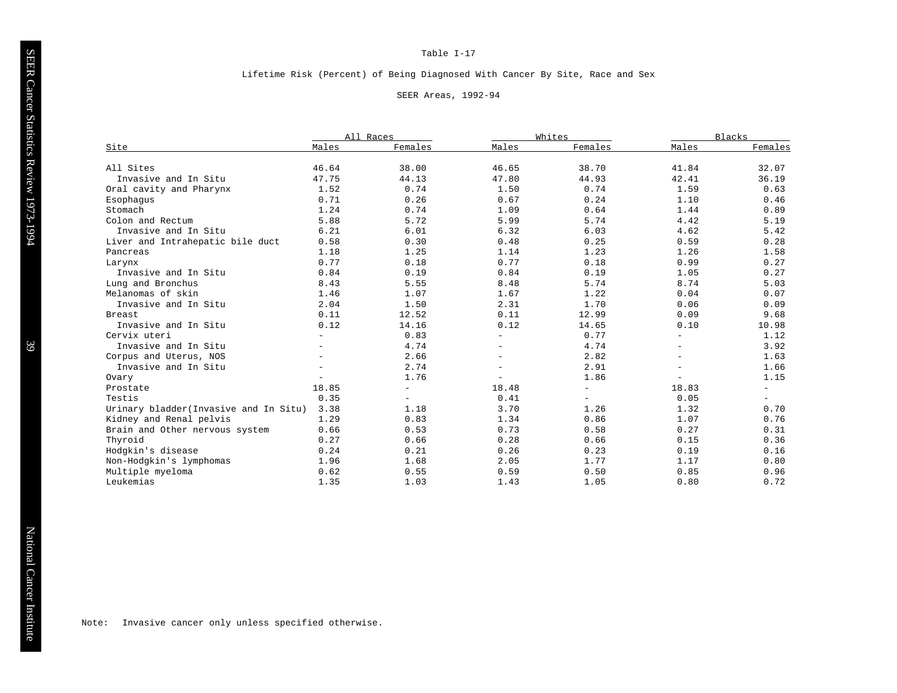Table I-17

Lifetime Risk (Percent) of Being Diagnosed With Cancer By Site, Race and Sex

SEER Areas, 1992-94

| Site | All Races | | Whites | | Blacks | |
|---|---|---|---|---|---|---|
| | Males | Females | Males | Females | Males | Females |
| All Sites | 46.64 | 38.00 | 46.65 | 38.70 | 41.84 | 32.07 |
| Invasive and In Situ | 47.75 | 44.13 | 47.80 | 44.93 | 42.41 | 36.19 |
| Oral cavity and Pharynx | 1.52 | 0.74 | 1.50 | 0.74 | 1.59 | 0.63 |
| Esophagus | 0.71 | 0.26 | 0.67 | 0.24 | 1.10 | 0.46 |
| Stomach | 1.24 | 0.74 | 1.09 | 0.64 | 1.44 | 0.89 |
| Colon and Rectum | 5.88 | 5.72 | 5.99 | 5.74 | 4.42 | 5.19 |
| Invasive and In Situ | 6.21 | 6.01 | 6.32 | 6.03 | 4.62 | 5.42 |
| Liver and Intrahepatic bile duct | 0.58 | 0.30 | 0.48 | 0.25 | 0.59 | 0.28 |
| Pancreas | 1.18 | 1.25 | 1.14 | 1.23 | 1.26 | 1.58 |
| Larynx | 0.77 | 0.18 | 0.77 | 0.18 | 0.99 | 0.27 |
| Invasive and In Situ | 0.84 | 0.19 | 0.84 | 0.19 | 1.05 | 0.27 |
| Lung and Bronchus | 8.43 | 5.55 | 8.48 | 5.74 | 8.74 | 5.03 |
| Melanomas of skin | 1.46 | 1.07 | 1.67 | 1.22 | 0.04 | 0.07 |
| Invasive and In Situ | 2.04 | 1.50 | 2.31 | 1.70 | 0.06 | 0.09 |
| Breast | 0.11 | 12.52 | 0.11 | 12.99 | 0.09 | 9.68 |
| Invasive and In Situ | 0.12 | 14.16 | 0.12 | 14.65 | 0.10 | 10.98 |
| Cervix uteri | - | 0.83 | - | 0.77 | - | 1.12 |
| Invasive and In Situ | - | 4.74 | - | 4.74 | - | 3.92 |
| Corpus and Uterus, NOS | - | 2.66 | - | 2.82 | - | 1.63 |
| Invasive and In Situ | - | 2.74 | - | 2.91 | - | 1.66 |
| Ovary | - | 1.76 | - | 1.86 | - | 1.15 |
| Prostate | 18.85 | - | 18.48 | - | 18.83 | - |
| Testis | 0.35 | - | 0.41 | - | 0.05 | - |
| Urinary bladder(Invasive and In Situ) | 3.38 | 1.18 | 3.70 | 1.26 | 1.32 | 0.70 |
| Kidney and Renal pelvis | 1.29 | 0.83 | 1.34 | 0.86 | 1.07 | 0.76 |
| Brain and Other nervous system | 0.66 | 0.53 | 0.73 | 0.58 | 0.27 | 0.31 |
| Thyroid | 0.27 | 0.66 | 0.28 | 0.66 | 0.15 | 0.36 |
| Hodgkin's disease | 0.24 | 0.21 | 0.26 | 0.23 | 0.19 | 0.16 |
| Non-Hodgkin's lymphomas | 1.96 | 1.68 | 2.05 | 1.77 | 1.17 | 0.80 |
| Multiple myeloma | 0.62 | 0.55 | 0.59 | 0.50 | 0.85 | 0.96 |
| Leukemias | 1.35 | 1.03 | 1.43 | 1.05 | 0.80 | 0.72 |

Note: Invasive cancer only unless specified otherwise.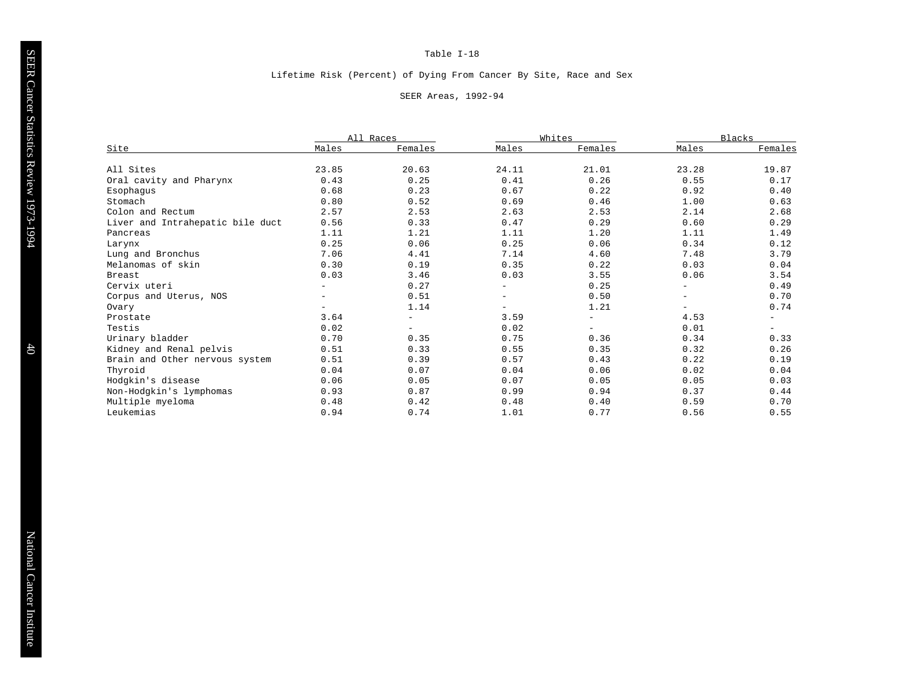Table I-18

Lifetime Risk (Percent) of Dying From Cancer By Site, Race and Sex

SEER Areas, 1992-94

| Site | All Races | | Whites | | Blacks | |
|---|---|---|---|---|---|---|
| | Males | Females | Males | Females | Males | Females |
| All Sites | 23.85 | 20.63 | 24.11 | 21.01 | 23.28 | 19.87 |
| Oral cavity and Pharynx | 0.43 | 0.25 | 0.41 | 0.26 | 0.55 | 0.17 |
| Esophagus | 0.68 | 0.23 | 0.67 | 0.22 | 0.92 | 0.40 |
| Stomach | 0.80 | 0.52 | 0.69 | 0.46 | 1.00 | 0.63 |
| Colon and Rectum | 2.57 | 2.53 | 2.63 | 2.53 | 2.14 | 2.68 |
| Liver and Intrahepatic bile duct | 0.56 | 0.33 | 0.47 | 0.29 | 0.60 | 0.29 |
| Pancreas | 1.11 | 1.21 | 1.11 | 1.20 | 1.11 | 1.49 |
| Larynx | 0.25 | 0.06 | 0.25 | 0.06 | 0.34 | 0.12 |
| Lung and Bronchus | 7.06 | 4.41 | 7.14 | 4.60 | 7.48 | 3.79 |
| Melanomas of skin | 0.30 | 0.19 | 0.35 | 0.22 | 0.03 | 0.04 |
| Breast | 0.03 | 3.46 | 0.03 | 3.55 | 0.06 | 3.54 |
| Cervix uteri | - | 0.27 | - | 0.25 | - | 0.49 |
| Corpus and Uterus, NOS | - | 0.51 | - | 0.50 | - | 0.70 |
| Ovary | - | 1.14 | - | 1.21 | - | 0.74 |
| Prostate | 3.64 | - | 3.59 | - | 4.53 | - |
| Testis | 0.02 | - | 0.02 | - | 0.01 | - |
| Urinary bladder | 0.70 | 0.35 | 0.75 | 0.36 | 0.34 | 0.33 |
| Kidney and Renal pelvis | 0.51 | 0.33 | 0.55 | 0.35 | 0.32 | 0.26 |
| Brain and Other nervous system | 0.51 | 0.39 | 0.57 | 0.43 | 0.22 | 0.19 |
| Thyroid | 0.04 | 0.07 | 0.04 | 0.06 | 0.02 | 0.04 |
| Hodgkin's disease | 0.06 | 0.05 | 0.07 | 0.05 | 0.05 | 0.03 |
| Non-Hodgkin's lymphomas | 0.93 | 0.87 | 0.99 | 0.94 | 0.37 | 0.44 |
| Multiple myeloma | 0.48 | 0.42 | 0.48 | 0.40 | 0.59 | 0.70 |
| Leukemias | 0.94 | 0.74 | 1.01 | 0.77 | 0.56 | 0.55 |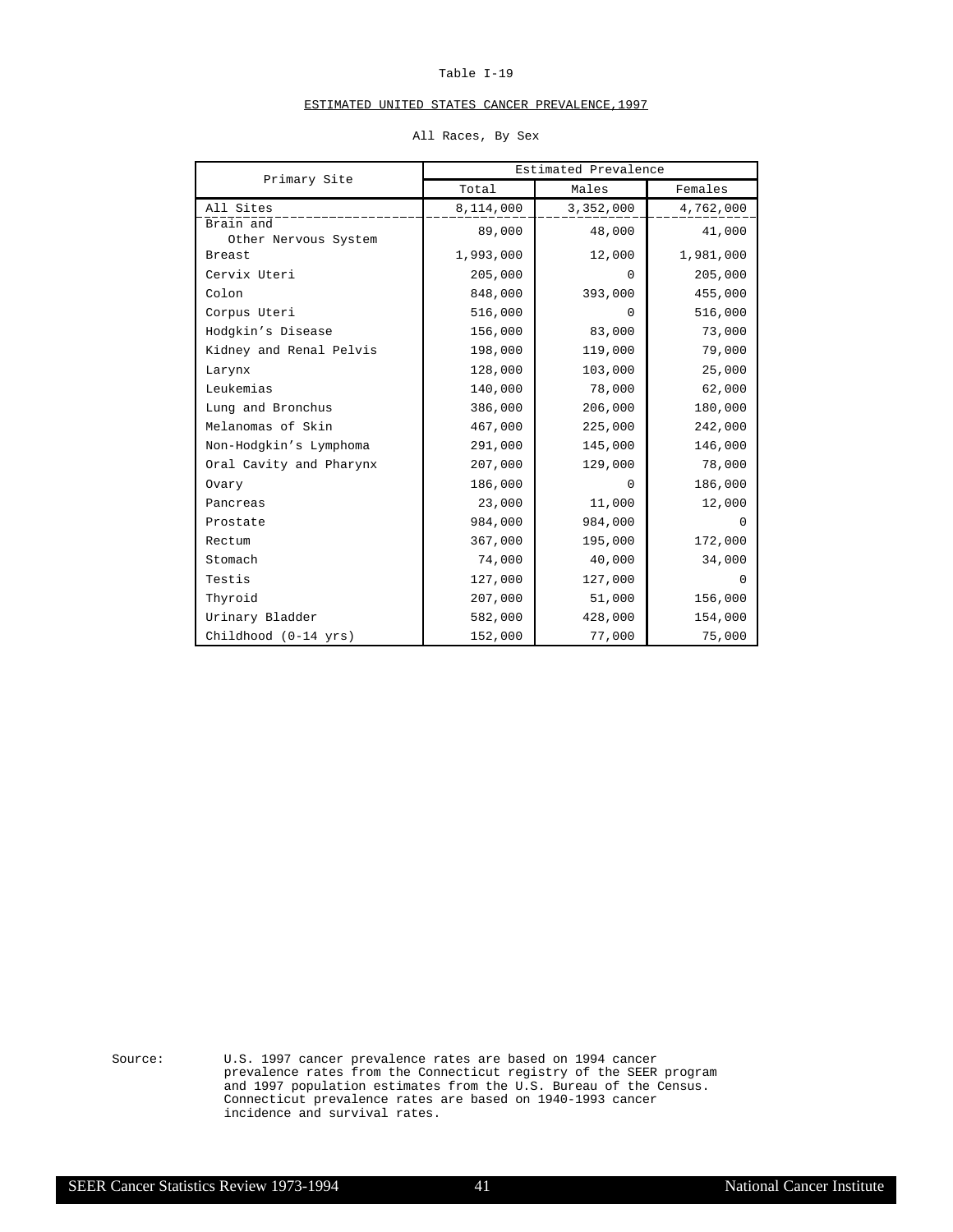Table I-19

ESTIMATED UNITED STATES CANCER PREVALENCE,1997

All Races, By Sex

| Primary Site | Estimated Prevalence | | |
|---|---|---|---|
| | Total | Males | Females |
| All Sites | 8,114,000 | 3,352,000 | 4,762,000 |
| Brain and Other Nervous System | 89,000 | 48,000 | 41,000 |
| Breast | 1,993,000 | 12,000 | 1,981,000 |
| Cervix Uteri | 205,000 | 0 | 205,000 |
| Colon | 848,000 | 393,000 | 455,000 |
| Corpus Uteri | 516,000 | 0 | 516,000 |
| Hodgkin's Disease | 156,000 | 83,000 | 73,000 |
| Kidney and Renal Pelvis | 198,000 | 119,000 | 79,000 |
| Larynx | 128,000 | 103,000 | 25,000 |
| Leukemias | 140,000 | 78,000 | 62,000 |
| Lung and Bronchus | 386,000 | 206,000 | 180,000 |
| Melanomas of Skin | 467,000 | 225,000 | 242,000 |
| Non-Hodgkin's Lymphoma | 291,000 | 145,000 | 146,000 |
| Oral Cavity and Pharynx | 207,000 | 129,000 | 78,000 |
| Ovary | 186,000 | 0 | 186,000 |
| Pancreas | 23,000 | 11,000 | 12,000 |
| Prostate | 984,000 | 984,000 | 0 |
| Rectum | 367,000 | 195,000 | 172,000 |
| Stomach | 74,000 | 40,000 | 34,000 |
| Testis | 127,000 | 127,000 | 0 |
| Thyroid | 207,000 | 51,000 | 156,000 |
| Urinary Bladder | 582,000 | 428,000 | 154,000 |
| Childhood (0-14 yrs) | 152,000 | 77,000 | 75,000 |

Source: U.S. 1997 cancer prevalence rates are based on 1994 cancer prevalence rates from the Connecticut registry of the SEER program and 1997 population estimates from the U.S. Bureau of the Census. Connecticut prevalence rates are based on 1940-1993 cancer incidence and survival rates.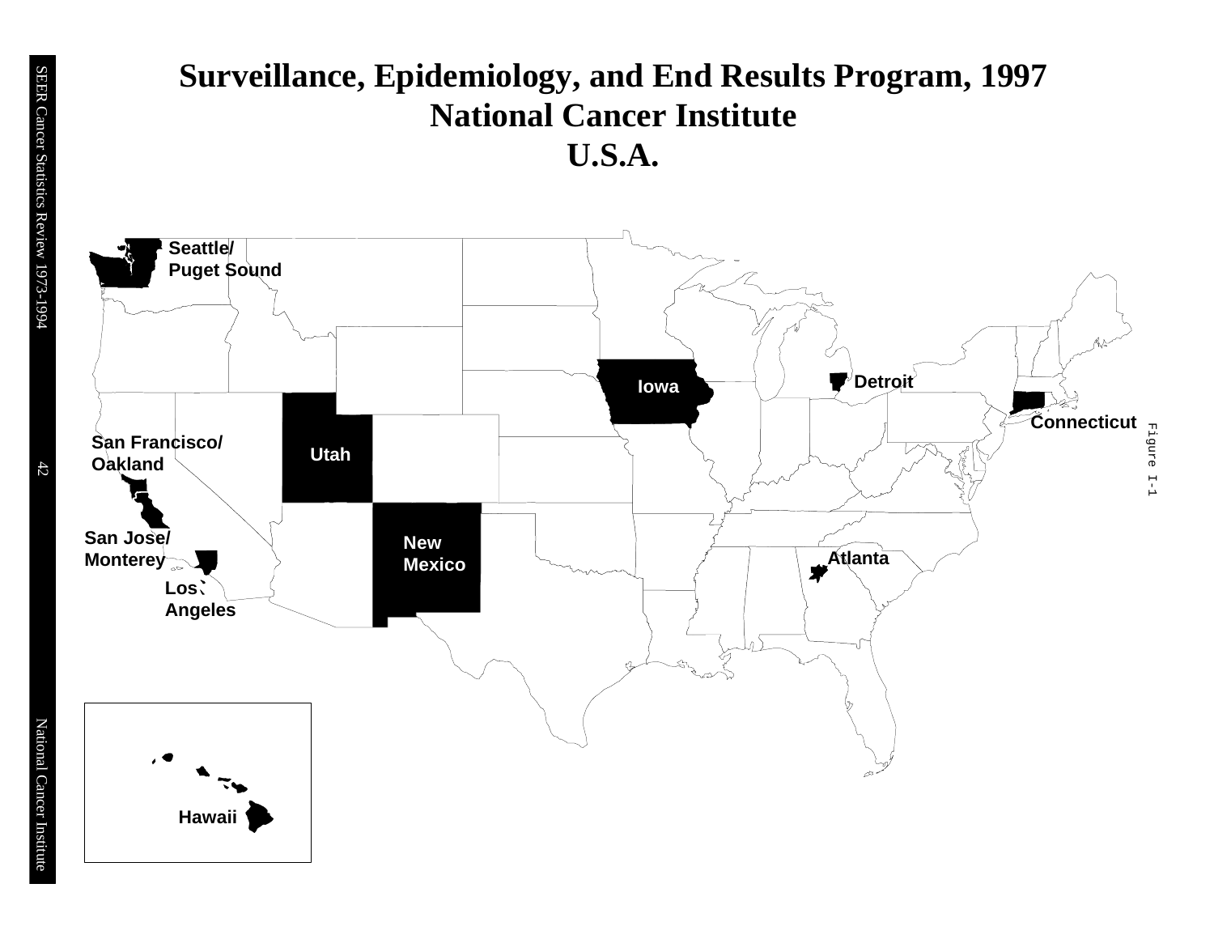# Surveillance, Epidemiology, and End Results Program, 1997
# National Cancer Institute
# U.S.A.

Seattle/ Puget Sound

Iowa

Detroit

Connecticut

San Francisco/ Oakland

Utah

San Jose/ Monterey

New Mexico

Atlanta

Los Angeles

Hawaii

Figure I-1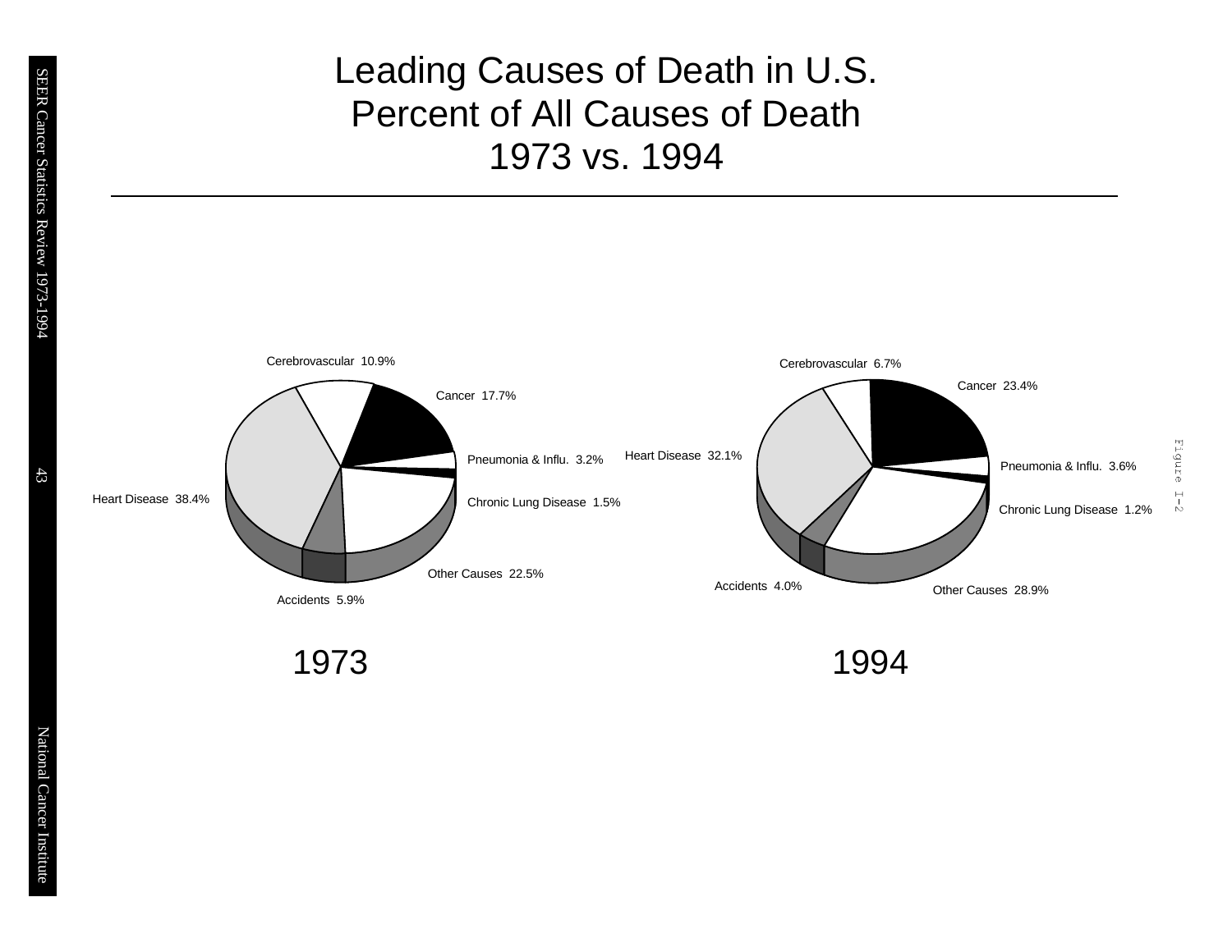# Leading Causes of Death in U.S.
# Percent of All Causes of Death
# 1973 vs. 1994

**1973**

- Heart Disease 38.4%
- Cerebrovascular 10.9%
- Cancer 17.7%
- Pneumonia & Influ. 3.2%
- Chronic Lung Disease 1.5%
- Other Causes 22.5%
- Accidents 5.9%

**1994**

- Heart Disease 32.1%
- Cerebrovascular 6.7%
- Cancer 23.4%
- Pneumonia & Influ. 3.6%
- Chronic Lung Disease 1.2%
- Other Causes 28.9%
- Accidents 4.0%

Figure I-2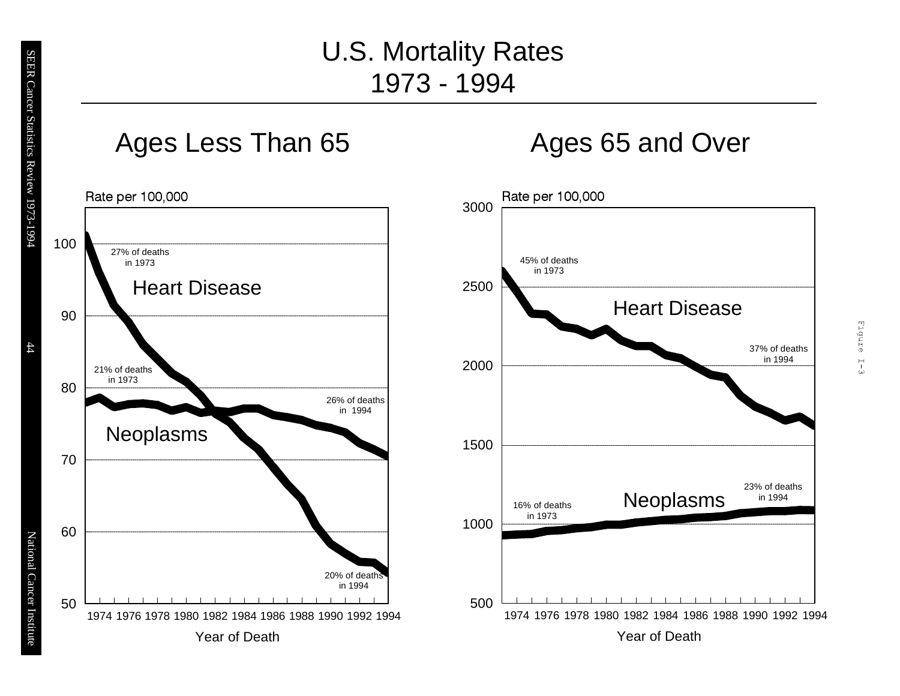# U.S. Mortality Rates
# 1973 - 1994

## Ages Less Than 65

Rate per 100,000

27% of deaths in 1973

Heart Disease

21% of deaths in 1973

26% of deaths in 1994

Neoplasms

20% of deaths in 1994

Year of Death

## Ages 65 and Over

Rate per 100,000

45% of deaths in 1973

Heart Disease

37% of deaths in 1994

23% of deaths in 1994

Neoplasms

16% of deaths in 1973

Year of Death

Figure I-3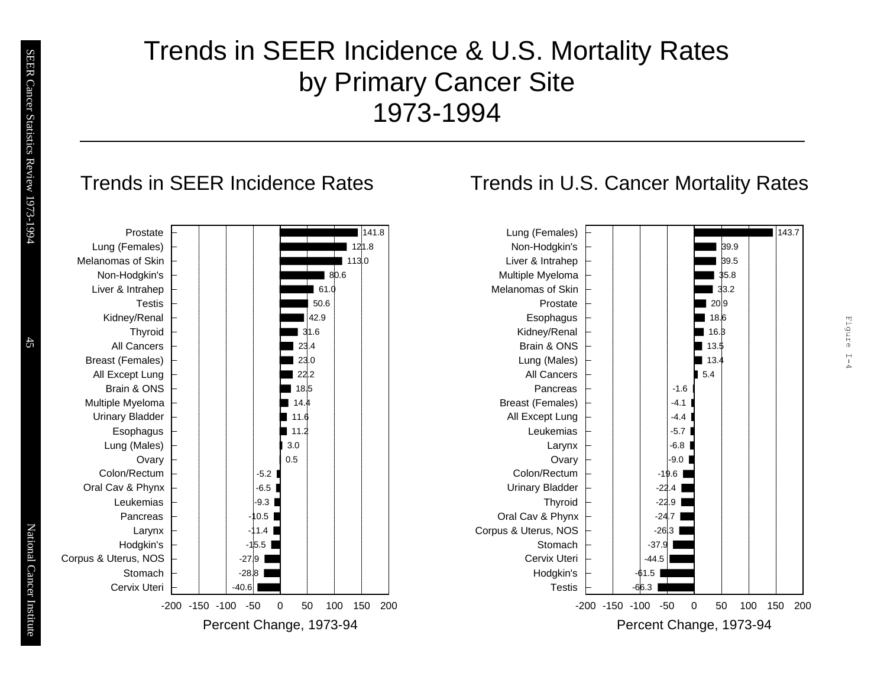# Trends in SEER Incidence & U.S. Mortality Rates by Primary Cancer Site 1973-1994

## Trends in SEER Incidence Rates

| Site | Percent Change, 1973-94 |
|---|---|
| Prostate | 141.8 |
| Lung (Females) | 121.8 |
| Melanomas of Skin | 113.0 |
| Non-Hodgkin's | 80.6 |
| Liver & Intrahep | 61.0 |
| Testis | 50.6 |
| Kidney/Renal | 42.9 |
| Thyroid | 31.6 |
| All Cancers | 23.4 |
| Breast (Females) | 23.0 |
| All Except Lung | 22.2 |
| Brain & ONS | 18.5 |
| Multiple Myeloma | 14.4 |
| Urinary Bladder | 11.6 |
| Esophagus | 11.2 |
| Lung (Males) | 3.0 |
| Ovary | 0.5 |
| Colon/Rectum | -5.2 |
| Oral Cav & Phynx | -6.5 |
| Leukemias | -9.3 |
| Pancreas | -10.5 |
| Larynx | -11.4 |
| Hodgkin's | -15.5 |
| Corpus & Uterus, NOS | -27.9 |
| Stomach | -28.8 |
| Cervix Uteri | -40.6 |

## Trends in U.S. Cancer Mortality Rates

| Site | Percent Change, 1973-94 |
|---|---|
| Lung (Females) | 143.7 |
| Non-Hodgkin's | 39.9 |
| Liver & Intrahep | 39.5 |
| Multiple Myeloma | 35.8 |
| Melanomas of Skin | 33.2 |
| Prostate | 20.9 |
| Esophagus | 18.6 |
| Kidney/Renal | 16.3 |
| Brain & ONS | 13.5 |
| Lung (Males) | 13.4 |
| All Cancers | 5.4 |
| Pancreas | -1.6 |
| Breast (Females) | -4.1 |
| All Except Lung | -4.4 |
| Leukemias | -5.7 |
| Larynx | -6.8 |
| Ovary | -9.0 |
| Colon/Rectum | -19.6 |
| Urinary Bladder | -22.4 |
| Thyroid | -22.9 |
| Oral Cav & Phynx | -24.7 |
| Corpus & Uterus, NOS | -26.3 |
| Stomach | -37.9 |
| Cervix Uteri | -44.5 |
| Hodgkin's | -61.5 |
| Testis | -66.3 |

Figure I-4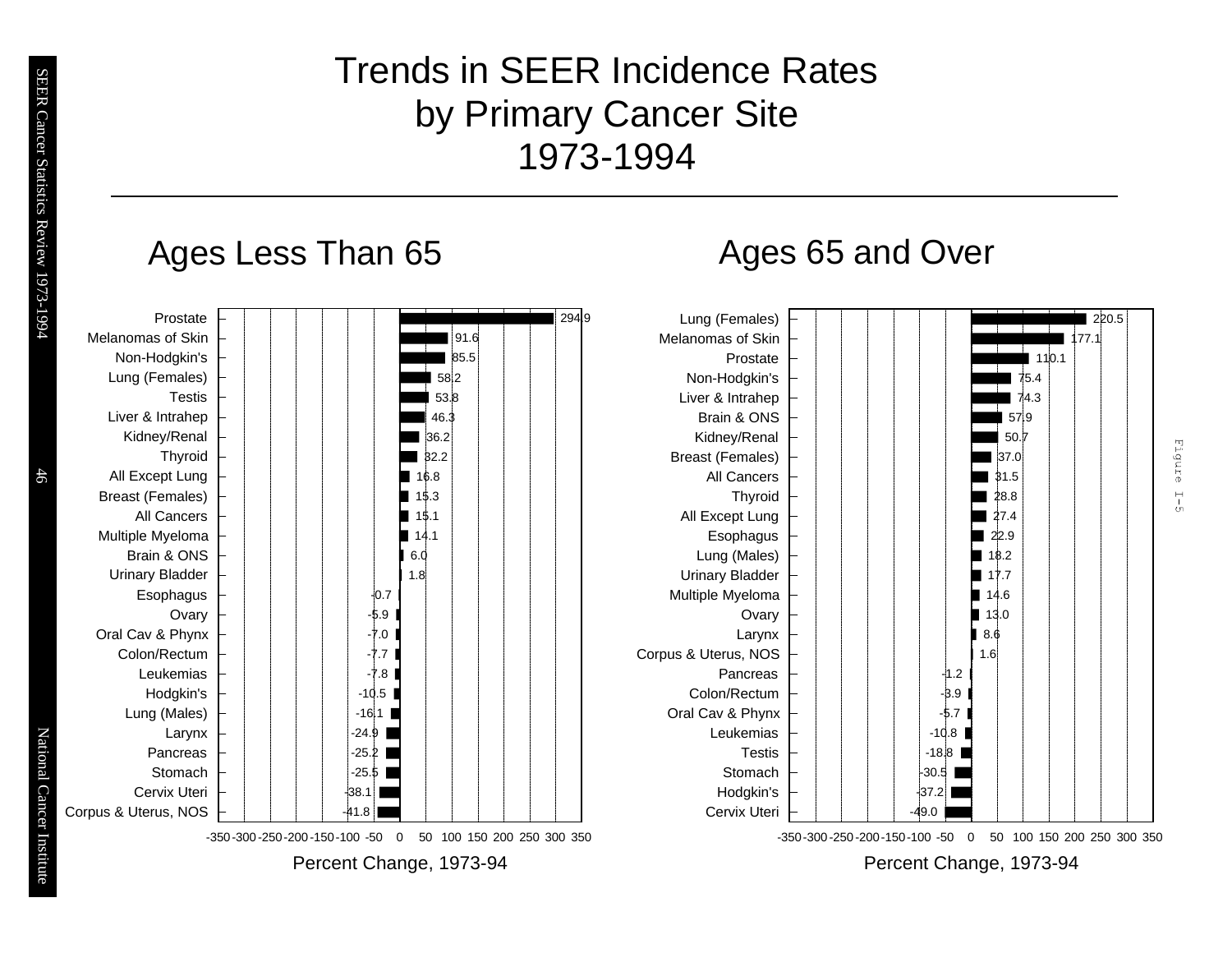# Trends in SEER Incidence Rates by Primary Cancer Site 1973-1994

## Ages Less Than 65

| Site | Percent Change, 1973-94 |
| --- | --- |
| Prostate | 294.9 |
| Melanomas of Skin | 91.6 |
| Non-Hodgkin's | 85.5 |
| Lung (Females) | 58.2 |
| Testis | 53.8 |
| Liver & Intrahep | 46.3 |
| Kidney/Renal | 36.2 |
| Thyroid | 32.2 |
| All Except Lung | 16.8 |
| Breast (Females) | 15.3 |
| All Cancers | 15.1 |
| Multiple Myeloma | 14.1 |
| Brain & ONS | 6.0 |
| Urinary Bladder | 1.8 |
| Esophagus | -0.7 |
| Ovary | -5.9 |
| Oral Cav & Phynx | -7.0 |
| Colon/Rectum | -7.7 |
| Leukemias | -7.8 |
| Hodgkin's | -10.5 |
| Lung (Males) | -16.1 |
| Larynx | -24.9 |
| Pancreas | -25.2 |
| Stomach | -25.5 |
| Cervix Uteri | -38.1 |
| Corpus & Uterus, NOS | -41.8 |

## Ages 65 and Over

| Site | Percent Change, 1973-94 |
| --- | --- |
| Lung (Females) | 220.5 |
| Melanomas of Skin | 177.1 |
| Prostate | 110.1 |
| Non-Hodgkin's | 75.4 |
| Liver & Intrahep | 74.3 |
| Brain & ONS | 57.9 |
| Kidney/Renal | 50.7 |
| Breast (Females) | 37.0 |
| All Cancers | 31.5 |
| Thyroid | 28.8 |
| All Except Lung | 27.4 |
| Esophagus | 22.9 |
| Lung (Males) | 18.2 |
| Urinary Bladder | 17.7 |
| Multiple Myeloma | 14.6 |
| Ovary | 13.0 |
| Larynx | 8.6 |
| Corpus & Uterus, NOS | 1.6 |
| Pancreas | -1.2 |
| Colon/Rectum | -3.9 |
| Oral Cav & Phynx | -5.7 |
| Leukemias | -10.8 |
| Testis | -18.8 |
| Stomach | -30.5 |
| Hodgkin's | -37.2 |
| Cervix Uteri | -49.0 |

Figure I-5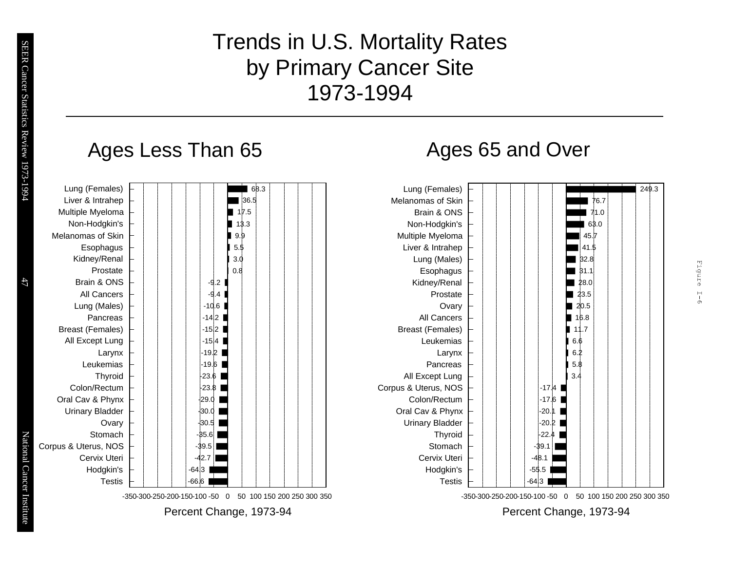# Trends in U.S. Mortality Rates by Primary Cancer Site 1973-1994

## Ages Less Than 65

| Primary Cancer Site | Percent Change, 1973-94 |
|---|---|
| Lung (Females) | 68.3 |
| Liver & Intrahep | 36.5 |
| Multiple Myeloma | 17.5 |
| Non-Hodgkin's | 13.3 |
| Melanomas of Skin | 9.9 |
| Esophagus | 5.5 |
| Kidney/Renal | 3.0 |
| Prostate | 0.8 |
| Brain & ONS | -9.2 |
| All Cancers | -9.4 |
| Lung (Males) | -10.6 |
| Pancreas | -14.2 |
| Breast (Females) | -15.2 |
| All Except Lung | -15.4 |
| Larynx | -19.2 |
| Leukemias | -19.6 |
| Thyroid | -23.6 |
| Colon/Rectum | -23.8 |
| Oral Cav & Phynx | -29.0 |
| Urinary Bladder | -30.0 |
| Ovary | -30.5 |
| Stomach | -35.6 |
| Corpus & Uterus, NOS | -39.5 |
| Cervix Uteri | -42.7 |
| Hodgkin's | -64.3 |
| Testis | -66.6 |

## Ages 65 and Over

| Primary Cancer Site | Percent Change, 1973-94 |
|---|---|
| Lung (Females) | 249.3 |
| Melanomas of Skin | 76.7 |
| Brain & ONS | 71.0 |
| Non-Hodgkin's | 63.0 |
| Multiple Myeloma | 45.7 |
| Liver & Intrahep | 41.5 |
| Lung (Males) | 32.8 |
| Esophagus | 31.1 |
| Kidney/Renal | 28.0 |
| Prostate | 23.5 |
| Ovary | 20.5 |
| All Cancers | 16.8 |
| Breast (Females) | 11.7 |
| Leukemias | 6.6 |
| Larynx | 6.2 |
| Pancreas | 5.8 |
| All Except Lung | 3.4 |
| Corpus & Uterus, NOS | -17.4 |
| Colon/Rectum | -17.6 |
| Oral Cav & Phynx | -20.1 |
| Urinary Bladder | -20.2 |
| Thyroid | -22.4 |
| Stomach | -39.1 |
| Cervix Uteri | -48.1 |
| Hodgkin's | -55.5 |
| Testis | -64.3 |

Figure I-6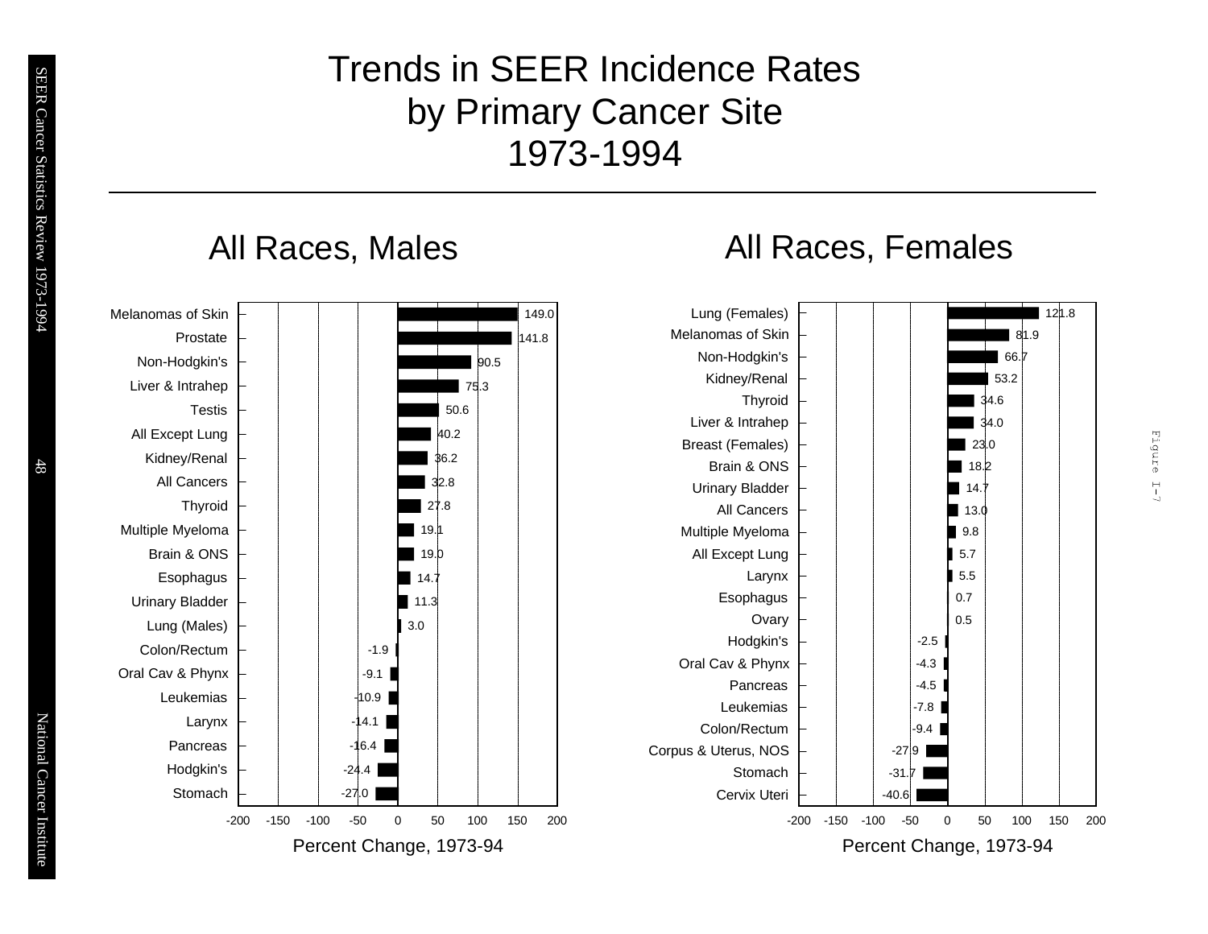# Trends in SEER Incidence Rates by Primary Cancer Site 1973-1994

## All Races, Males

| Site | Percent Change, 1973-94 |
|---|---|
| Melanomas of Skin | 149.0 |
| Prostate | 141.8 |
| Non-Hodgkin's | 90.5 |
| Liver & Intrahep | 75.3 |
| Testis | 50.6 |
| All Except Lung | 40.2 |
| Kidney/Renal | 36.2 |
| All Cancers | 32.8 |
| Thyroid | 27.8 |
| Multiple Myeloma | 19.1 |
| Brain & ONS | 19.0 |
| Esophagus | 14.7 |
| Urinary Bladder | 11.3 |
| Lung (Males) | 3.0 |
| Colon/Rectum | -1.9 |
| Oral Cav & Phynx | -9.1 |
| Leukemias | -10.9 |
| Larynx | -14.1 |
| Pancreas | -16.4 |
| Hodgkin's | -24.4 |
| Stomach | -27.0 |

## All Races, Females

| Site | Percent Change, 1973-94 |
|---|---|
| Lung (Females) | 121.8 |
| Melanomas of Skin | 81.9 |
| Non-Hodgkin's | 66.7 |
| Kidney/Renal | 53.2 |
| Thyroid | 34.6 |
| Liver & Intrahep | 34.0 |
| Breast (Females) | 23.0 |
| Brain & ONS | 18.2 |
| Urinary Bladder | 14.7 |
| All Cancers | 13.0 |
| Multiple Myeloma | 9.8 |
| All Except Lung | 5.7 |
| Larynx | 5.5 |
| Esophagus | 0.7 |
| Ovary | 0.5 |
| Hodgkin's | -2.5 |
| Oral Cav & Phynx | -4.3 |
| Pancreas | -4.5 |
| Leukemias | -7.8 |
| Colon/Rectum | -9.4 |
| Corpus & Uterus, NOS | -27.9 |
| Stomach | -31.7 |
| Cervix Uteri | -40.6 |

Figure I-7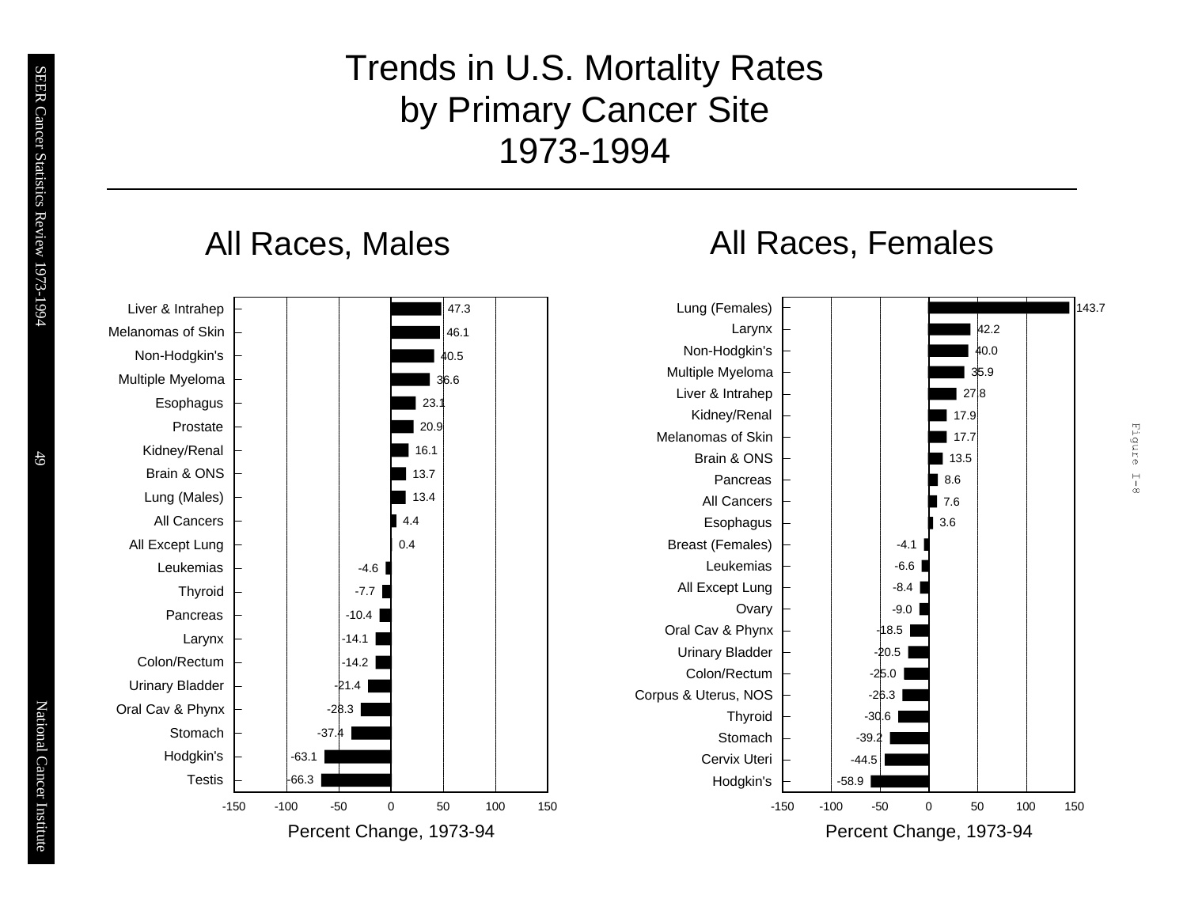# Trends in U.S. Mortality Rates by Primary Cancer Site 1973-1994

## All Races, Males

| Cancer Site | Percent Change, 1973-94 |
| --- | --- |
| Liver & Intrahep | 47.3 |
| Melanomas of Skin | 46.1 |
| Non-Hodgkin's | 40.5 |
| Multiple Myeloma | 36.6 |
| Esophagus | 23.1 |
| Prostate | 20.9 |
| Kidney/Renal | 16.1 |
| Brain & ONS | 13.7 |
| Lung (Males) | 13.4 |
| All Cancers | 4.4 |
| All Except Lung | 0.4 |
| Leukemias | -4.6 |
| Thyroid | -7.7 |
| Pancreas | -10.4 |
| Larynx | -14.1 |
| Colon/Rectum | -14.2 |
| Urinary Bladder | -21.4 |
| Oral Cav & Phynx | -28.3 |
| Stomach | -37.4 |
| Hodgkin's | -63.1 |
| Testis | -66.3 |

## All Races, Females

| Cancer Site | Percent Change, 1973-94 |
| --- | --- |
| Lung (Females) | 143.7 |
| Larynx | 42.2 |
| Non-Hodgkin's | 40.0 |
| Multiple Myeloma | 35.9 |
| Liver & Intrahep | 27.8 |
| Kidney/Renal | 17.9 |
| Melanomas of Skin | 17.7 |
| Brain & ONS | 13.5 |
| Pancreas | 8.6 |
| All Cancers | 7.6 |
| Esophagus | 3.6 |
| Breast (Females) | -4.1 |
| Leukemias | -6.6 |
| All Except Lung | -8.4 |
| Ovary | -9.0 |
| Oral Cav & Phynx | -18.5 |
| Urinary Bladder | -20.5 |
| Colon/Rectum | -25.0 |
| Corpus & Uterus, NOS | -26.3 |
| Thyroid | -30.6 |
| Stomach | -39.2 |
| Cervix Uteri | -44.5 |
| Hodgkin's | -58.9 |

Figure I-8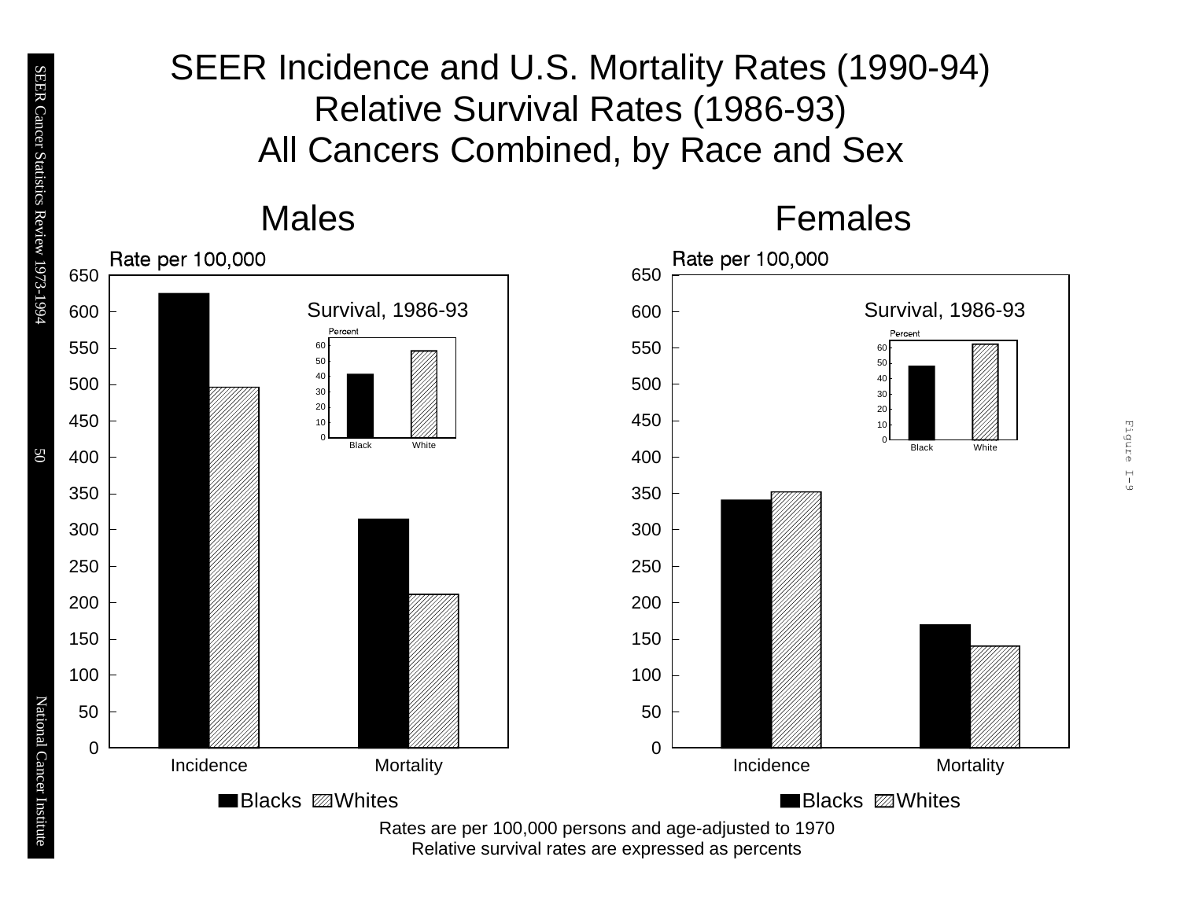# SEER Incidence and U.S. Mortality Rates (1990-94)
# Relative Survival Rates (1986-93)
# All Cancers Combined, by Race and Sex

## Males

Rate per 100,000

Survival, 1986-93

Percent

Black White

Incidence Mortality

Blacks Whites

## Females

Rate per 100,000

Survival, 1986-93

Percent

Black White

Incidence Mortality

Blacks Whites

Rates are per 100,000 persons and age-adjusted to 1970
Relative survival rates are expressed as percents

Figure I-9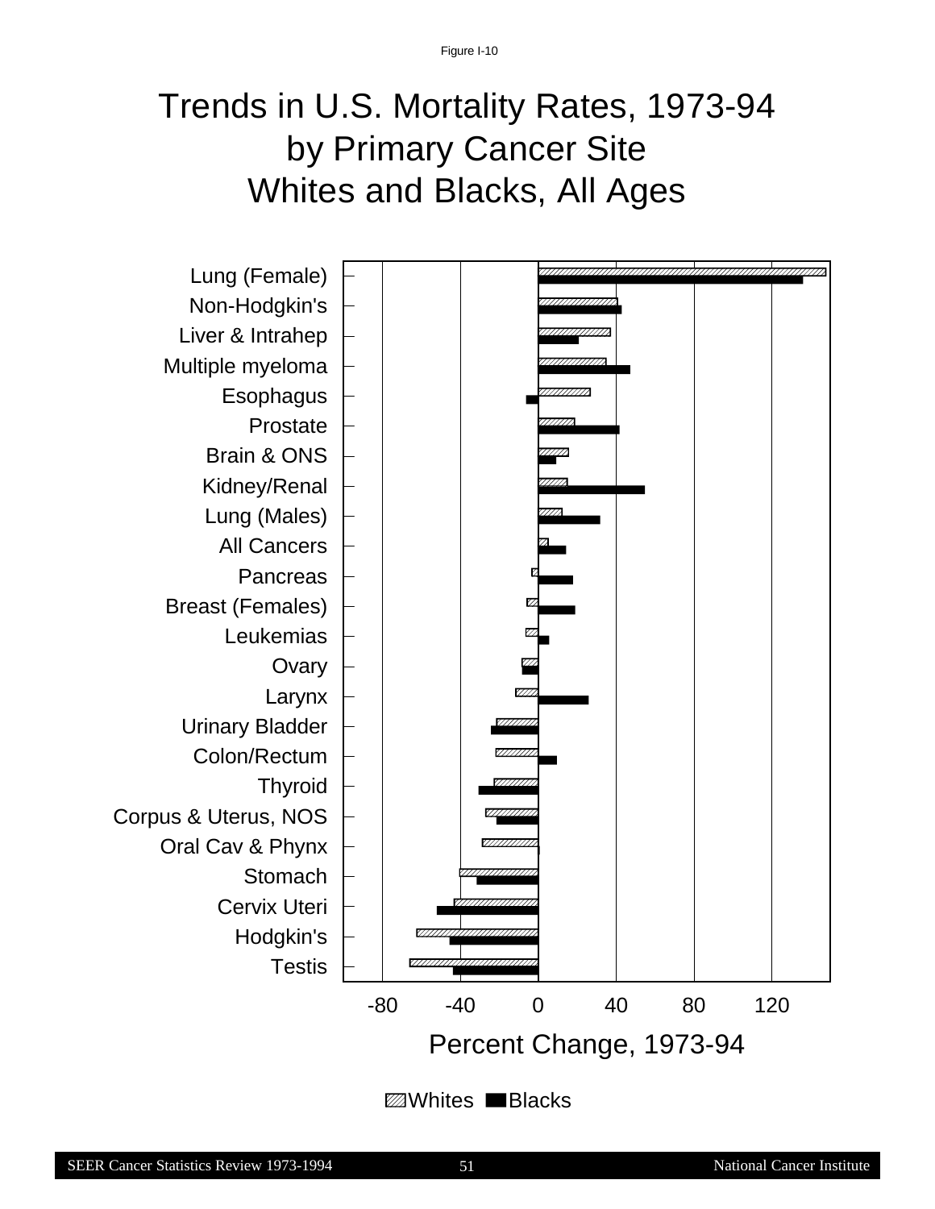Figure I-10

# Trends in U.S. Mortality Rates, 1973-94
# by Primary Cancer Site
# Whites and Blacks, All Ages

Lung (Female)
Non-Hodgkin's
Liver & Intrahep
Multiple myeloma
Esophagus
Prostate
Brain & ONS
Kidney/Renal
Lung (Males)
All Cancers
Pancreas
Breast (Females)
Leukemias
Ovary
Larynx
Urinary Bladder
Colon/Rectum
Thyroid
Corpus & Uterus, NOS
Oral Cav & Phynx
Stomach
Cervix Uteri
Hodgkin's
Testis

-80 -40 0 40 80 120

Percent Change, 1973-94

Whites Blacks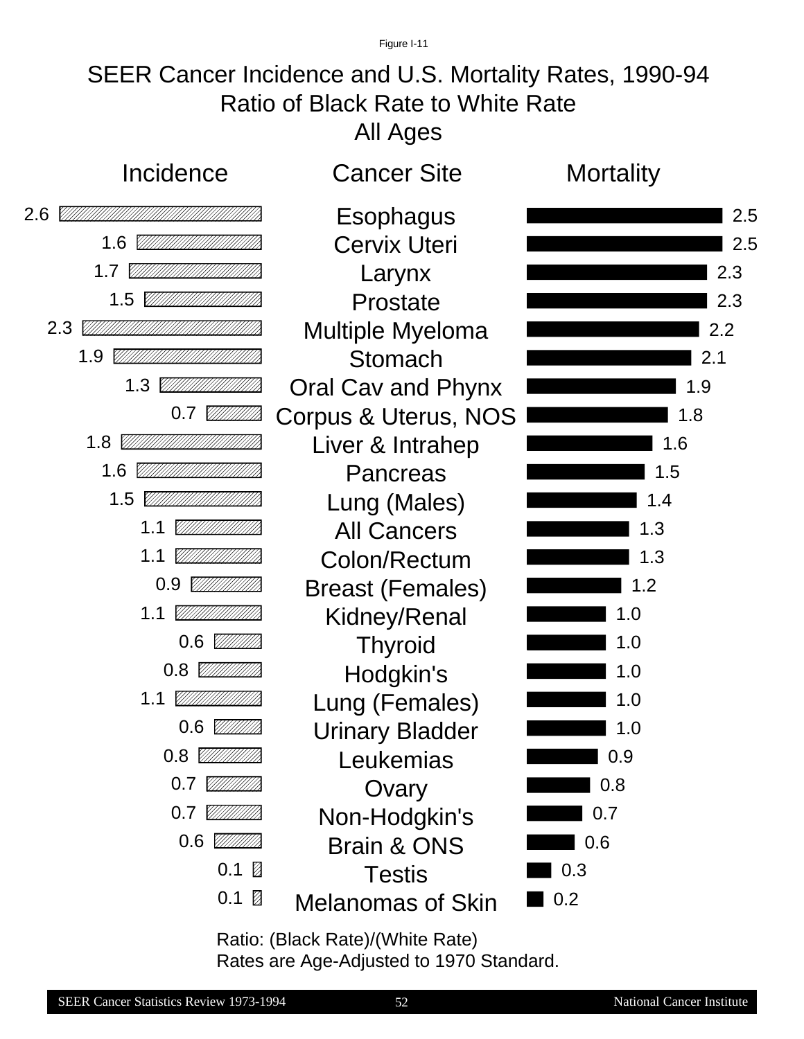Figure I-11

# SEER Cancer Incidence and U.S. Mortality Rates, 1990-94
## Ratio of Black Rate to White Rate
## All Ages

| Incidence | Cancer Site | Mortality |
|---|---|---|
| 2.6 | Esophagus | 2.5 |
| 1.6 | Cervix Uteri | 2.5 |
| 1.7 | Larynx | 2.3 |
| 1.5 | Prostate | 2.3 |
| 2.3 | Multiple Myeloma | 2.2 |
| 1.9 | Stomach | 2.1 |
| 1.3 | Oral Cav and Phynx | 1.9 |
| 0.7 | Corpus & Uterus, NOS | 1.8 |
| 1.8 | Liver & Intrahep | 1.6 |
| 1.6 | Pancreas | 1.5 |
| 1.5 | Lung (Males) | 1.4 |
| 1.1 | All Cancers | 1.3 |
| 1.1 | Colon/Rectum | 1.3 |
| 0.9 | Breast (Females) | 1.2 |
| 1.1 | Kidney/Renal | 1.0 |
| 0.6 | Thyroid | 1.0 |
| 0.8 | Hodgkin's | 1.0 |
| 1.1 | Lung (Females) | 1.0 |
| 0.6 | Urinary Bladder | 1.0 |
| 0.8 | Leukemias | 0.9 |
| 0.7 | Ovary | 0.8 |
| 0.7 | Non-Hodgkin's | 0.7 |
| 0.6 | Brain & ONS | 0.6 |
| 0.1 | Testis | 0.3 |
| 0.1 | Melanomas of Skin | 0.2 |

Ratio: (Black Rate)/(White Rate)
Rates are Age-Adjusted to 1970 Standard.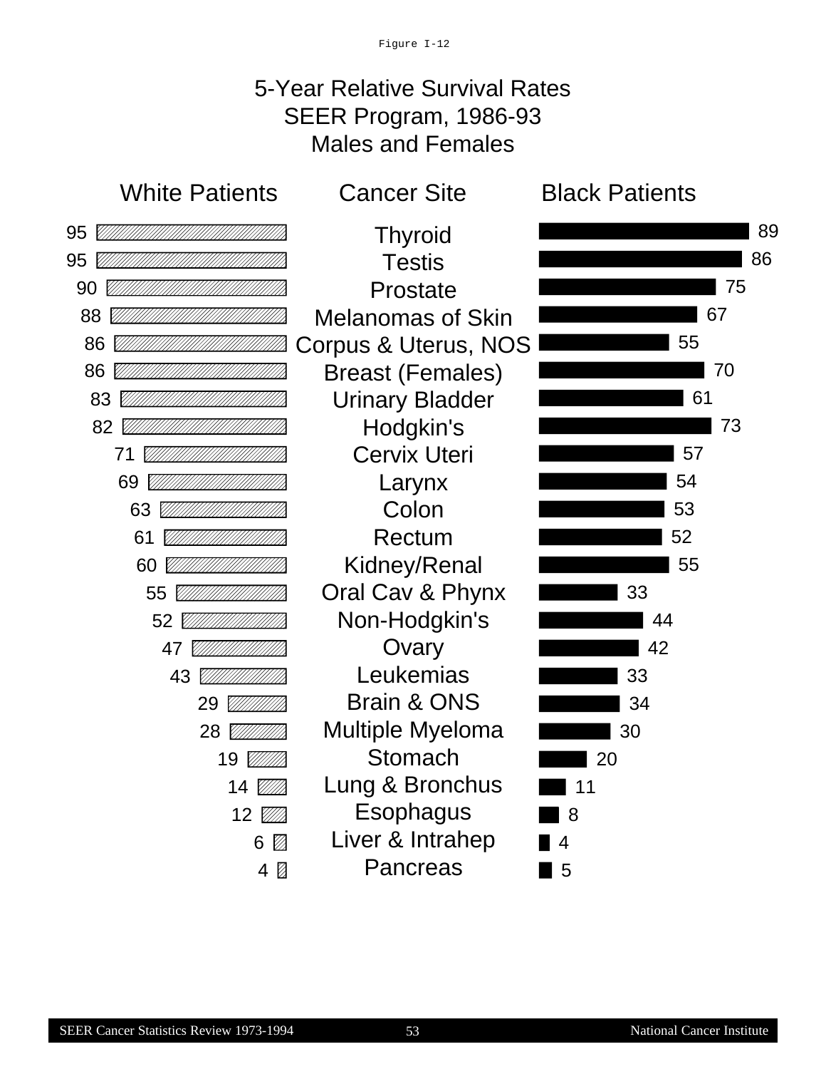Figure I-12

# 5-Year Relative Survival Rates
## SEER Program, 1986-93
## Males and Females

| White Patients | Cancer Site | Black Patients |
|---|---|---|
| 95 | Thyroid | 89 |
| 95 | Testis | 86 |
| 90 | Prostate | 75 |
| 88 | Melanomas of Skin | 67 |
| 86 | Corpus & Uterus, NOS | 55 |
| 86 | Breast (Females) | 70 |
| 83 | Urinary Bladder | 61 |
| 82 | Hodgkin's | 73 |
| 71 | Cervix Uteri | 57 |
| 69 | Larynx | 54 |
| 63 | Colon | 53 |
| 61 | Rectum | 52 |
| 60 | Kidney/Renal | 55 |
| 55 | Oral Cav & Phynx | 33 |
| 52 | Non-Hodgkin's | 44 |
| 47 | Ovary | 42 |
| 43 | Leukemias | 33 |
| 29 | Brain & ONS | 34 |
| 28 | Multiple Myeloma | 30 |
| 19 | Stomach | 20 |
| 14 | Lung & Bronchus | 11 |
| 12 | Esophagus | 8 |
| 6 | Liver & Intrahep | 4 |
| 4 | Pancreas | 5 |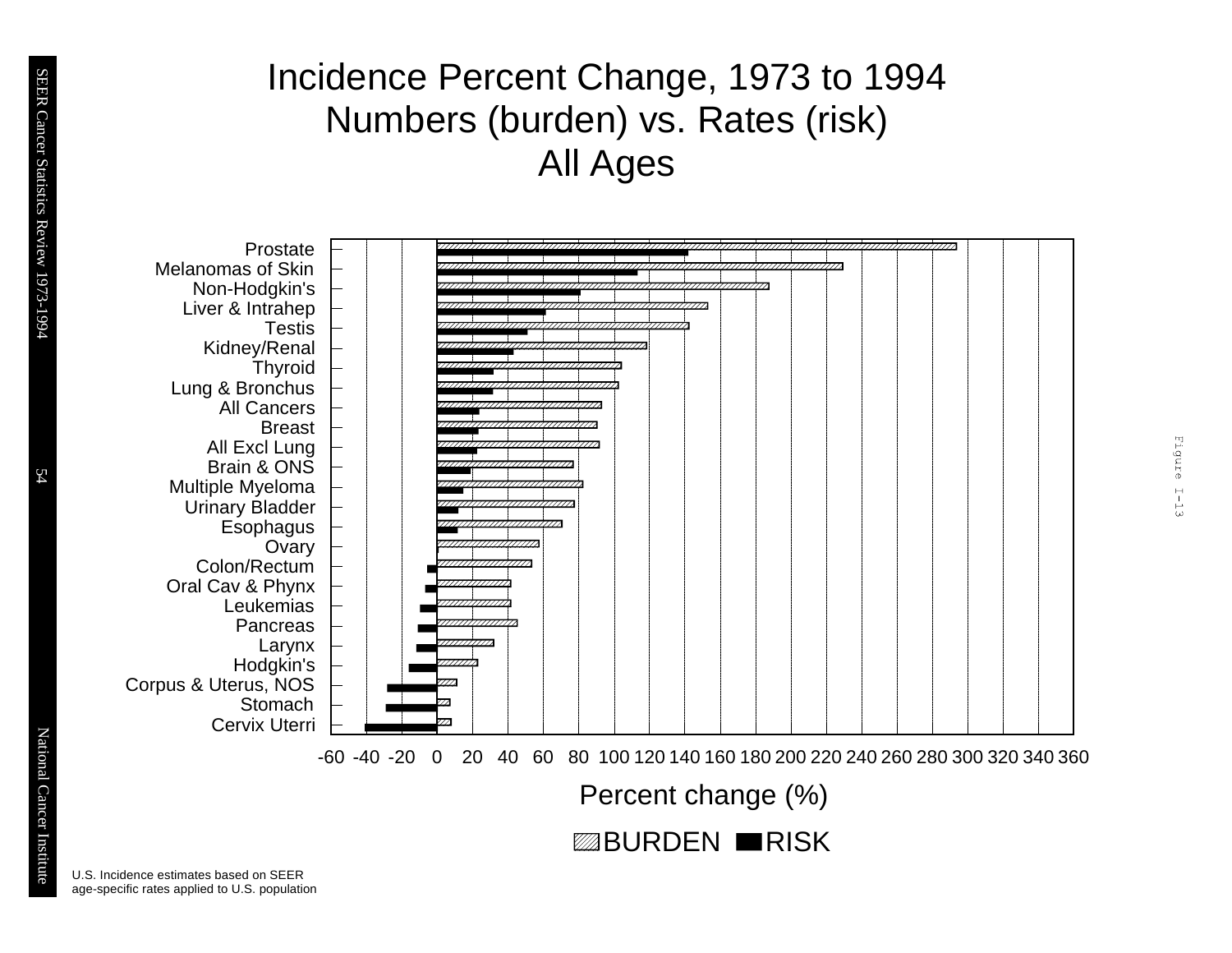# Incidence Percent Change, 1973 to 1994
## Numbers (burden) vs. Rates (risk)
## All Ages

Prostate
Melanomas of Skin
Non-Hodgkin's
Liver & Intrahep
Testis
Kidney/Renal
Thyroid
Lung & Bronchus
All Cancers
Breast
All Excl Lung
Brain & ONS
Multiple Myeloma
Urinary Bladder
Esophagus
Ovary
Colon/Rectum
Oral Cav & Phynx
Leukemias
Pancreas
Larynx
Hodgkin's
Corpus & Uterus, NOS
Stomach
Cervix Uterri

-60 -40 -20 0 20 40 60 80 100 120 140 160 180 200 220 240 260 280 300 320 340 360

Percent change (%)

BURDEN RISK

U.S. Incidence estimates based on SEER age-specific rates applied to U.S. population

Figure I-13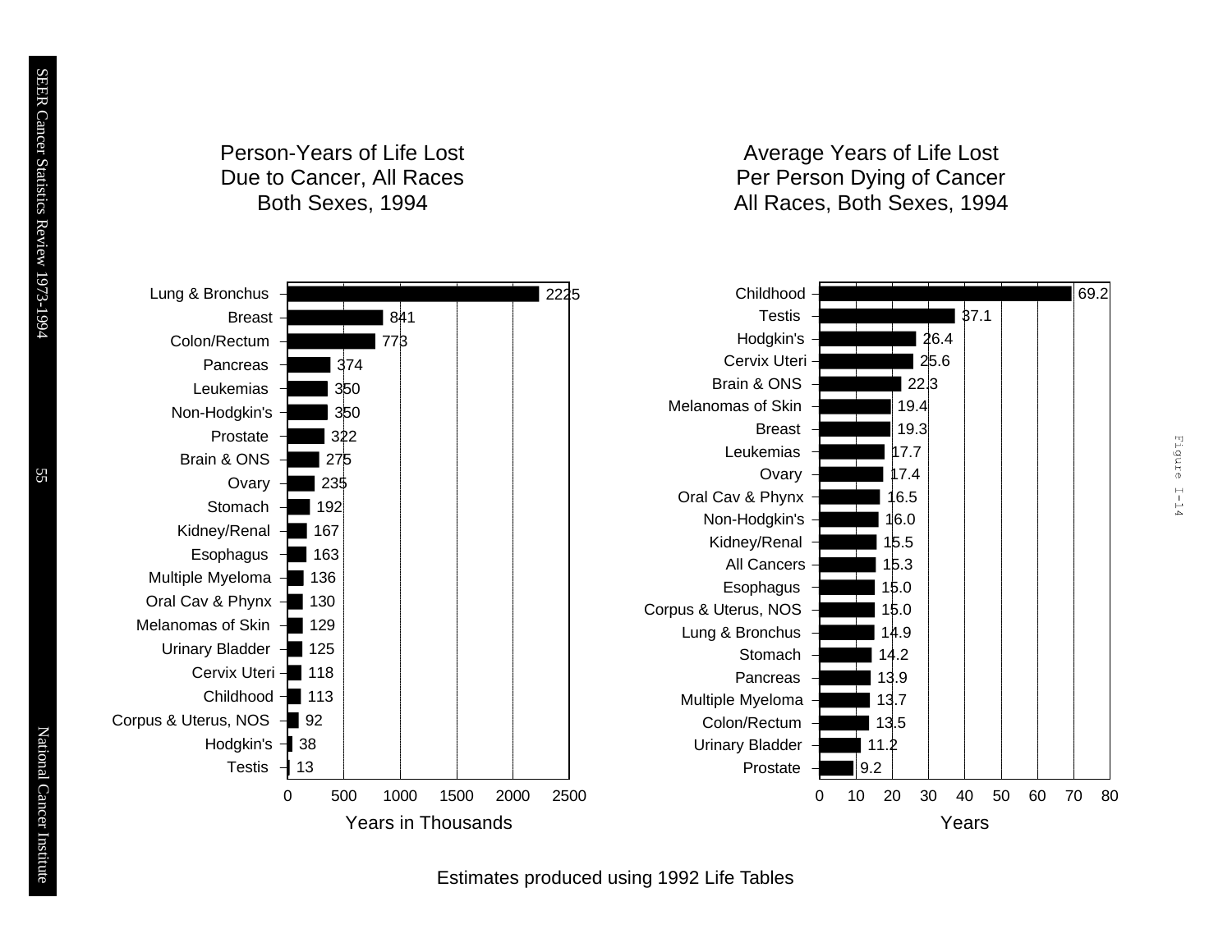## Person-Years of Life Lost Due to Cancer, All Races Both Sexes, 1994

| Cancer Site | Years in Thousands |
|---|---|
| Lung & Bronchus | 2225 |
| Breast | 841 |
| Colon/Rectum | 773 |
| Pancreas | 374 |
| Leukemias | 350 |
| Non-Hodgkin's | 350 |
| Prostate | 322 |
| Brain & ONS | 275 |
| Ovary | 235 |
| Stomach | 192 |
| Kidney/Renal | 167 |
| Esophagus | 163 |
| Multiple Myeloma | 136 |
| Oral Cav & Phynx | 130 |
| Melanomas of Skin | 129 |
| Urinary Bladder | 125 |
| Cervix Uteri | 118 |
| Childhood | 113 |
| Corpus & Uterus, NOS | 92 |
| Hodgkin's | 38 |
| Testis | 13 |

## Average Years of Life Lost Per Person Dying of Cancer All Races, Both Sexes, 1994

| Cancer Site | Years |
|---|---|
| Childhood | 69.2 |
| Testis | 37.1 |
| Hodgkin's | 26.4 |
| Cervix Uteri | 25.6 |
| Brain & ONS | 22.3 |
| Melanomas of Skin | 19.4 |
| Breast | 19.3 |
| Leukemias | 17.7 |
| Ovary | 17.4 |
| Oral Cav & Phynx | 16.5 |
| Non-Hodgkin's | 16.0 |
| Kidney/Renal | 15.5 |
| All Cancers | 15.3 |
| Esophagus | 15.0 |
| Corpus & Uterus, NOS | 15.0 |
| Lung & Bronchus | 14.9 |
| Stomach | 14.2 |
| Pancreas | 13.9 |
| Multiple Myeloma | 13.7 |
| Colon/Rectum | 13.5 |
| Urinary Bladder | 11.2 |
| Prostate | 9.2 |

Estimates produced using 1992 Life Tables

Figure I-14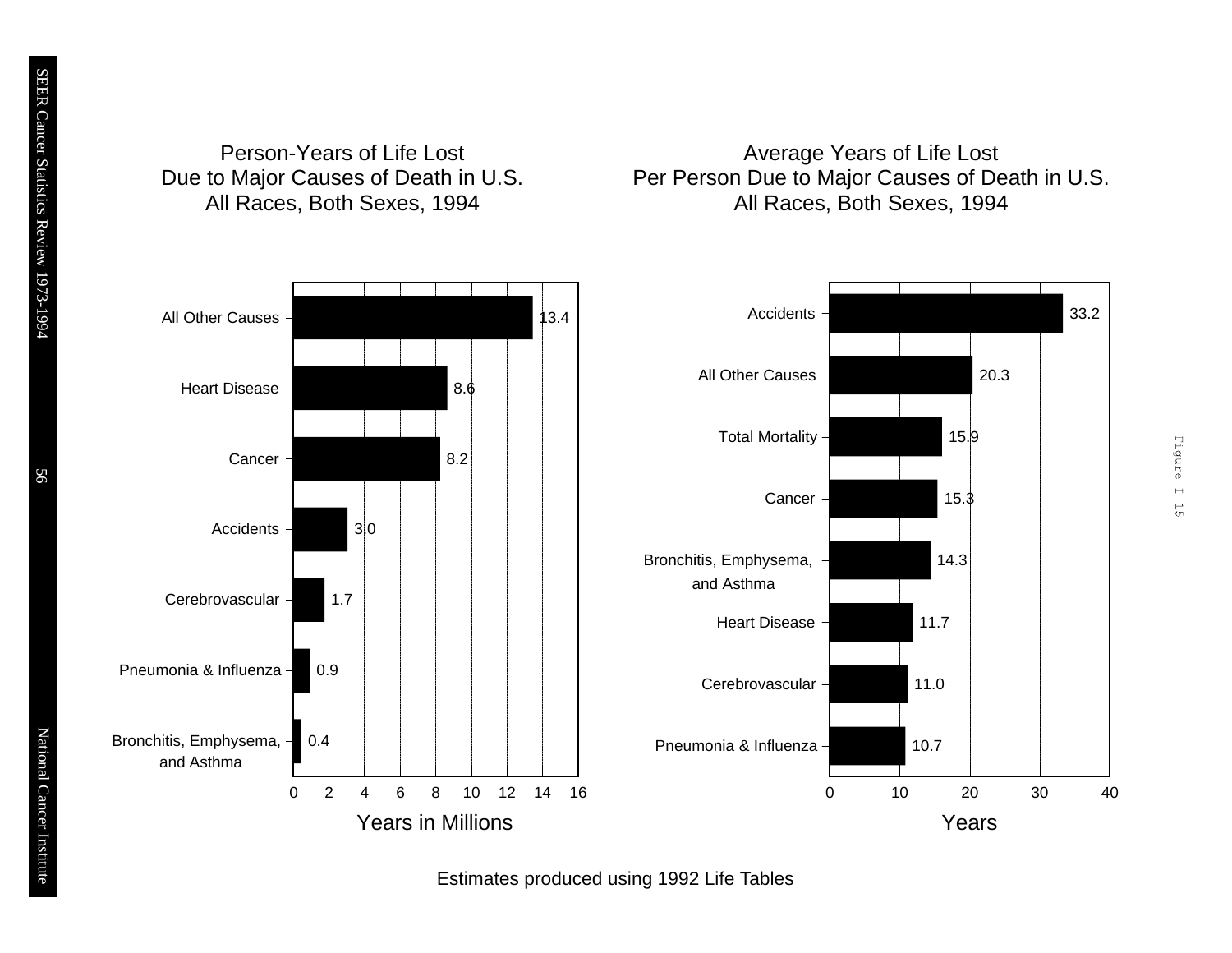Person-Years of Life Lost
Due to Major Causes of Death in U.S.
All Races, Both Sexes, 1994

All Other Causes 13.4
Heart Disease 8.6
Cancer 8.2
Accidents 3.0
Cerebrovascular 1.7
Pneumonia & Influenza 0.9
Bronchitis, Emphysema, and Asthma 0.4

0 2 4 6 8 10 12 14 16

Years in Millions

Average Years of Life Lost
Per Person Due to Major Causes of Death in U.S.
All Races, Both Sexes, 1994

Accidents 33.2
All Other Causes 20.3
Total Mortality 15.9
Cancer 15.3
Bronchitis, Emphysema, and Asthma 14.3
Heart Disease 11.7
Cerebrovascular 11.0
Pneumonia & Influenza 10.7

0 10 20 30 40

Years

Figure I-15

Estimates produced using 1992 Life Tables